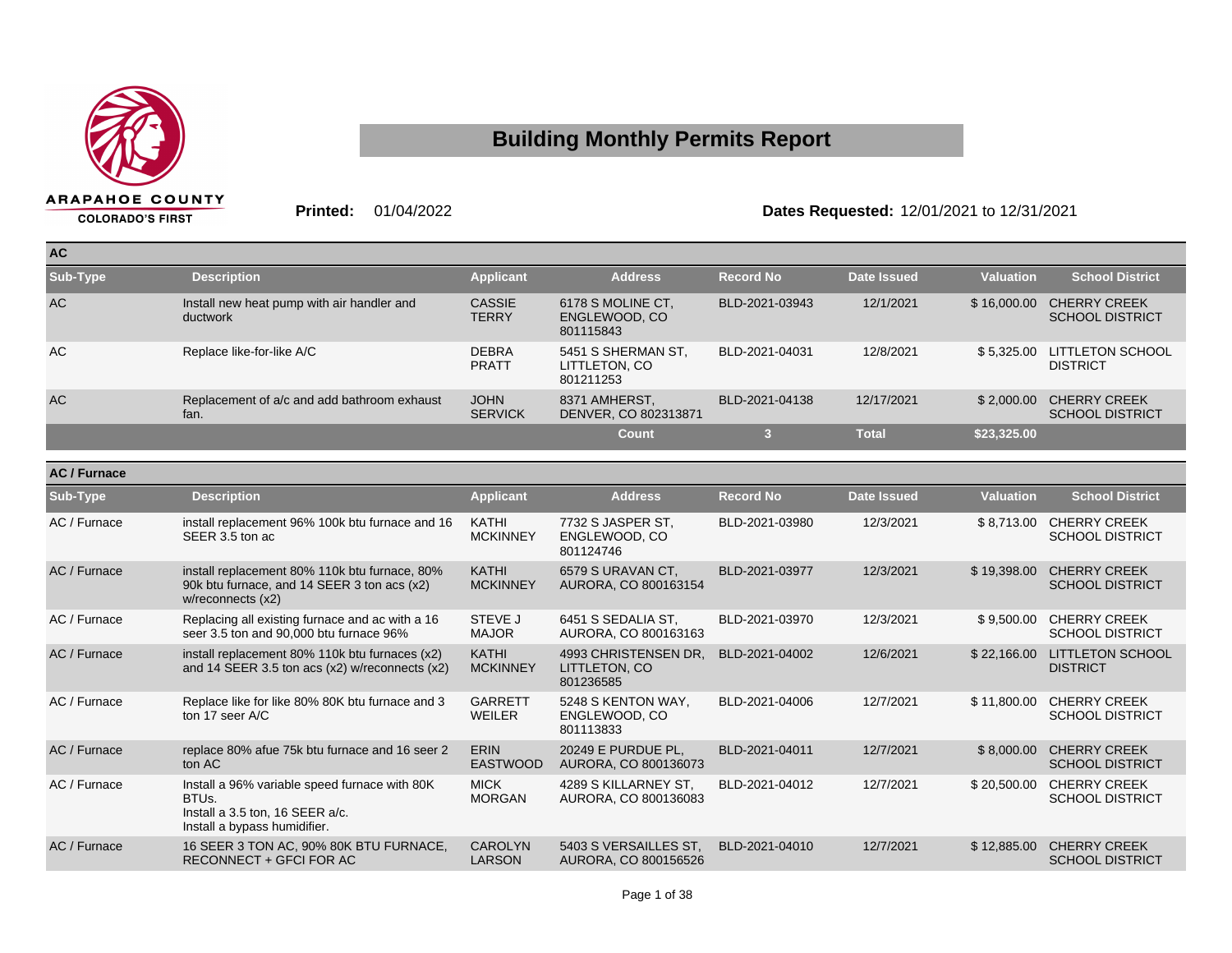ARAPAHOE COUNTY
COLORADO'S FIRST

# Building Monthly Permits Report

**Printed:** 01/04/2022 **Dates Requested:** 12/01/2021 to 12/31/2021

## AC

| Sub-Type | Description | Applicant | Address | Record No | Date Issued | Valuation | School District |
|---|---|---|---|---|---|---|---|
| AC | Install new heat pump with air handler and ductwork | CASSIE TERRY | 6178 S MOLINE CT, ENGLEWOOD, CO 801115843 | BLD-2021-03943 | 12/1/2021 | $ 16,000.00 | CHERRY CREEK SCHOOL DISTRICT |
| AC | Replace like-for-like A/C | DEBRA PRATT | 5451 S SHERMAN ST, LITTLETON, CO 801211253 | BLD-2021-04031 | 12/8/2021 | $ 5,325.00 | LITTLETON SCHOOL DISTRICT |
| AC | Replacement of a/c and add bathroom exhaust fan. | JOHN SERVICK | 8371 AMHERST, DENVER, CO 802313871 | BLD-2021-04138 | 12/17/2021 | $ 2,000.00 | CHERRY CREEK SCHOOL DISTRICT |
| | | | Count | 3 | Total | $23,325.00 | |

## AC / Furnace

| Sub-Type | Description | Applicant | Address | Record No | Date Issued | Valuation | School District |
|---|---|---|---|---|---|---|---|
| AC / Furnace | install replacement 96% 100k btu furnace and 16 SEER 3.5 ton ac | KATHI MCKINNEY | 7732 S JASPER ST, ENGLEWOOD, CO 801124746 | BLD-2021-03980 | 12/3/2021 | $ 8,713.00 | CHERRY CREEK SCHOOL DISTRICT |
| AC / Furnace | install replacement 80% 110k btu furnace, 80% 90k btu furnace, and 14 SEER 3 ton acs (x2) w/reconnects (x2) | KATHI MCKINNEY | 6579 S URAVAN CT, AURORA, CO 800163154 | BLD-2021-03977 | 12/3/2021 | $ 19,398.00 | CHERRY CREEK SCHOOL DISTRICT |
| AC / Furnace | Replacing all existing furnace and ac with a 16 seer 3.5 ton and 90,000 btu furnace 96% | STEVE J MAJOR | 6451 S SEDALIA ST, AURORA, CO 800163163 | BLD-2021-03970 | 12/3/2021 | $ 9,500.00 | CHERRY CREEK SCHOOL DISTRICT |
| AC / Furnace | install replacement 80% 110k btu furnaces (x2) and 14 SEER 3.5 ton acs (x2) w/reconnects (x2) | KATHI MCKINNEY | 4993 CHRISTENSEN DR, LITTLETON, CO 801236585 | BLD-2021-04002 | 12/6/2021 | $ 22,166.00 | LITTLETON SCHOOL DISTRICT |
| AC / Furnace | Replace like for like 80% 80K btu furnace and 3 ton 17 seer A/C | GARRETT WEILER | 5248 S KENTON WAY, ENGLEWOOD, CO 801113833 | BLD-2021-04006 | 12/7/2021 | $ 11,800.00 | CHERRY CREEK SCHOOL DISTRICT |
| AC / Furnace | replace 80% afue 75k btu furnace and 16 seer 2 ton AC | ERIN EASTWOOD | 20249 E PURDUE PL, AURORA, CO 800136073 | BLD-2021-04011 | 12/7/2021 | $ 8,000.00 | CHERRY CREEK SCHOOL DISTRICT |
| AC / Furnace | Install a 96% variable speed furnace with 80K BTUs. Install a 3.5 ton, 16 SEER a/c. Install a bypass humidifier. | MICK MORGAN | 4289 S KILLARNEY ST, AURORA, CO 800136083 | BLD-2021-04012 | 12/7/2021 | $ 20,500.00 | CHERRY CREEK SCHOOL DISTRICT |
| AC / Furnace | 16 SEER 3 TON AC, 90% 80K BTU FURNACE, RECONNECT + GFCI FOR AC | CAROLYN LARSON | 5403 S VERSAILLES ST, AURORA, CO 800156526 | BLD-2021-04010 | 12/7/2021 | $ 12,885.00 | CHERRY CREEK SCHOOL DISTRICT |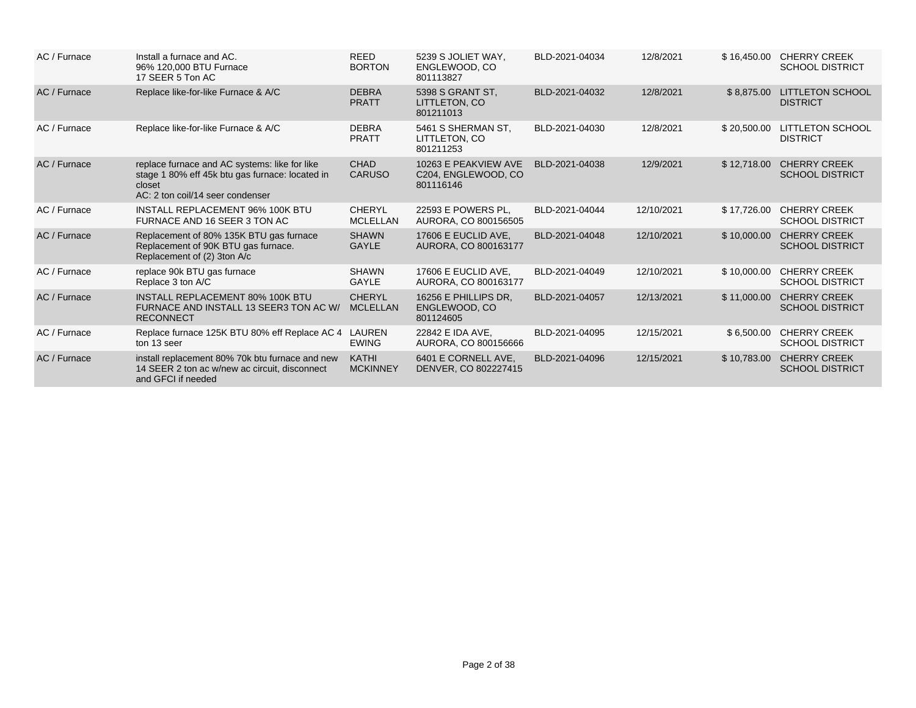| | | | | | | | |
|---|---|---|---|---|---|---|---|
| AC / Furnace | Install a furnace and AC.<br>96% 120,000 BTU Furnace<br>17 SEER 5 Ton AC | REED BORTON | 5239 S JOLIET WAY, ENGLEWOOD, CO 801113827 | BLD-2021-04034 | 12/8/2021 | $ 16,450.00 | CHERRY CREEK SCHOOL DISTRICT |
| AC / Furnace | Replace like-for-like Furnace & A/C | DEBRA PRATT | 5398 S GRANT ST, LITTLETON, CO 801211013 | BLD-2021-04032 | 12/8/2021 | $ 8,875.00 | LITTLETON SCHOOL DISTRICT |
| AC / Furnace | Replace like-for-like Furnace & A/C | DEBRA PRATT | 5461 S SHERMAN ST, LITTLETON, CO 801211253 | BLD-2021-04030 | 12/8/2021 | $ 20,500.00 | LITTLETON SCHOOL DISTRICT |
| AC / Furnace | replace furnace and AC systems: like for like stage 1 80% eff 45k btu gas furnace: located in closet<br>AC: 2 ton coil/14 seer condenser | CHAD CARUSO | 10263 E PEAKVIEW AVE C204, ENGLEWOOD, CO 801116146 | BLD-2021-04038 | 12/9/2021 | $ 12,718.00 | CHERRY CREEK SCHOOL DISTRICT |
| AC / Furnace | INSTALL REPLACEMENT 96% 100K BTU FURNACE AND 16 SEER 3 TON AC | CHERYL MCLELLAN | 22593 E POWERS PL, AURORA, CO 800156505 | BLD-2021-04044 | 12/10/2021 | $ 17,726.00 | CHERRY CREEK SCHOOL DISTRICT |
| AC / Furnace | Replacement of 80% 135K BTU gas furnace<br>Replacement of 90K BTU gas furnace.<br>Replacement of (2) 3ton A/c | SHAWN GAYLE | 17606 E EUCLID AVE, AURORA, CO 800163177 | BLD-2021-04048 | 12/10/2021 | $ 10,000.00 | CHERRY CREEK SCHOOL DISTRICT |
| AC / Furnace | replace 90k BTU gas furnace<br>Replace 3 ton A/C | SHAWN GAYLE | 17606 E EUCLID AVE, AURORA, CO 800163177 | BLD-2021-04049 | 12/10/2021 | $ 10,000.00 | CHERRY CREEK SCHOOL DISTRICT |
| AC / Furnace | INSTALL REPLACEMENT 80% 100K BTU FURNACE AND INSTALL 13 SEER3 TON AC W/ RECONNECT | CHERYL MCLELLAN | 16256 E PHILLIPS DR, ENGLEWOOD, CO 801124605 | BLD-2021-04057 | 12/13/2021 | $ 11,000.00 | CHERRY CREEK SCHOOL DISTRICT |
| AC / Furnace | Replace furnace 125K BTU 80% eff Replace AC 4 ton 13 seer | LAUREN EWING | 22842 E IDA AVE, AURORA, CO 800156666 | BLD-2021-04095 | 12/15/2021 | $ 6,500.00 | CHERRY CREEK SCHOOL DISTRICT |
| AC / Furnace | install replacement 80% 70k btu furnace and new 14 SEER 2 ton ac w/new ac circuit, disconnect and GFCI if needed | KATHI MCKINNEY | 6401 E CORNELL AVE, DENVER, CO 802227415 | BLD-2021-04096 | 12/15/2021 | $ 10,783.00 | CHERRY CREEK SCHOOL DISTRICT |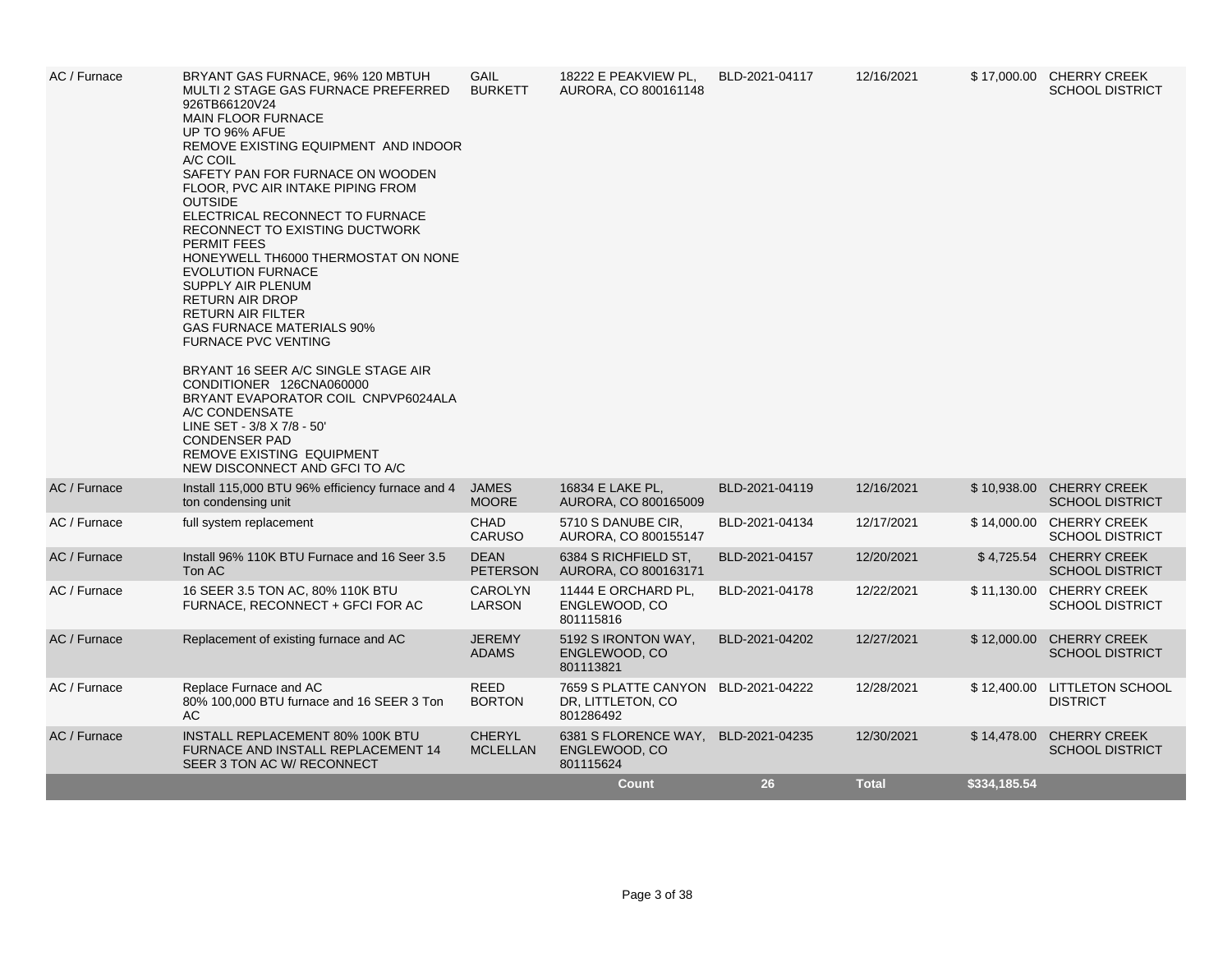| | | | | | | | |
|---|---|---|---|---|---|---|---|
| AC / Furnace | BRYANT GAS FURNACE, 96% 120 MBTUH MULTI 2 STAGE GAS FURNACE PREFERRED 926TB66120V24<br>MAIN FLOOR FURNACE<br>UP TO 96% AFUE<br>REMOVE EXISTING EQUIPMENT AND INDOOR A/C COIL<br>SAFETY PAN FOR FURNACE ON WOODEN FLOOR, PVC AIR INTAKE PIPING FROM OUTSIDE<br>ELECTRICAL RECONNECT TO FURNACE<br>RECONNECT TO EXISTING DUCTWORK<br>PERMIT FEES<br>HONEYWELL TH6000 THERMOSTAT ON NONE EVOLUTION FURNACE<br>SUPPLY AIR PLENUM<br>RETURN AIR DROP<br>RETURN AIR FILTER<br>GAS FURNACE MATERIALS 90%<br>FURNACE PVC VENTING<br><br>BRYANT 16 SEER A/C SINGLE STAGE AIR CONDITIONER 126CNA060000<br>BRYANT EVAPORATOR COIL CNPVP6024ALA<br>A/C CONDENSATE<br>LINE SET - 3/8 X 7/8 - 50'<br>CONDENSER PAD<br>REMOVE EXISTING EQUIPMENT<br>NEW DISCONNECT AND GFCI TO A/C | GAIL BURKETT | 18222 E PEAKVIEW PL, AURORA, CO 800161148 | BLD-2021-04117 | 12/16/2021 | $ 17,000.00 | CHERRY CREEK SCHOOL DISTRICT |
| AC / Furnace | Install 115,000 BTU 96% efficiency furnace and 4 ton condensing unit | JAMES MOORE | 16834 E LAKE PL, AURORA, CO 800165009 | BLD-2021-04119 | 12/16/2021 | $ 10,938.00 | CHERRY CREEK SCHOOL DISTRICT |
| AC / Furnace | full system replacement | CHAD CARUSO | 5710 S DANUBE CIR, AURORA, CO 800155147 | BLD-2021-04134 | 12/17/2021 | $ 14,000.00 | CHERRY CREEK SCHOOL DISTRICT |
| AC / Furnace | Install 96% 110K BTU Furnace and 16 Seer 3.5 Ton AC | DEAN PETERSON | 6384 S RICHFIELD ST, AURORA, CO 800163171 | BLD-2021-04157 | 12/20/2021 | $ 4,725.54 | CHERRY CREEK SCHOOL DISTRICT |
| AC / Furnace | 16 SEER 3.5 TON AC, 80% 110K BTU FURNACE, RECONNECT + GFCI FOR AC | CAROLYN LARSON | 11444 E ORCHARD PL, ENGLEWOOD, CO 801115816 | BLD-2021-04178 | 12/22/2021 | $ 11,130.00 | CHERRY CREEK SCHOOL DISTRICT |
| AC / Furnace | Replacement of existing furnace and AC | JEREMY ADAMS | 5192 S IRONTON WAY, ENGLEWOOD, CO 801113821 | BLD-2021-04202 | 12/27/2021 | $ 12,000.00 | CHERRY CREEK SCHOOL DISTRICT |
| AC / Furnace | Replace Furnace and AC<br>80% 100,000 BTU furnace and 16 SEER 3 Ton AC | REED BORTON | 7659 S PLATTE CANYON DR, LITTLETON, CO 801286492 | BLD-2021-04222 | 12/28/2021 | $ 12,400.00 | LITTLETON SCHOOL DISTRICT |
| AC / Furnace | INSTALL REPLACEMENT 80% 100K BTU FURNACE AND INSTALL REPLACEMENT 14 SEER 3 TON AC W/ RECONNECT | CHERYL MCLELLAN | 6381 S FLORENCE WAY, ENGLEWOOD, CO 801115624 | BLD-2021-04235 | 12/30/2021 | $ 14,478.00 | CHERRY CREEK SCHOOL DISTRICT |
| | | | **Count** | **26** | **Total** | **$334,185.54** | |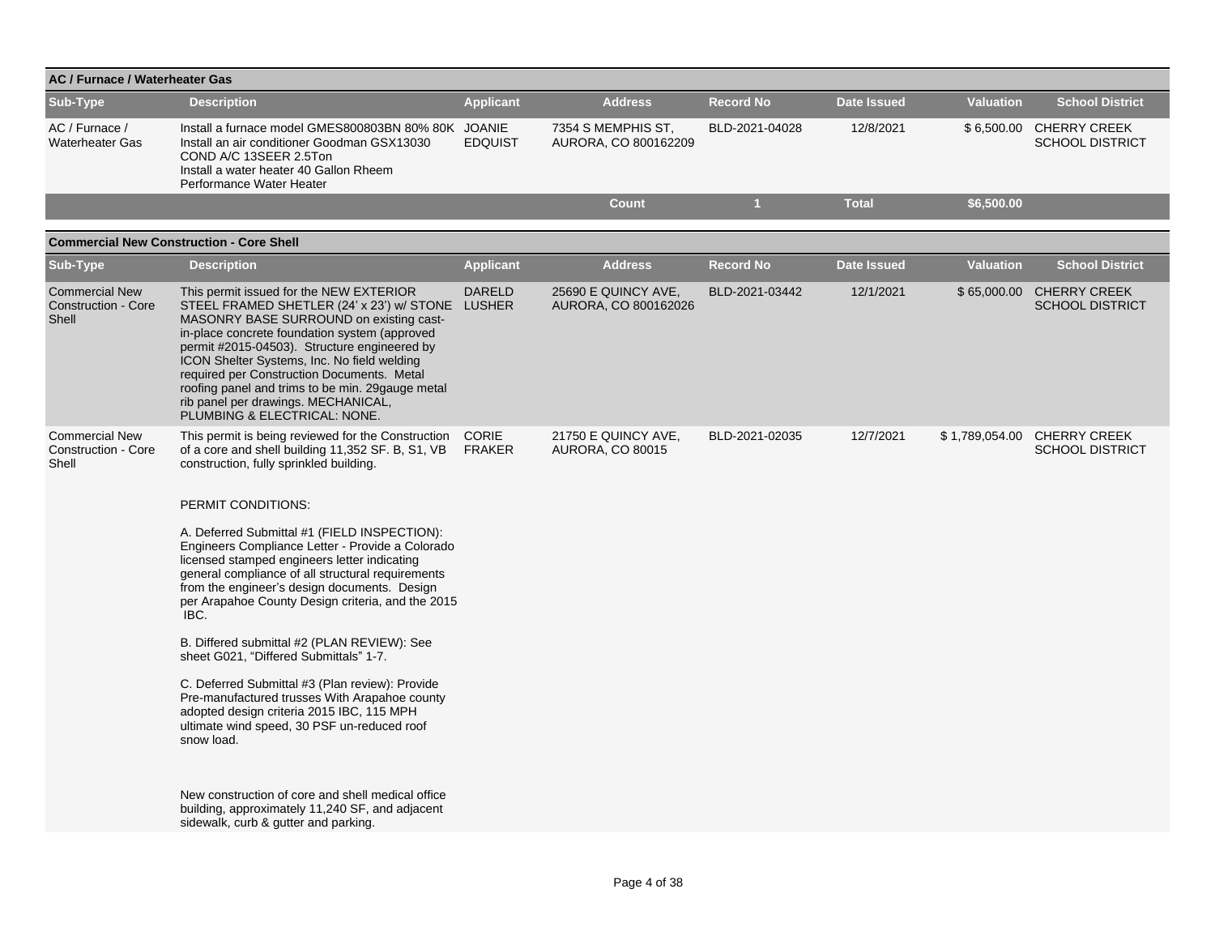## AC / Furnace / Waterheater Gas

| Sub-Type | Description | Applicant | Address | Record No | Date Issued | Valuation | School District |
|---|---|---|---|---|---|---|---|
| AC / Furnace / Waterheater Gas | Install a furnace model GMES800803BN 80% 80K Install an air conditioner Goodman GSX13030 COND A/C 13SEER 2.5Ton Install a water heater 40 Gallon Rheem Performance Water Heater | JOANIE EDQUIST | 7354 S MEMPHIS ST, AURORA, CO 800162209 | BLD-2021-04028 | 12/8/2021 | $ 6,500.00 | CHERRY CREEK SCHOOL DISTRICT |
| | | | **Count** | **1** | **Total** | **$6,500.00** | |

## Commercial New Construction - Core Shell

| Sub-Type | Description | Applicant | Address | Record No | Date Issued | Valuation | School District |
|---|---|---|---|---|---|---|---|
| Commercial New Construction - Core Shell | This permit issued for the NEW EXTERIOR STEEL FRAMED SHETLER (24' x 23') w/ STONE MASONRY BASE SURROUND on existing cast-in-place concrete foundation system (approved permit #2015-04503). Structure engineered by ICON Shelter Systems, Inc. No field welding required per Construction Documents. Metal roofing panel and trims to be min. 29gauge metal rib panel per drawings. MECHANICAL, PLUMBING & ELECTRICAL: NONE. | DARELD LUSHER | 25690 E QUINCY AVE, AURORA, CO 800162026 | BLD-2021-03442 | 12/1/2021 | $ 65,000.00 | CHERRY CREEK SCHOOL DISTRICT |
| Commercial New Construction - Core Shell | This permit is being reviewed for the Construction of a core and shell building 11,352 SF. B, S1, VB construction, fully sprinkled building.<br><br>PERMIT CONDITIONS:<br><br>A. Deferred Submittal #1 (FIELD INSPECTION): Engineers Compliance Letter - Provide a Colorado licensed stamped engineers letter indicating general compliance of all structural requirements from the engineer's design documents. Design per Arapahoe County Design criteria, and the 2015 IBC.<br><br>B. Differed submittal #2 (PLAN REVIEW): See sheet G021, "Differed Submittals" 1-7.<br><br>C. Deferred Submittal #3 (Plan review): Provide Pre-manufactured trusses With Arapahoe county adopted design criteria 2015 IBC, 115 MPH ultimate wind speed, 30 PSF un-reduced roof snow load.<br><br>New construction of core and shell medical office building, approximately 11,240 SF, and adjacent sidewalk, curb & gutter and parking. | CORIE FRAKER | 21750 E QUINCY AVE, AURORA, CO 80015 | BLD-2021-02035 | 12/7/2021 | $ 1,789,054.00 | CHERRY CREEK SCHOOL DISTRICT |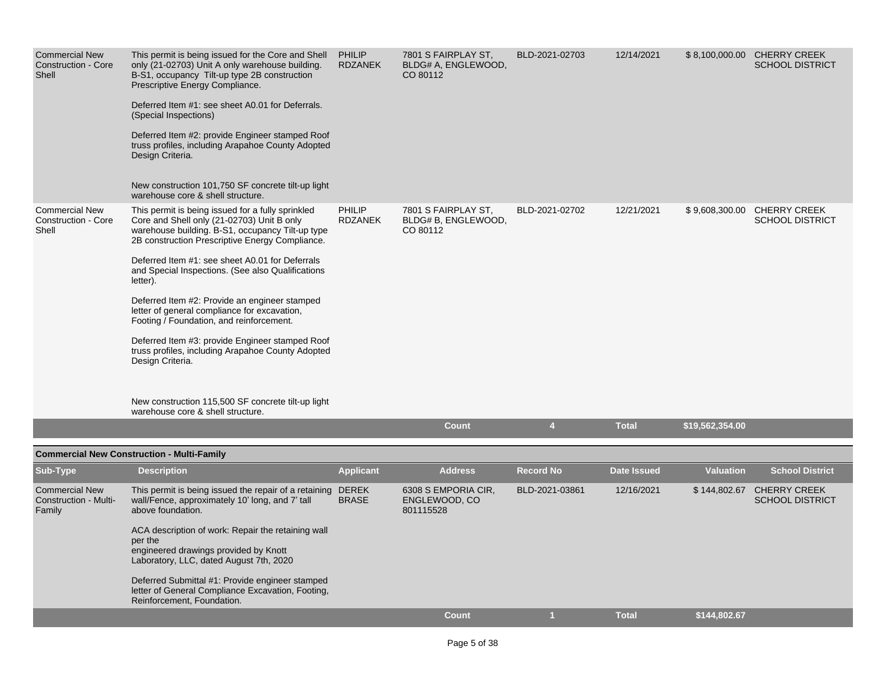| Sub-Type | Description | Applicant | Address | Record No | Date Issued | Valuation | School District |
|---|---|---|---|---|---|---|---|
| Commercial New Construction - Core Shell | This permit is being issued for the Core and Shell only (21-02703) Unit A only warehouse building. B-S1, occupancy Tilt-up type 2B construction Prescriptive Energy Compliance.<br><br>Deferred Item #1: see sheet A0.01 for Deferrals. (Special Inspections)<br><br>Deferred Item #2: provide Engineer stamped Roof truss profiles, including Arapahoe County Adopted Design Criteria.<br><br>New construction 101,750 SF concrete tilt-up light warehouse core & shell structure. | PHILIP RDZANEK | 7801 S FAIRPLAY ST, BLDG# A, ENGLEWOOD, CO 80112 | BLD-2021-02703 | 12/14/2021 | $ 8,100,000.00 | CHERRY CREEK SCHOOL DISTRICT |
| Commercial New Construction - Core Shell | This permit is being issued for a fully sprinkled Core and Shell only (21-02703) Unit B only warehouse building. B-S1, occupancy Tilt-up type 2B construction Prescriptive Energy Compliance.<br><br>Deferred Item #1: see sheet A0.01 for Deferrals and Special Inspections. (See also Qualifications letter).<br><br>Deferred Item #2: Provide an engineer stamped letter of general compliance for excavation, Footing / Foundation, and reinforcement.<br><br>Deferred Item #3: provide Engineer stamped Roof truss profiles, including Arapahoe County Adopted Design Criteria.<br><br>New construction 115,500 SF concrete tilt-up light warehouse core & shell structure. | PHILIP RDZANEK | 7801 S FAIRPLAY ST, BLDG# B, ENGLEWOOD, CO 80112 | BLD-2021-02702 | 12/21/2021 | $ 9,608,300.00 | CHERRY CREEK SCHOOL DISTRICT |
| | | | **Count** | **4** | **Total** | **$19,562,354.00** | |

## Commercial New Construction - Multi-Family

| Sub-Type | Description | Applicant | Address | Record No | Date Issued | Valuation | School District |
|---|---|---|---|---|---|---|---|
| Commercial New Construction - Multi-Family | This permit is being issued the repair of a retaining wall/Fence, approximately 10' long, and 7' tall above foundation.<br><br>ACA description of work: Repair the retaining wall per the engineered drawings provided by Knott Laboratory, LLC, dated August 7th, 2020<br><br>Deferred Submittal #1: Provide engineer stamped letter of General Compliance Excavation, Footing, Reinforcement, Foundation. | DEREK BRASE | 6308 S EMPORIA CIR, ENGLEWOOD, CO 801115528 | BLD-2021-03861 | 12/16/2021 | $ 144,802.67 | CHERRY CREEK SCHOOL DISTRICT |
| | | | **Count** | **1** | **Total** | **$144,802.67** | |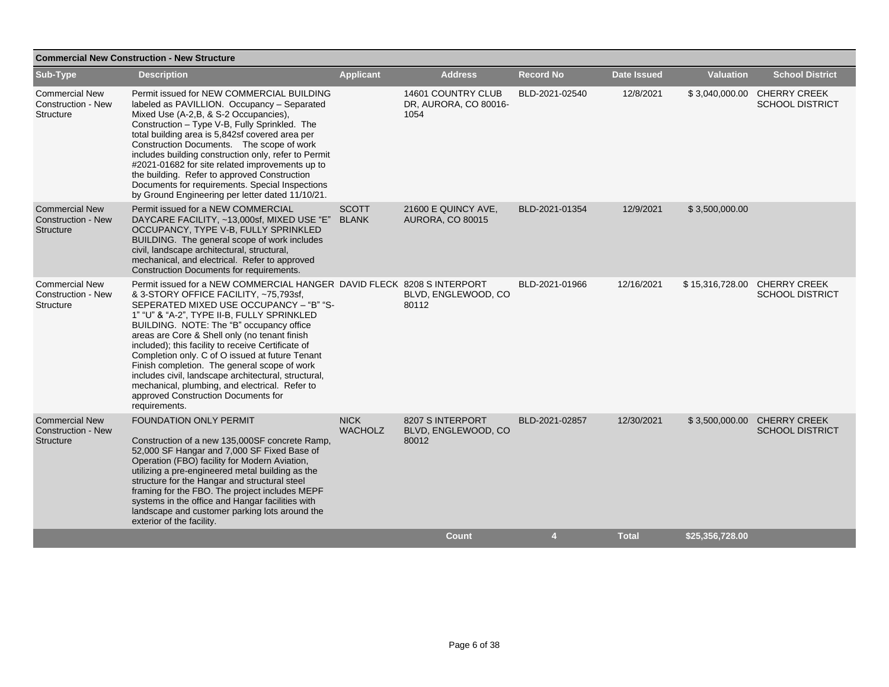**Commercial New Construction - New Structure**

| Sub-Type | Description | Applicant | Address | Record No | Date Issued | Valuation | School District |
|---|---|---|---|---|---|---|---|
| Commercial New Construction - New Structure | Permit issued for NEW COMMERCIAL BUILDING labeled as PAVILLION. Occupancy – Separated Mixed Use (A-2,B, & S-2 Occupancies), Construction – Type V-B, Fully Sprinkled. The total building area is 5,842sf covered area per Construction Documents. The scope of work includes building construction only, refer to Permit #2021-01682 for site related improvements up to the building. Refer to approved Construction Documents for requirements. Special Inspections by Ground Engineering per letter dated 11/10/21. | | 14601 COUNTRY CLUB DR, AURORA, CO 80016-1054 | BLD-2021-02540 | 12/8/2021 | $ 3,040,000.00 | CHERRY CREEK SCHOOL DISTRICT |
| Commercial New Construction - New Structure | Permit issued for a NEW COMMERCIAL DAYCARE FACILITY, ~13,000sf, MIXED USE "E" OCCUPANCY, TYPE V-B, FULLY SPRINKLED BUILDING. The general scope of work includes civil, landscape architectural, structural, mechanical, and electrical. Refer to approved Construction Documents for requirements. | SCOTT BLANK | 21600 E QUINCY AVE, AURORA, CO 80015 | BLD-2021-01354 | 12/9/2021 | $ 3,500,000.00 | |
| Commercial New Construction - New Structure | Permit issued for a NEW COMMERCIAL HANGER & 3-STORY OFFICE FACILITY, ~75,793sf, SEPERATED MIXED USE OCCUPANCY – "B" "S-1" "U" & "A-2", TYPE II-B, FULLY SPRINKLED BUILDING. NOTE: The "B" occupancy office areas are Core & Shell only (no tenant finish included); this facility to receive Certificate of Completion only. C of O issued at future Tenant Finish completion. The general scope of work includes civil, landscape architectural, structural, mechanical, plumbing, and electrical. Refer to approved Construction Documents for requirements. | DAVID FLECK | 8208 S INTERPORT BLVD, ENGLEWOOD, CO 80112 | BLD-2021-01966 | 12/16/2021 | $ 15,316,728.00 | CHERRY CREEK SCHOOL DISTRICT |
| Commercial New Construction - New Structure | FOUNDATION ONLY PERMIT<br><br>Construction of a new 135,000SF concrete Ramp, 52,000 SF Hangar and 7,000 SF Fixed Base of Operation (FBO) facility for Modern Aviation, utilizing a pre-engineered metal building as the structure for the Hangar and structural steel framing for the FBO. The project includes MEPF systems in the office and Hangar facilities with landscape and customer parking lots around the exterior of the facility. | NICK WACHOLZ | 8207 S INTERPORT BLVD, ENGLEWOOD, CO 80012 | BLD-2021-02857 | 12/30/2021 | $ 3,500,000.00 | CHERRY CREEK SCHOOL DISTRICT |
| | | | **Count** | **4** | **Total** | **$25,356,728.00** | |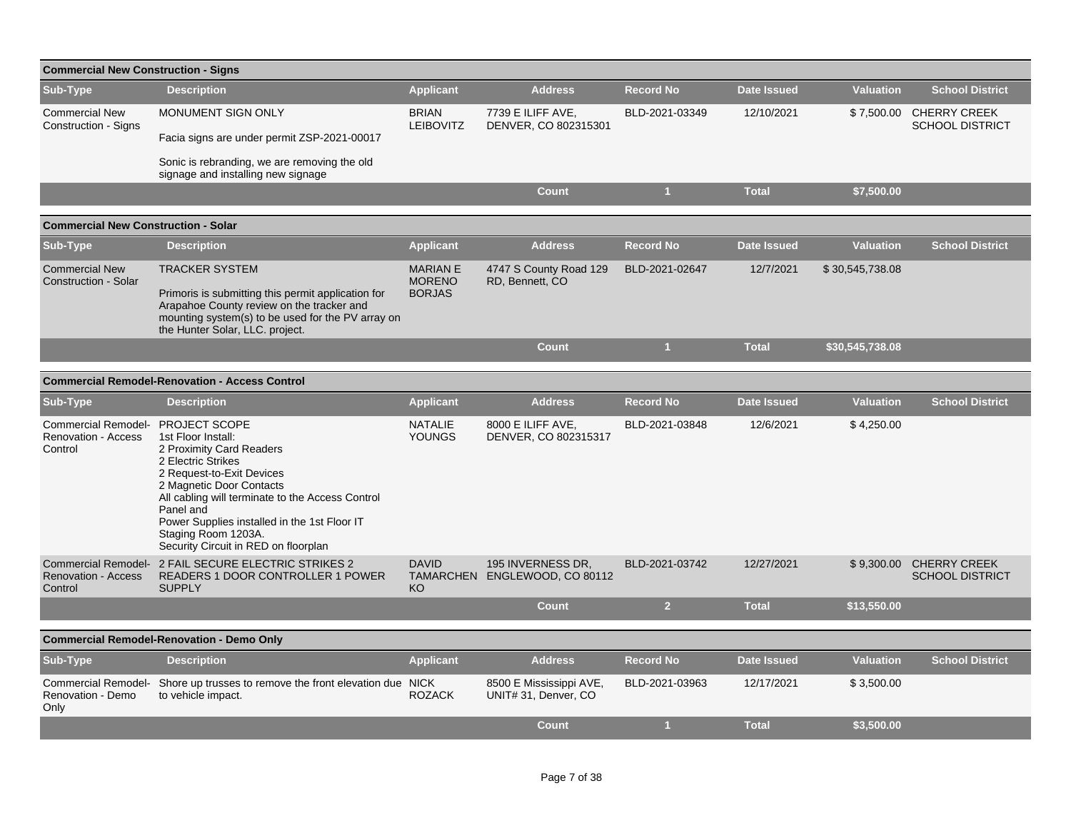## Commercial New Construction - Signs

| Sub-Type | Description | Applicant | Address | Record No | Date Issued | Valuation | School District |
|---|---|---|---|---|---|---|---|
| Commercial New Construction - Signs | MONUMENT SIGN ONLY<br><br>Facia signs are under permit ZSP-2021-00017<br><br>Sonic is rebranding, we are removing the old signage and installing new signage | BRIAN LEIBOVITZ | 7739 E ILIFF AVE, DENVER, CO 802315301 | BLD-2021-03349 | 12/10/2021 | $ 7,500.00 | CHERRY CREEK SCHOOL DISTRICT |
| | | | Count | 1 | Total | $7,500.00 | |

## Commercial New Construction - Solar

| Sub-Type | Description | Applicant | Address | Record No | Date Issued | Valuation | School District |
|---|---|---|---|---|---|---|---|
| Commercial New Construction - Solar | TRACKER SYSTEM<br><br>Primoris is submitting this permit application for Arapahoe County review on the tracker and mounting system(s) to be used for the PV array on the Hunter Solar, LLC. project. | MARIAN E MORENO BORJAS | 4747 S County Road 129 RD, Bennett, CO | BLD-2021-02647 | 12/7/2021 | $ 30,545,738.08 | |
| | | | Count | 1 | Total | $30,545,738.08 | |

## Commercial Remodel-Renovation - Access Control

| Sub-Type | Description | Applicant | Address | Record No | Date Issued | Valuation | School District |
|---|---|---|---|---|---|---|---|
| Commercial Remodel-Renovation - Access Control | PROJECT SCOPE<br>1st Floor Install:<br>2 Proximity Card Readers<br>2 Electric Strikes<br>2 Request-to-Exit Devices<br>2 Magnetic Door Contacts<br>All cabling will terminate to the Access Control Panel and<br>Power Supplies installed in the 1st Floor IT Staging Room 1203A.<br>Security Circuit in RED on floorplan | NATALIE YOUNGS | 8000 E ILIFF AVE, DENVER, CO 802315317 | BLD-2021-03848 | 12/6/2021 | $ 4,250.00 | |
| Commercial Remodel-Renovation - Access Control | 2 FAIL SECURE ELECTRIC STRIKES 2 READERS 1 DOOR CONTROLLER 1 POWER SUPPLY | DAVID TAMARCHENKO | 195 INVERNESS DR, ENGLEWOOD, CO 80112 | BLD-2021-03742 | 12/27/2021 | $ 9,300.00 | CHERRY CREEK SCHOOL DISTRICT |
| | | | Count | 2 | Total | $13,550.00 | |

## Commercial Remodel-Renovation - Demo Only

| Sub-Type | Description | Applicant | Address | Record No | Date Issued | Valuation | School District |
|---|---|---|---|---|---|---|---|
| Commercial Remodel-Renovation - Demo Only | Shore up trusses to remove the front elevation due to vehicle impact. | NICK ROZACK | 8500 E Mississippi AVE, UNIT# 31, Denver, CO | BLD-2021-03963 | 12/17/2021 | $ 3,500.00 | |
| | | | Count | 1 | Total | $3,500.00 | |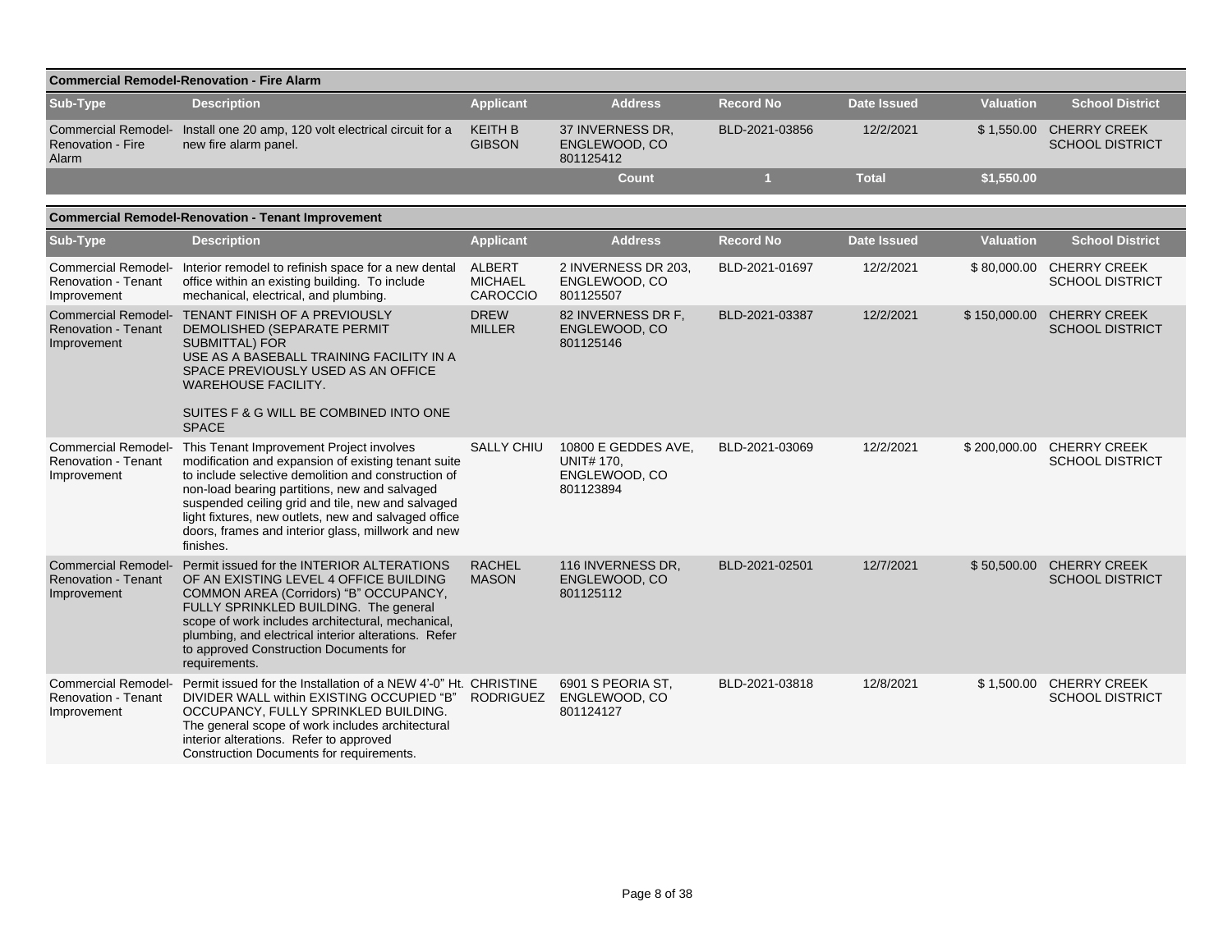## Commercial Remodel-Renovation - Fire Alarm

| Sub-Type | Description | Applicant | Address | Record No | Date Issued | Valuation | School District |
|---|---|---|---|---|---|---|---|
| Commercial Remodel-Renovation - Fire Alarm | Install one 20 amp, 120 volt electrical circuit for a new fire alarm panel. | KEITH B GIBSON | 37 INVERNESS DR, ENGLEWOOD, CO 801125412 | BLD-2021-03856 | 12/2/2021 | $ 1,550.00 | CHERRY CREEK SCHOOL DISTRICT |
| | | | Count | 1 | Total | $1,550.00 | |

## Commercial Remodel-Renovation - Tenant Improvement

| Sub-Type | Description | Applicant | Address | Record No | Date Issued | Valuation | School District |
|---|---|---|---|---|---|---|---|
| Commercial Remodel-Renovation - Tenant Improvement | Interior remodel to refinish space for a new dental office within an existing building. To include mechanical, electrical, and plumbing. | ALBERT MICHAEL CAROCCIO | 2 INVERNESS DR 203, ENGLEWOOD, CO 801125507 | BLD-2021-01697 | 12/2/2021 | $ 80,000.00 | CHERRY CREEK SCHOOL DISTRICT |
| Commercial Remodel-Renovation - Tenant Improvement | TENANT FINISH OF A PREVIOUSLY DEMOLISHED (SEPARATE PERMIT SUBMITTAL) FOR USE AS A BASEBALL TRAINING FACILITY IN A SPACE PREVIOUSLY USED AS AN OFFICE WAREHOUSE FACILITY. SUITES F & G WILL BE COMBINED INTO ONE SPACE | DREW MILLER | 82 INVERNESS DR F, ENGLEWOOD, CO 801125146 | BLD-2021-03387 | 12/2/2021 | $ 150,000.00 | CHERRY CREEK SCHOOL DISTRICT |
| Commercial Remodel-Renovation - Tenant Improvement | This Tenant Improvement Project involves modification and expansion of existing tenant suite to include selective demolition and construction of non-load bearing partitions, new and salvaged suspended ceiling grid and tile, new and salvaged light fixtures, new outlets, new and salvaged office doors, frames and interior glass, millwork and new finishes. | SALLY CHIU | 10800 E GEDDES AVE, UNIT# 170, ENGLEWOOD, CO 801123894 | BLD-2021-03069 | 12/2/2021 | $ 200,000.00 | CHERRY CREEK SCHOOL DISTRICT |
| Commercial Remodel-Renovation - Tenant Improvement | Permit issued for the INTERIOR ALTERATIONS OF AN EXISTING LEVEL 4 OFFICE BUILDING COMMON AREA (Corridors) "B" OCCUPANCY, FULLY SPRINKLED BUILDING. The general scope of work includes architectural, mechanical, plumbing, and electrical interior alterations. Refer to approved Construction Documents for requirements. | RACHEL MASON | 116 INVERNESS DR, ENGLEWOOD, CO 801125112 | BLD-2021-02501 | 12/7/2021 | $ 50,500.00 | CHERRY CREEK SCHOOL DISTRICT |
| Commercial Remodel-Renovation - Tenant Improvement | Permit issued for the Installation of a NEW 4'-0" Ht. DIVIDER WALL within EXISTING OCCUPIED "B" OCCUPANCY, FULLY SPRINKLED BUILDING. The general scope of work includes architectural interior alterations. Refer to approved Construction Documents for requirements. | CHRISTINE RODRIGUEZ | 6901 S PEORIA ST, ENGLEWOOD, CO 801124127 | BLD-2021-03818 | 12/8/2021 | $ 1,500.00 | CHERRY CREEK SCHOOL DISTRICT |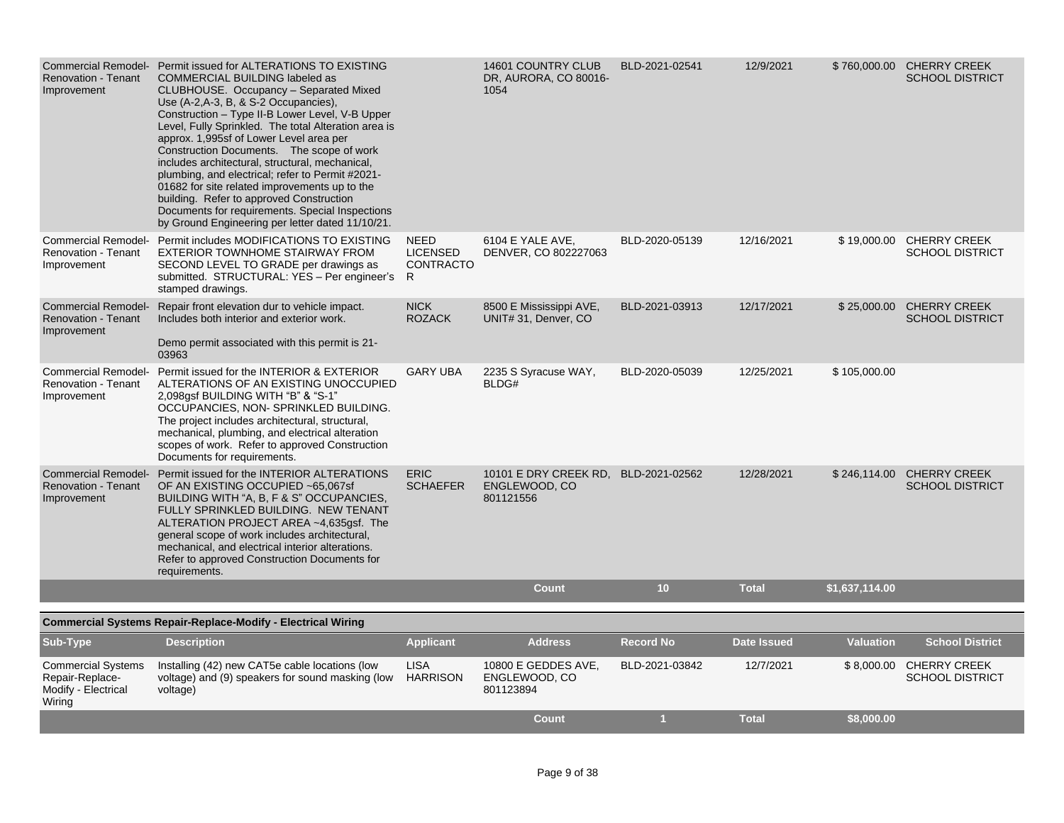| Sub-Type | Description | Applicant | Address | Record No | Date Issued | Valuation | School District |
|---|---|---|---|---|---|---|---|
| Commercial Remodel-Renovation - Tenant Improvement | Permit issued for ALTERATIONS TO EXISTING COMMERCIAL BUILDING labeled as CLUBHOUSE. Occupancy – Separated Mixed Use (A-2,A-3, B, & S-2 Occupancies), Construction – Type II-B Lower Level, V-B Upper Level, Fully Sprinkled. The total Alteration area is approx. 1,995sf of Lower Level area per Construction Documents. The scope of work includes architectural, structural, mechanical, plumbing, and electrical; refer to Permit #2021-01682 for site related improvements up to the building. Refer to approved Construction Documents for requirements. Special Inspections by Ground Engineering per letter dated 11/10/21. | | 14601 COUNTRY CLUB DR, AURORA, CO 80016-1054 | BLD-2021-02541 | 12/9/2021 | $ 760,000.00 | CHERRY CREEK SCHOOL DISTRICT |
| Commercial Remodel-Renovation - Tenant Improvement | Permit includes MODIFICATIONS TO EXISTING EXTERIOR TOWNHOME STAIRWAY FROM SECOND LEVEL TO GRADE per drawings as submitted. STRUCTURAL: YES – Per engineer's stamped drawings. | NEED LICENSED CONTRACTOR | 6104 E YALE AVE, DENVER, CO 802227063 | BLD-2020-05139 | 12/16/2021 | $ 19,000.00 | CHERRY CREEK SCHOOL DISTRICT |
| Commercial Remodel-Renovation - Tenant Improvement | Repair front elevation dur to vehicle impact. Includes both interior and exterior work.<br><br>Demo permit associated with this permit is 21-03963 | NICK ROZACK | 8500 E Mississippi AVE, UNIT# 31, Denver, CO | BLD-2021-03913 | 12/17/2021 | $ 25,000.00 | CHERRY CREEK SCHOOL DISTRICT |
| Commercial Remodel-Renovation - Tenant Improvement | Permit issued for the INTERIOR & EXTERIOR ALTERATIONS OF AN EXISTING UNOCCUPIED 2,098gsf BUILDING WITH "B" & "S-1" OCCUPANCIES, NON- SPRINKLED BUILDING. The project includes architectural, structural, mechanical, plumbing, and electrical alteration scopes of work. Refer to approved Construction Documents for requirements. | GARY UBA | 2235 S Syracuse WAY, BLDG# | BLD-2020-05039 | 12/25/2021 | $ 105,000.00 | |
| Commercial Remodel-Renovation - Tenant Improvement | Permit issued for the INTERIOR ALTERATIONS OF AN EXISTING OCCUPIED ~65,067sf BUILDING WITH "A, B, F & S" OCCUPANCIES, FULLY SPRINKLED BUILDING. NEW TENANT ALTERATION PROJECT AREA ~4,635gsf. The general scope of work includes architectural, mechanical, and electrical interior alterations. Refer to approved Construction Documents for requirements. | ERIC SCHAEFER | 10101 E DRY CREEK RD, ENGLEWOOD, CO 801121556 | BLD-2021-02562 | 12/28/2021 | $ 246,114.00 | CHERRY CREEK SCHOOL DISTRICT |
| | | | **Count** | **10** | **Total** | **$1,637,114.00** | |

**Commercial Systems Repair-Replace-Modify - Electrical Wiring**

| Sub-Type | Description | Applicant | Address | Record No | Date Issued | Valuation | School District |
|---|---|---|---|---|---|---|---|
| Commercial Systems Repair-Replace-Modify - Electrical Wiring | Installing (42) new CAT5e cable locations (low voltage) and (9) speakers for sound masking (low voltage) | LISA HARRISON | 10800 E GEDDES AVE, ENGLEWOOD, CO 801123894 | BLD-2021-03842 | 12/7/2021 | $ 8,000.00 | CHERRY CREEK SCHOOL DISTRICT |
| | | | **Count** | **1** | **Total** | **$8,000.00** | |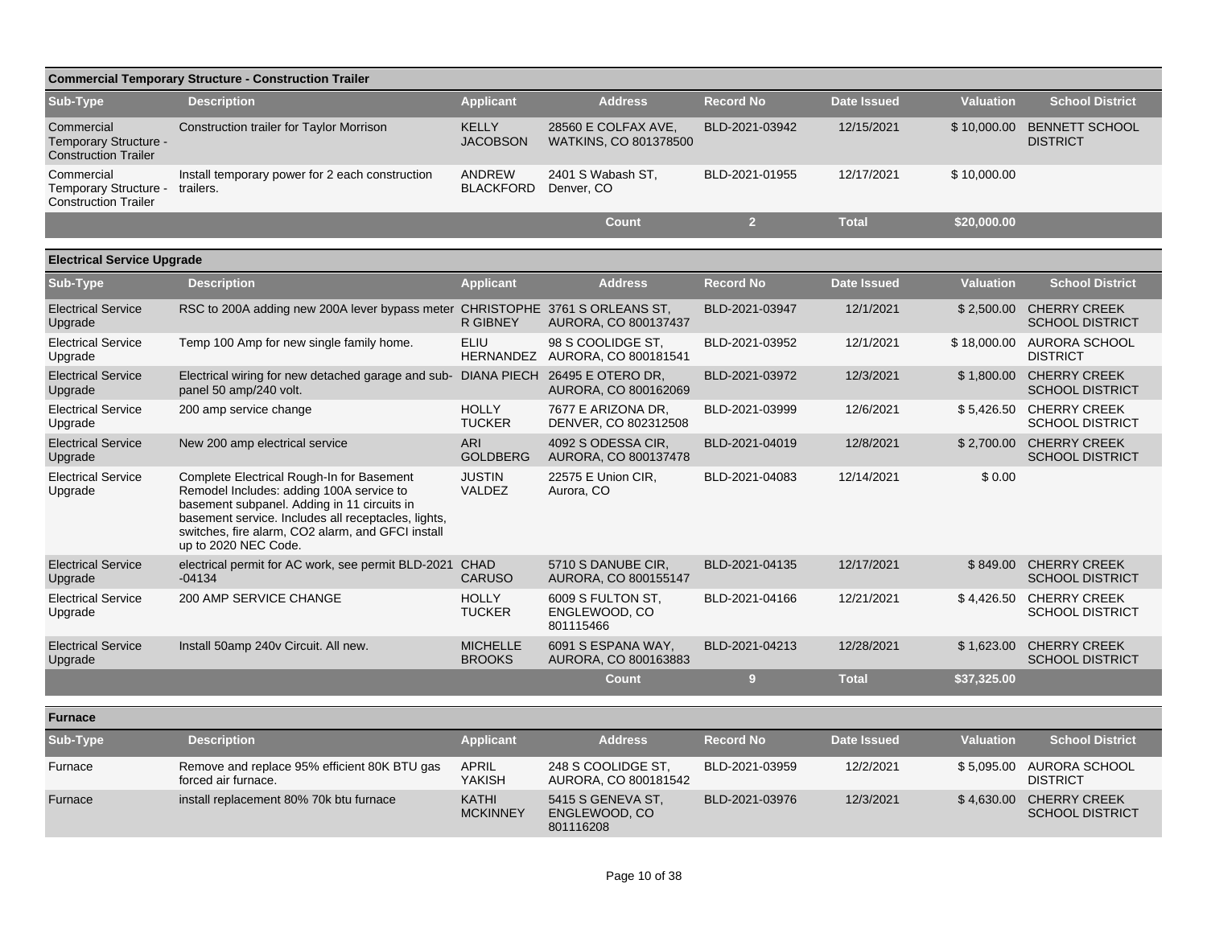## Commercial Temporary Structure - Construction Trailer

| Sub-Type | Description | Applicant | Address | Record No | Date Issued | Valuation | School District |
|---|---|---|---|---|---|---|---|
| Commercial Temporary Structure - Construction Trailer | Construction trailer for Taylor Morrison | KELLY JACOBSON | 28560 E COLFAX AVE, WATKINS, CO 801378500 | BLD-2021-03942 | 12/15/2021 | $ 10,000.00 | BENNETT SCHOOL DISTRICT |
| Commercial Temporary Structure - Construction Trailer | Install temporary power for 2 each construction trailers. | ANDREW BLACKFORD | 2401 S Wabash ST, Denver, CO | BLD-2021-01955 | 12/17/2021 | $ 10,000.00 | |
| | | | Count | 2 | Total | $20,000.00 | |

## Electrical Service Upgrade

| Sub-Type | Description | Applicant | Address | Record No | Date Issued | Valuation | School District |
|---|---|---|---|---|---|---|---|
| Electrical Service Upgrade | RSC to 200A adding new 200A lever bypass meter | CHRISTOPHER GIBNEY | 3761 S ORLEANS ST, AURORA, CO 800137437 | BLD-2021-03947 | 12/1/2021 | $ 2,500.00 | CHERRY CREEK SCHOOL DISTRICT |
| Electrical Service Upgrade | Temp 100 Amp for new single family home. | ELIU HERNANDEZ | 98 S COOLIDGE ST, AURORA, CO 800181541 | BLD-2021-03952 | 12/1/2021 | $ 18,000.00 | AURORA SCHOOL DISTRICT |
| Electrical Service Upgrade | Electrical wiring for new detached garage and sub-panel 50 amp/240 volt. | DIANA PIECH | 26495 E OTERO DR, AURORA, CO 800162069 | BLD-2021-03972 | 12/3/2021 | $ 1,800.00 | CHERRY CREEK SCHOOL DISTRICT |
| Electrical Service Upgrade | 200 amp service change | HOLLY TUCKER | 7677 E ARIZONA DR, DENVER, CO 802312508 | BLD-2021-03999 | 12/6/2021 | $ 5,426.50 | CHERRY CREEK SCHOOL DISTRICT |
| Electrical Service Upgrade | New 200 amp electrical service | ARI GOLDBERG | 4092 S ODESSA CIR, AURORA, CO 800137478 | BLD-2021-04019 | 12/8/2021 | $ 2,700.00 | CHERRY CREEK SCHOOL DISTRICT |
| Electrical Service Upgrade | Complete Electrical Rough-In for Basement Remodel Includes: adding 100A service to basement subpanel. Adding in 11 circuits in basement service. Includes all receptacles, lights, switches, fire alarm, CO2 alarm, and GFCI install up to 2020 NEC Code. | JUSTIN VALDEZ | 22575 E Union CIR, Aurora, CO | BLD-2021-04083 | 12/14/2021 | $ 0.00 | |
| Electrical Service Upgrade | electrical permit for AC work, see permit BLD-2021-04134 | CHAD CARUSO | 5710 S DANUBE CIR, AURORA, CO 800155147 | BLD-2021-04135 | 12/17/2021 | $ 849.00 | CHERRY CREEK SCHOOL DISTRICT |
| Electrical Service Upgrade | 200 AMP SERVICE CHANGE | HOLLY TUCKER | 6009 S FULTON ST, ENGLEWOOD, CO 801115466 | BLD-2021-04166 | 12/21/2021 | $ 4,426.50 | CHERRY CREEK SCHOOL DISTRICT |
| Electrical Service Upgrade | Install 50amp 240v Circuit. All new. | MICHELLE BROOKS | 6091 S ESPANA WAY, AURORA, CO 800163883 | BLD-2021-04213 | 12/28/2021 | $ 1,623.00 | CHERRY CREEK SCHOOL DISTRICT |
| | | | Count | 9 | Total | $37,325.00 | |

## Furnace

| Sub-Type | Description | Applicant | Address | Record No | Date Issued | Valuation | School District |
|---|---|---|---|---|---|---|---|
| Furnace | Remove and replace 95% efficient 80K BTU gas forced air furnace. | APRIL YAKISH | 248 S COOLIDGE ST, AURORA, CO 800181542 | BLD-2021-03959 | 12/2/2021 | $ 5,095.00 | AURORA SCHOOL DISTRICT |
| Furnace | install replacement 80% 70k btu furnace | KATHI MCKINNEY | 5415 S GENEVA ST, ENGLEWOOD, CO 801116208 | BLD-2021-03976 | 12/3/2021 | $ 4,630.00 | CHERRY CREEK SCHOOL DISTRICT |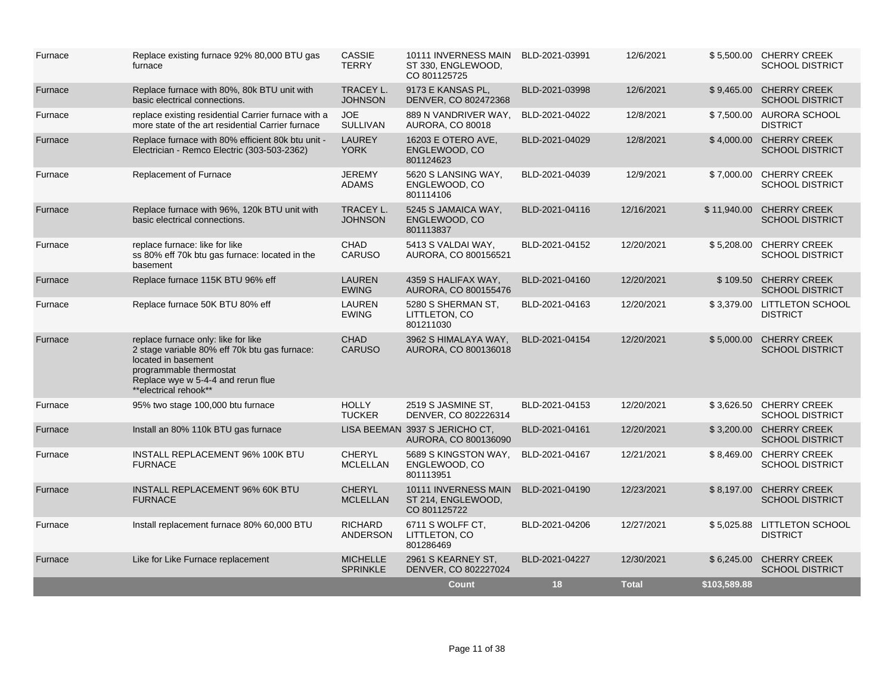| | | | | | | | |
|---|---|---|---|---|---|---|---|
| Furnace | Replace existing furnace 92% 80,000 BTU gas furnace | CASSIE TERRY | 10111 INVERNESS MAIN ST 330, ENGLEWOOD, CO 801125725 | BLD-2021-03991 | 12/6/2021 | $ 5,500.00 | CHERRY CREEK SCHOOL DISTRICT |
| Furnace | Replace furnace with 80%, 80k BTU unit with basic electrical connections. | TRACEY L. JOHNSON | 9173 E KANSAS PL, DENVER, CO 802472368 | BLD-2021-03998 | 12/6/2021 | $ 9,465.00 | CHERRY CREEK SCHOOL DISTRICT |
| Furnace | replace existing residential Carrier furnace with a more state of the art residential Carrier furnace | JOE SULLIVAN | 889 N VANDRIVER WAY, AURORA, CO 80018 | BLD-2021-04022 | 12/8/2021 | $ 7,500.00 | AURORA SCHOOL DISTRICT |
| Furnace | Replace furnace with 80% efficient 80k btu unit - Electrician - Remco Electric (303-503-2362) | LAUREY YORK | 16203 E OTERO AVE, ENGLEWOOD, CO 801124623 | BLD-2021-04029 | 12/8/2021 | $ 4,000.00 | CHERRY CREEK SCHOOL DISTRICT |
| Furnace | Replacement of Furnace | JEREMY ADAMS | 5620 S LANSING WAY, ENGLEWOOD, CO 801114106 | BLD-2021-04039 | 12/9/2021 | $ 7,000.00 | CHERRY CREEK SCHOOL DISTRICT |
| Furnace | Replace furnace with 96%, 120k BTU unit with basic electrical connections. | TRACEY L. JOHNSON | 5245 S JAMAICA WAY, ENGLEWOOD, CO 801113837 | BLD-2021-04116 | 12/16/2021 | $ 11,940.00 | CHERRY CREEK SCHOOL DISTRICT |
| Furnace | replace furnace: like for like ss 80% eff 70k btu gas furnace: located in the basement | CHAD CARUSO | 5413 S VALDAI WAY, AURORA, CO 800156521 | BLD-2021-04152 | 12/20/2021 | $ 5,208.00 | CHERRY CREEK SCHOOL DISTRICT |
| Furnace | Replace furnace 115K BTU 96% eff | LAUREN EWING | 4359 S HALIFAX WAY, AURORA, CO 800155476 | BLD-2021-04160 | 12/20/2021 | $ 109.50 | CHERRY CREEK SCHOOL DISTRICT |
| Furnace | Replace furnace 50K BTU 80% eff | LAUREN EWING | 5280 S SHERMAN ST, LITTLETON, CO 801211030 | BLD-2021-04163 | 12/20/2021 | $ 3,379.00 | LITTLETON SCHOOL DISTRICT |
| Furnace | replace furnace only: like for like 2 stage variable 80% eff 70k btu gas furnace: located in basement programmable thermostat Replace wye w 5-4-4 and rerun flue **electrical rehook** | CHAD CARUSO | 3962 S HIMALAYA WAY, AURORA, CO 800136018 | BLD-2021-04154 | 12/20/2021 | $ 5,000.00 | CHERRY CREEK SCHOOL DISTRICT |
| Furnace | 95% two stage 100,000 btu furnace | HOLLY TUCKER | 2519 S JASMINE ST, DENVER, CO 802226314 | BLD-2021-04153 | 12/20/2021 | $ 3,626.50 | CHERRY CREEK SCHOOL DISTRICT |
| Furnace | Install an 80% 110k BTU gas furnace | LISA BEEMAN | 3937 S JERICHO CT, AURORA, CO 800136090 | BLD-2021-04161 | 12/20/2021 | $ 3,200.00 | CHERRY CREEK SCHOOL DISTRICT |
| Furnace | INSTALL REPLACEMENT 96% 100K BTU FURNACE | CHERYL MCLELLAN | 5689 S KINGSTON WAY, ENGLEWOOD, CO 801113951 | BLD-2021-04167 | 12/21/2021 | $ 8,469.00 | CHERRY CREEK SCHOOL DISTRICT |
| Furnace | INSTALL REPLACEMENT 96% 60K BTU FURNACE | CHERYL MCLELLAN | 10111 INVERNESS MAIN ST 214, ENGLEWOOD, CO 801125722 | BLD-2021-04190 | 12/23/2021 | $ 8,197.00 | CHERRY CREEK SCHOOL DISTRICT |
| Furnace | Install replacement furnace 80% 60,000 BTU | RICHARD ANDERSON | 6711 S WOLFF CT, LITTLETON, CO 801286469 | BLD-2021-04206 | 12/27/2021 | $ 5,025.88 | LITTLETON SCHOOL DISTRICT |
| Furnace | Like for Like Furnace replacement | MICHELLE SPRINKLE | 2961 S KEARNEY ST, DENVER, CO 802227024 | BLD-2021-04227 | 12/30/2021 | $ 6,245.00 | CHERRY CREEK SCHOOL DISTRICT |
| | | | **Count** | **18** | **Total** | **$103,589.88** | |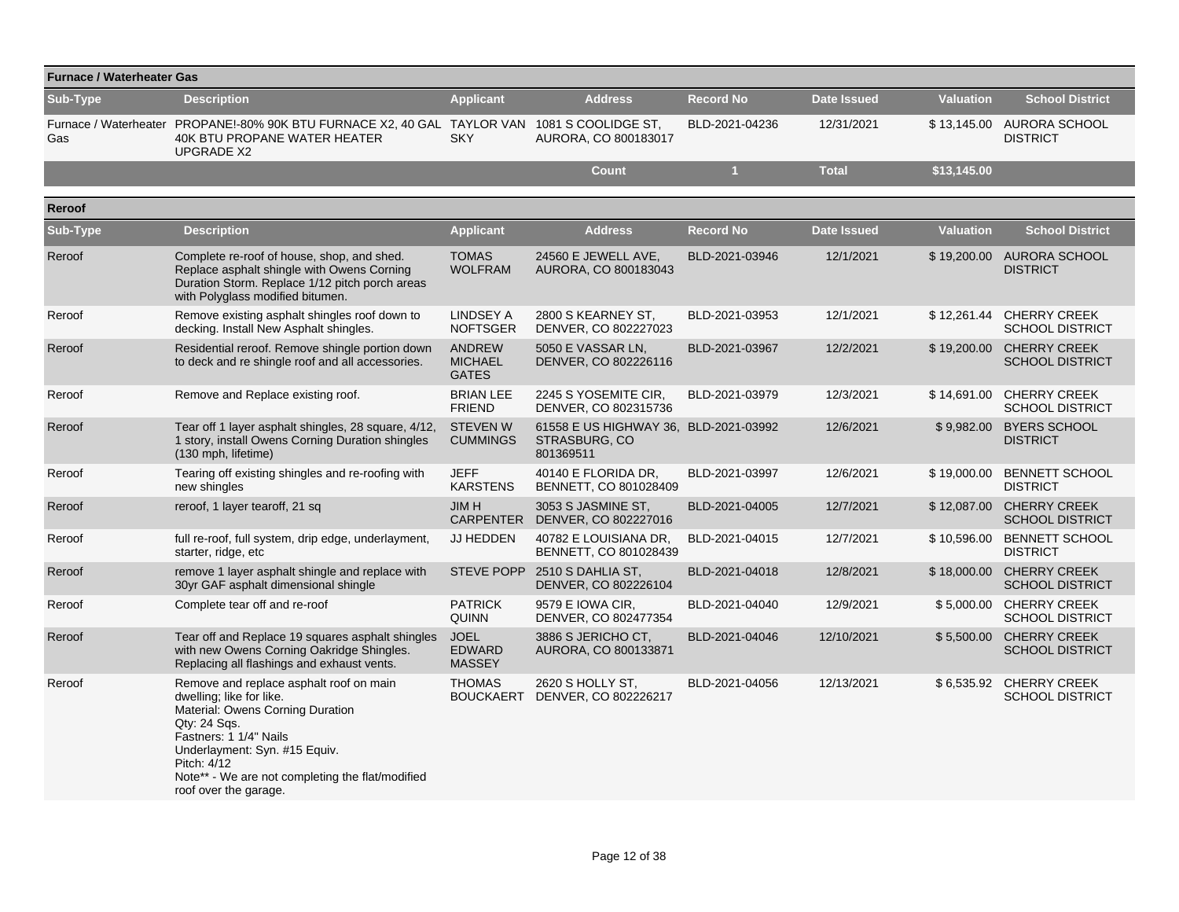## Furnace / Waterheater Gas

| Sub-Type | Description | Applicant | Address | Record No | Date Issued | Valuation | School District |
|---|---|---|---|---|---|---|---|
| Furnace / Waterheater Gas | PROPANE!-80% 90K BTU FURNACE X2, 40 GAL 40K BTU PROPANE WATER HEATER UPGRADE X2 | TAYLOR VAN SKY | 1081 S COOLIDGE ST, AURORA, CO 800183017 | BLD-2021-04236 | 12/31/2021 | $ 13,145.00 | AURORA SCHOOL DISTRICT |
| | | | Count | 1 | Total | $13,145.00 | |

## Reroof

| Sub-Type | Description | Applicant | Address | Record No | Date Issued | Valuation | School District |
|---|---|---|---|---|---|---|---|
| Reroof | Complete re-roof of house, shop, and shed. Replace asphalt shingle with Owens Corning Duration Storm. Replace 1/12 pitch porch areas with Polyglass modified bitumen. | TOMAS WOLFRAM | 24560 E JEWELL AVE, AURORA, CO 800183043 | BLD-2021-03946 | 12/1/2021 | $ 19,200.00 | AURORA SCHOOL DISTRICT |
| Reroof | Remove existing asphalt shingles roof down to decking. Install New Asphalt shingles. | LINDSEY A NOFTSGER | 2800 S KEARNEY ST, DENVER, CO 802227023 | BLD-2021-03953 | 12/1/2021 | $ 12,261.44 | CHERRY CREEK SCHOOL DISTRICT |
| Reroof | Residential reroof. Remove shingle portion down to deck and re shingle roof and all accessories. | ANDREW MICHAEL GATES | 5050 E VASSAR LN, DENVER, CO 802226116 | BLD-2021-03967 | 12/2/2021 | $ 19,200.00 | CHERRY CREEK SCHOOL DISTRICT |
| Reroof | Remove and Replace existing roof. | BRIAN LEE FRIEND | 2245 S YOSEMITE CIR, DENVER, CO 802315736 | BLD-2021-03979 | 12/3/2021 | $ 14,691.00 | CHERRY CREEK SCHOOL DISTRICT |
| Reroof | Tear off 1 layer asphalt shingles, 28 square, 4/12, 1 story, install Owens Corning Duration shingles (130 mph, lifetime) | STEVEN W CUMMINGS | 61558 E US HIGHWAY 36, STRASBURG, CO 801369511 | BLD-2021-03992 | 12/6/2021 | $ 9,982.00 | BYERS SCHOOL DISTRICT |
| Reroof | Tearing off existing shingles and re-roofing with new shingles | JEFF KARSTENS | 40140 E FLORIDA DR, BENNETT, CO 801028409 | BLD-2021-03997 | 12/6/2021 | $ 19,000.00 | BENNETT SCHOOL DISTRICT |
| Reroof | reroof, 1 layer tearoff, 21 sq | JIM H CARPENTER | 3053 S JASMINE ST, DENVER, CO 802227016 | BLD-2021-04005 | 12/7/2021 | $ 12,087.00 | CHERRY CREEK SCHOOL DISTRICT |
| Reroof | full re-roof, full system, drip edge, underlayment, starter, ridge, etc | JJ HEDDEN | 40782 E LOUISIANA DR, BENNETT, CO 801028439 | BLD-2021-04015 | 12/7/2021 | $ 10,596.00 | BENNETT SCHOOL DISTRICT |
| Reroof | remove 1 layer asphalt shingle and replace with 30yr GAF asphalt dimensional shingle | STEVE POPP | 2510 S DAHLIA ST, DENVER, CO 802226104 | BLD-2021-04018 | 12/8/2021 | $ 18,000.00 | CHERRY CREEK SCHOOL DISTRICT |
| Reroof | Complete tear off and re-roof | PATRICK QUINN | 9579 E IOWA CIR, DENVER, CO 802477354 | BLD-2021-04040 | 12/9/2021 | $ 5,000.00 | CHERRY CREEK SCHOOL DISTRICT |
| Reroof | Tear off and Replace 19 squares asphalt shingles with new Owens Corning Oakridge Shingles. Replacing all flashings and exhaust vents. | JOEL EDWARD MASSEY | 3886 S JERICHO CT, AURORA, CO 800133871 | BLD-2021-04046 | 12/10/2021 | $ 5,500.00 | CHERRY CREEK SCHOOL DISTRICT |
| Reroof | Remove and replace asphalt roof on main dwelling; like for like. Material: Owens Corning Duration Qty: 24 Sqs. Fastners: 1 1/4" Nails Underlayment: Syn. #15 Equiv. Pitch: 4/12 Note** - We are not completing the flat/modified roof over the garage. | THOMAS BOUCKAERT | 2620 S HOLLY ST, DENVER, CO 802226217 | BLD-2021-04056 | 12/13/2021 | $ 6,535.92 | CHERRY CREEK SCHOOL DISTRICT |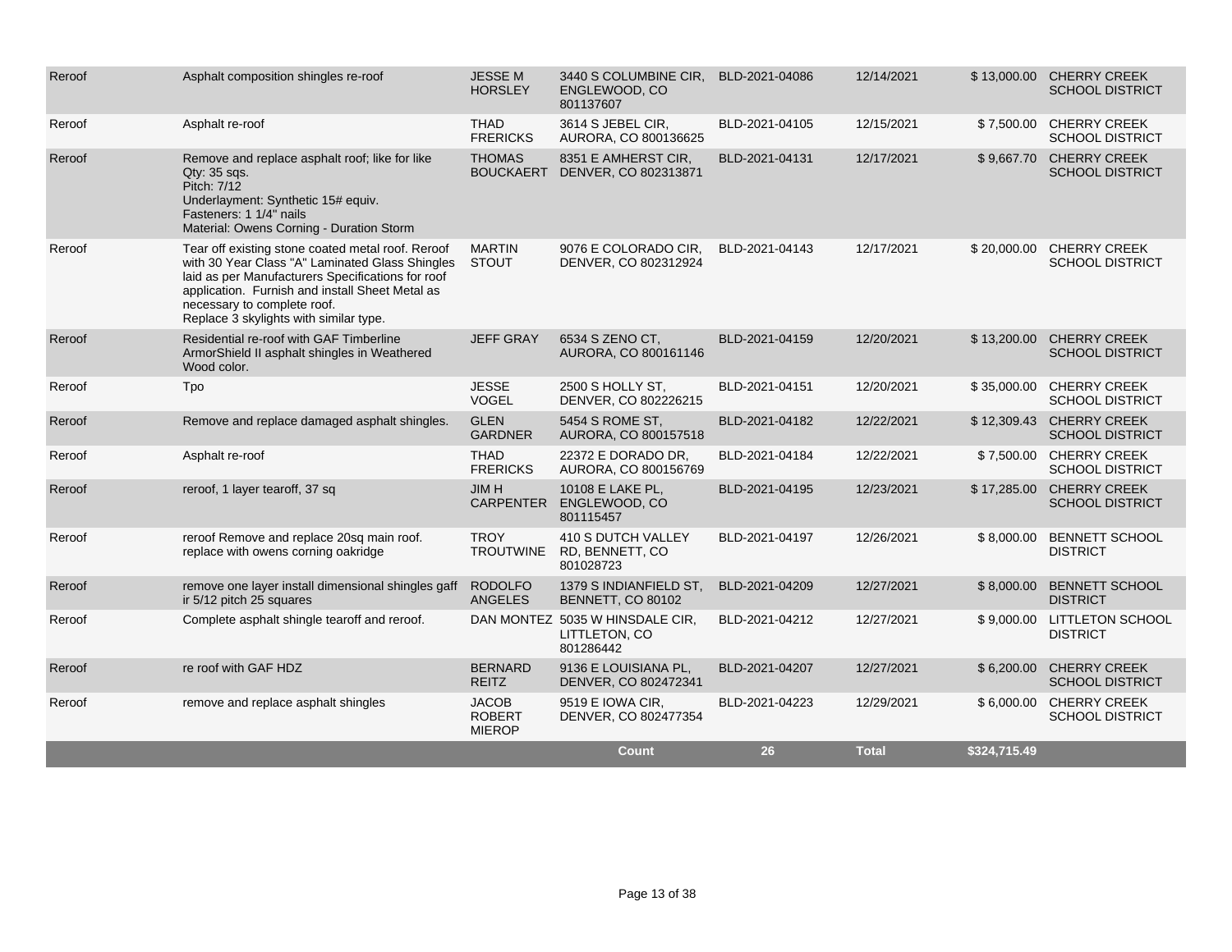| | | | | | | | |
|---|---|---|---|---|---|---|---|
| Reroof | Asphalt composition shingles re-roof | JESSE M HORSLEY | 3440 S COLUMBINE CIR, ENGLEWOOD, CO 801137607 | BLD-2021-04086 | 12/14/2021 | $ 13,000.00 | CHERRY CREEK SCHOOL DISTRICT |
| Reroof | Asphalt re-roof | THAD FRERICKS | 3614 S JEBEL CIR, AURORA, CO 800136625 | BLD-2021-04105 | 12/15/2021 | $ 7,500.00 | CHERRY CREEK SCHOOL DISTRICT |
| Reroof | Remove and replace asphalt roof; like for like<br>Qty: 35 sqs.<br>Pitch: 7/12<br>Underlayment: Synthetic 15# equiv.<br>Fasteners: 1 1/4" nails<br>Material: Owens Corning - Duration Storm | THOMAS BOUCKAERT | 8351 E AMHERST CIR, DENVER, CO 802313871 | BLD-2021-04131 | 12/17/2021 | $ 9,667.70 | CHERRY CREEK SCHOOL DISTRICT |
| Reroof | Tear off existing stone coated metal roof. Reroof with 30 Year Class "A" Laminated Glass Shingles laid as per Manufacturers Specifications for roof application. Furnish and install Sheet Metal as necessary to complete roof.<br>Replace 3 skylights with similar type. | MARTIN STOUT | 9076 E COLORADO CIR, DENVER, CO 802312924 | BLD-2021-04143 | 12/17/2021 | $ 20,000.00 | CHERRY CREEK SCHOOL DISTRICT |
| Reroof | Residential re-roof with GAF Timberline ArmorShield II asphalt shingles in Weathered Wood color. | JEFF GRAY | 6534 S ZENO CT, AURORA, CO 800161146 | BLD-2021-04159 | 12/20/2021 | $ 13,200.00 | CHERRY CREEK SCHOOL DISTRICT |
| Reroof | Tpo | JESSE VOGEL | 2500 S HOLLY ST, DENVER, CO 802226215 | BLD-2021-04151 | 12/20/2021 | $ 35,000.00 | CHERRY CREEK SCHOOL DISTRICT |
| Reroof | Remove and replace damaged asphalt shingles. | GLEN GARDNER | 5454 S ROME ST, AURORA, CO 800157518 | BLD-2021-04182 | 12/22/2021 | $ 12,309.43 | CHERRY CREEK SCHOOL DISTRICT |
| Reroof | Asphalt re-roof | THAD FRERICKS | 22372 E DORADO DR, AURORA, CO 800156769 | BLD-2021-04184 | 12/22/2021 | $ 7,500.00 | CHERRY CREEK SCHOOL DISTRICT |
| Reroof | reroof, 1 layer tearoff, 37 sq | JIM H CARPENTER | 10108 E LAKE PL, ENGLEWOOD, CO 801115457 | BLD-2021-04195 | 12/23/2021 | $ 17,285.00 | CHERRY CREEK SCHOOL DISTRICT |
| Reroof | reroof Remove and replace 20sq main roof. replace with owens corning oakridge | TROY TROUTWINE | 410 S DUTCH VALLEY RD, BENNETT, CO 801028723 | BLD-2021-04197 | 12/26/2021 | $ 8,000.00 | BENNETT SCHOOL DISTRICT |
| Reroof | remove one layer install dimensional shingles gaff ir 5/12 pitch 25 squares | RODOLFO ANGELES | 1379 S INDIANFIELD ST, BENNETT, CO 80102 | BLD-2021-04209 | 12/27/2021 | $ 8,000.00 | BENNETT SCHOOL DISTRICT |
| Reroof | Complete asphalt shingle tearoff and reroof. | DAN MONTEZ | 5035 W HINSDALE CIR, LITTLETON, CO 801286442 | BLD-2021-04212 | 12/27/2021 | $ 9,000.00 | LITTLETON SCHOOL DISTRICT |
| Reroof | re roof with GAF HDZ | BERNARD REITZ | 9136 E LOUISIANA PL, DENVER, CO 802472341 | BLD-2021-04207 | 12/27/2021 | $ 6,200.00 | CHERRY CREEK SCHOOL DISTRICT |
| Reroof | remove and replace asphalt shingles | JACOB ROBERT MIEROP | 9519 E IOWA CIR, DENVER, CO 802477354 | BLD-2021-04223 | 12/29/2021 | $ 6,000.00 | CHERRY CREEK SCHOOL DISTRICT |
| | | | **Count** | **26** | **Total** | **$324,715.49** | |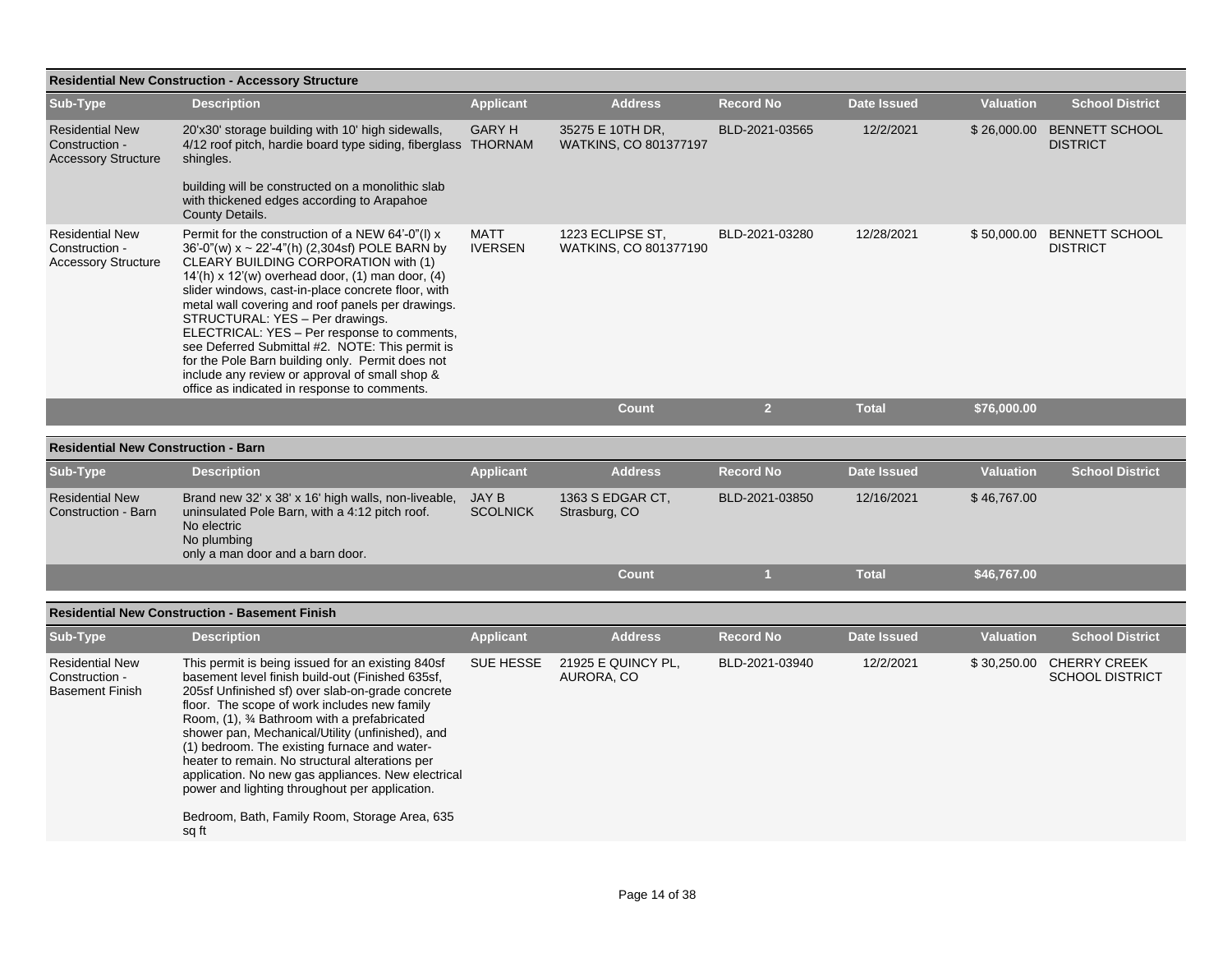## Residential New Construction - Accessory Structure

| Sub-Type | Description | Applicant | Address | Record No | Date Issued | Valuation | School District |
|---|---|---|---|---|---|---|---|
| Residential New Construction - Accessory Structure | 20'x30' storage building with 10' high sidewalls, 4/12 roof pitch, hardie board type siding, fiberglass shingles.<br><br>building will be constructed on a monolithic slab with thickened edges according to Arapahoe County Details. | GARY H THORNAM | 35275 E 10TH DR, WATKINS, CO 801377197 | BLD-2021-03565 | 12/2/2021 | $ 26,000.00 | BENNETT SCHOOL DISTRICT |
| Residential New Construction - Accessory Structure | Permit for the construction of a NEW 64'-0"(l) x 36'-0"(w) x ~ 22'-4"(h) (2,304sf) POLE BARN by CLEARY BUILDING CORPORATION with (1) 14'(h) x 12'(w) overhead door, (1) man door, (4) slider windows, cast-in-place concrete floor, with metal wall covering and roof panels per drawings. STRUCTURAL: YES – Per drawings. ELECTRICAL: YES – Per response to comments, see Deferred Submittal #2. NOTE: This permit is for the Pole Barn building only. Permit does not include any review or approval of small shop & office as indicated in response to comments. | MATT IVERSEN | 1223 ECLIPSE ST, WATKINS, CO 801377190 | BLD-2021-03280 | 12/28/2021 | $ 50,000.00 | BENNETT SCHOOL DISTRICT |
| | | | **Count** | **2** | **Total** | **$76,000.00** | |

## Residential New Construction - Barn

| Sub-Type | Description | Applicant | Address | Record No | Date Issued | Valuation | School District |
|---|---|---|---|---|---|---|---|
| Residential New Construction - Barn | Brand new 32' x 38' x 16' high walls, non-liveable, uninsulated Pole Barn, with a 4:12 pitch roof.<br>No electric<br>No plumbing<br>only a man door and a barn door. | JAY B SCOLNICK | 1363 S EDGAR CT, Strasburg, CO | BLD-2021-03850 | 12/16/2021 | $ 46,767.00 | |
| | | | **Count** | **1** | **Total** | **$46,767.00** | |

## Residential New Construction - Basement Finish

| Sub-Type | Description | Applicant | Address | Record No | Date Issued | Valuation | School District |
|---|---|---|---|---|---|---|---|
| Residential New Construction - Basement Finish | This permit is being issued for an existing 840sf basement level finish build-out (Finished 635sf, 205sf Unfinished sf) over slab-on-grade concrete floor. The scope of work includes new family Room, (1), ¾ Bathroom with a prefabricated shower pan, Mechanical/Utility (unfinished), and (1) bedroom. The existing furnace and water-heater to remain. No structural alterations per application. No new gas appliances. New electrical power and lighting throughout per application.<br><br>Bedroom, Bath, Family Room, Storage Area, 635 sq ft | SUE HESSE | 21925 E QUINCY PL, AURORA, CO | BLD-2021-03940 | 12/2/2021 | $ 30,250.00 | CHERRY CREEK SCHOOL DISTRICT |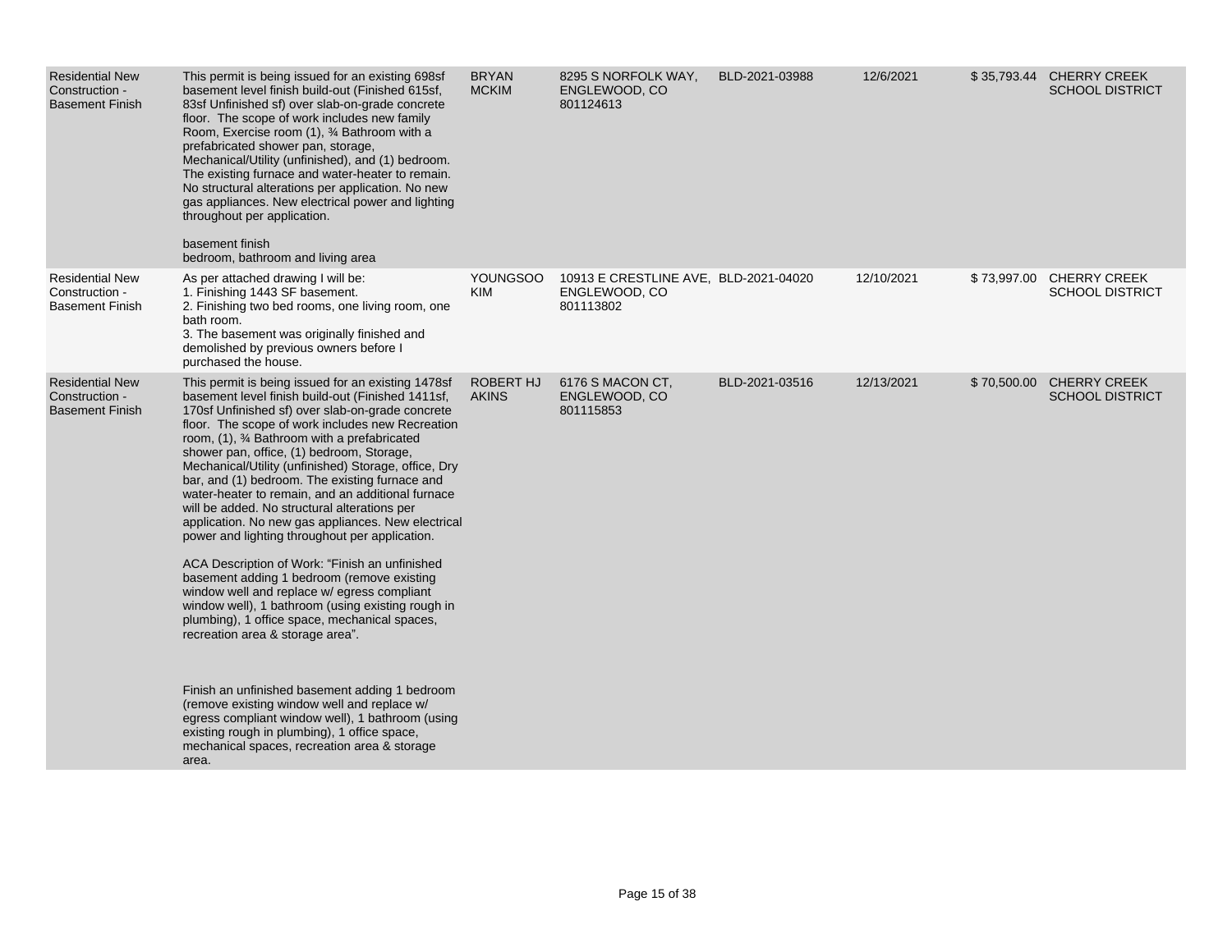| Residential New Construction - Basement Finish | This permit is being issued for an existing 698sf basement level finish build-out (Finished 615sf, 83sf Unfinished sf) over slab-on-grade concrete floor. The scope of work includes new family Room, Exercise room (1), ¾ Bathroom with a prefabricated shower pan, storage, Mechanical/Utility (unfinished), and (1) bedroom. The existing furnace and water-heater to remain. No structural alterations per application. No new gas appliances. New electrical power and lighting throughout per application.<br><br>basement finish<br>bedroom, bathroom and living area | BRYAN MCKIM | 8295 S NORFOLK WAY, ENGLEWOOD, CO 801124613 | BLD-2021-03988 | 12/6/2021 | $ 35,793.44 | CHERRY CREEK SCHOOL DISTRICT |
|---|---|---|---|---|---|---|---|
| Residential New Construction - Basement Finish | As per attached drawing I will be:<br>1. Finishing 1443 SF basement.<br>2. Finishing two bed rooms, one living room, one bath room.<br>3. The basement was originally finished and demolished by previous owners before I purchased the house. | YOUNGSOO KIM | 10913 E CRESTLINE AVE, ENGLEWOOD, CO 801113802 | BLD-2021-04020 | 12/10/2021 | $ 73,997.00 | CHERRY CREEK SCHOOL DISTRICT |
| Residential New Construction - Basement Finish | This permit is being issued for an existing 1478sf basement level finish build-out (Finished 1411sf, 170sf Unfinished sf) over slab-on-grade concrete floor. The scope of work includes new Recreation room, (1), ¾ Bathroom with a prefabricated shower pan, office, (1) bedroom, Storage, Mechanical/Utility (unfinished) Storage, office, Dry bar, and (1) bedroom. The existing furnace and water-heater to remain, and an additional furnace will be added. No structural alterations per application. No new gas appliances. New electrical power and lighting throughout per application.<br><br>ACA Description of Work: "Finish an unfinished basement adding 1 bedroom (remove existing window well and replace w/ egress compliant window well), 1 bathroom (using existing rough in plumbing), 1 office space, mechanical spaces, recreation area & storage area".<br><br>Finish an unfinished basement adding 1 bedroom (remove existing window well and replace w/ egress compliant window well), 1 bathroom (using existing rough in plumbing), 1 office space, mechanical spaces, recreation area & storage area. | ROBERT HJ AKINS | 6176 S MACON CT, ENGLEWOOD, CO 801115853 | BLD-2021-03516 | 12/13/2021 | $ 70,500.00 | CHERRY CREEK SCHOOL DISTRICT |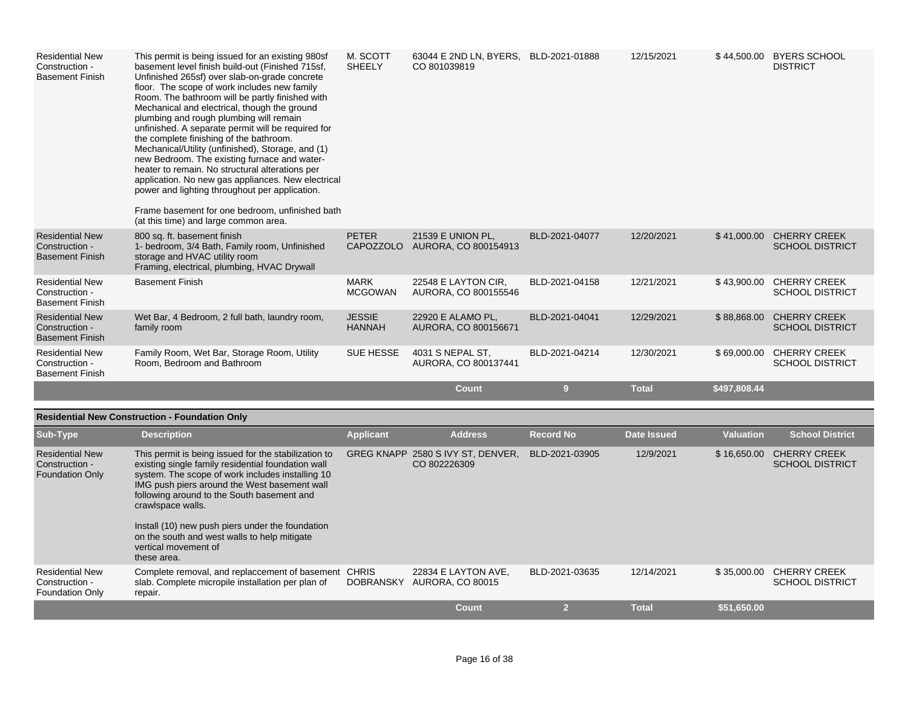| Sub-Type | Description | Applicant | Address | Record No | Date Issued | Valuation | School District |
|---|---|---|---|---|---|---|---|
| Residential New Construction - Basement Finish | This permit is being issued for an existing 980sf basement level finish build-out (Finished 715sf, Unfinished 265sf) over slab-on-grade concrete floor. The scope of work includes new family Room. The bathroom will be partly finished with Mechanical and electrical, though the ground plumbing and rough plumbing will remain unfinished. A separate permit will be required for the complete finishing of the bathroom. Mechanical/Utility (unfinished), Storage, and (1) new Bedroom. The existing furnace and water-heater to remain. No structural alterations per application. No new gas appliances. New electrical power and lighting throughout per application.<br><br>Frame basement for one bedroom, unfinished bath (at this time) and large common area. | M. SCOTT SHEELY | 63044 E 2ND LN, BYERS, CO 801039819 | BLD-2021-01888 | 12/15/2021 | $ 44,500.00 | BYERS SCHOOL DISTRICT |
| Residential New Construction - Basement Finish | 800 sq. ft. basement finish<br>1- bedroom, 3/4 Bath, Family room, Unfinished storage and HVAC utility room<br>Framing, electrical, plumbing, HVAC Drywall | PETER CAPOZZOLO | 21539 E UNION PL, AURORA, CO 800154913 | BLD-2021-04077 | 12/20/2021 | $ 41,000.00 | CHERRY CREEK SCHOOL DISTRICT |
| Residential New Construction - Basement Finish | Basement Finish | MARK MCGOWAN | 22548 E LAYTON CIR, AURORA, CO 800155546 | BLD-2021-04158 | 12/21/2021 | $ 43,900.00 | CHERRY CREEK SCHOOL DISTRICT |
| Residential New Construction - Basement Finish | Wet Bar, 4 Bedroom, 2 full bath, laundry room, family room | JESSIE HANNAH | 22920 E ALAMO PL, AURORA, CO 800156671 | BLD-2021-04041 | 12/29/2021 | $ 88,868.00 | CHERRY CREEK SCHOOL DISTRICT |
| Residential New Construction - Basement Finish | Family Room, Wet Bar, Storage Room, Utility Room, Bedroom and Bathroom | SUE HESSE | 4031 S NEPAL ST, AURORA, CO 800137441 | BLD-2021-04214 | 12/30/2021 | $ 69,000.00 | CHERRY CREEK SCHOOL DISTRICT |
| | | | **Count** | **9** | **Total** | **$497,808.44** | |

**Residential New Construction - Foundation Only**

| Sub-Type | Description | Applicant | Address | Record No | Date Issued | Valuation | School District |
|---|---|---|---|---|---|---|---|
| Residential New Construction - Foundation Only | This permit is being issued for the stabilization to existing single family residential foundation wall system. The scope of work includes installing 10 IMG push piers around the West basement wall following around to the South basement and crawlspace walls.<br><br>Install (10) new push piers under the foundation on the south and west walls to help mitigate vertical movement of these area. | GREG KNAPP | 2580 S IVY ST, DENVER, CO 802226309 | BLD-2021-03905 | 12/9/2021 | $ 16,650.00 | CHERRY CREEK SCHOOL DISTRICT |
| Residential New Construction - Foundation Only | Complete removal, and replaccement of basement slab. Complete micropile installation per plan of repair. | CHRIS DOBRANSKY | 22834 E LAYTON AVE, AURORA, CO 80015 | BLD-2021-03635 | 12/14/2021 | $ 35,000.00 | CHERRY CREEK SCHOOL DISTRICT |
| | | | **Count** | **2** | **Total** | **$51,650.00** | |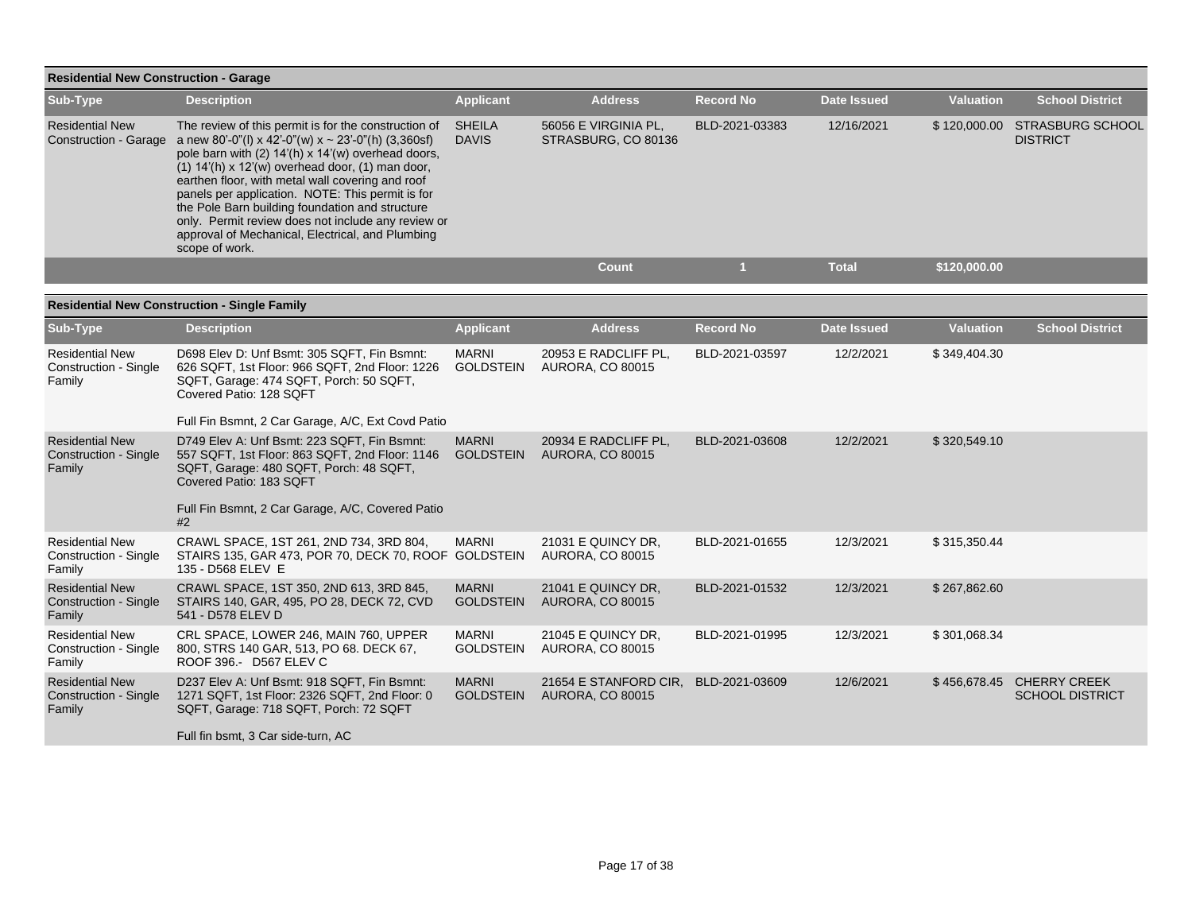## Residential New Construction - Garage

| Sub-Type | Description | Applicant | Address | Record No | Date Issued | Valuation | School District |
|---|---|---|---|---|---|---|---|
| Residential New Construction - Garage | The review of this permit is for the construction of a new 80'-0"(l) x 42'-0"(w) x ~ 23'-0"(h) (3,360sf) pole barn with (2) 14'(h) x 14'(w) overhead doors, (1) 14'(h) x 12'(w) overhead door, (1) man door, earthen floor, with metal wall covering and roof panels per application. NOTE: This permit is for the Pole Barn building foundation and structure only. Permit review does not include any review or approval of Mechanical, Electrical, and Plumbing scope of work. | SHEILA DAVIS | 56056 E VIRGINIA PL, STRASBURG, CO 80136 | BLD-2021-03383 | 12/16/2021 | $ 120,000.00 | STRASBURG SCHOOL DISTRICT |
| | | | Count | 1 | Total | $120,000.00 | |

## Residential New Construction - Single Family

| Sub-Type | Description | Applicant | Address | Record No | Date Issued | Valuation | School District |
|---|---|---|---|---|---|---|---|
| Residential New Construction - Single Family | D698 Elev D: Unf Bsmt: 305 SQFT, Fin Bsmnt: 626 SQFT, 1st Floor: 966 SQFT, 2nd Floor: 1226 SQFT, Garage: 474 SQFT, Porch: 50 SQFT, Covered Patio: 128 SQFT<br><br>Full Fin Bsmnt, 2 Car Garage, A/C, Ext Covd Patio | MARNI GOLDSTEIN | 20953 E RADCLIFF PL, AURORA, CO 80015 | BLD-2021-03597 | 12/2/2021 | $ 349,404.30 | |
| Residential New Construction - Single Family | D749 Elev A: Unf Bsmt: 223 SQFT, Fin Bsmnt: 557 SQFT, 1st Floor: 863 SQFT, 2nd Floor: 1146 SQFT, Garage: 480 SQFT, Porch: 48 SQFT, Covered Patio: 183 SQFT<br><br>Full Fin Bsmnt, 2 Car Garage, A/C, Covered Patio #2 | MARNI GOLDSTEIN | 20934 E RADCLIFF PL, AURORA, CO 80015 | BLD-2021-03608 | 12/2/2021 | $ 320,549.10 | |
| Residential New Construction - Single Family | CRAWL SPACE, 1ST 261, 2ND 734, 3RD 804, STAIRS 135, GAR 473, POR 70, DECK 70, ROOF 135 - D568 ELEV E | MARNI GOLDSTEIN | 21031 E QUINCY DR, AURORA, CO 80015 | BLD-2021-01655 | 12/3/2021 | $ 315,350.44 | |
| Residential New Construction - Single Family | CRAWL SPACE, 1ST 350, 2ND 613, 3RD 845, STAIRS 140, GAR, 495, PO 28, DECK 72, CVD 541 - D578 ELEV D | MARNI GOLDSTEIN | 21041 E QUINCY DR, AURORA, CO 80015 | BLD-2021-01532 | 12/3/2021 | $ 267,862.60 | |
| Residential New Construction - Single Family | CRL SPACE, LOWER 246, MAIN 760, UPPER 800, STRS 140 GAR, 513, PO 68. DECK 67, ROOF 396.- D567 ELEV C | MARNI GOLDSTEIN | 21045 E QUINCY DR, AURORA, CO 80015 | BLD-2021-01995 | 12/3/2021 | $ 301,068.34 | |
| Residential New Construction - Single Family | D237 Elev A: Unf Bsmt: 918 SQFT, Fin Bsmnt: 1271 SQFT, 1st Floor: 2326 SQFT, 2nd Floor: 0 SQFT, Garage: 718 SQFT, Porch: 72 SQFT<br><br>Full fin bsmt, 3 Car side-turn, AC | MARNI GOLDSTEIN | 21654 E STANFORD CIR, AURORA, CO 80015 | BLD-2021-03609 | 12/6/2021 | $ 456,678.45 | CHERRY CREEK SCHOOL DISTRICT |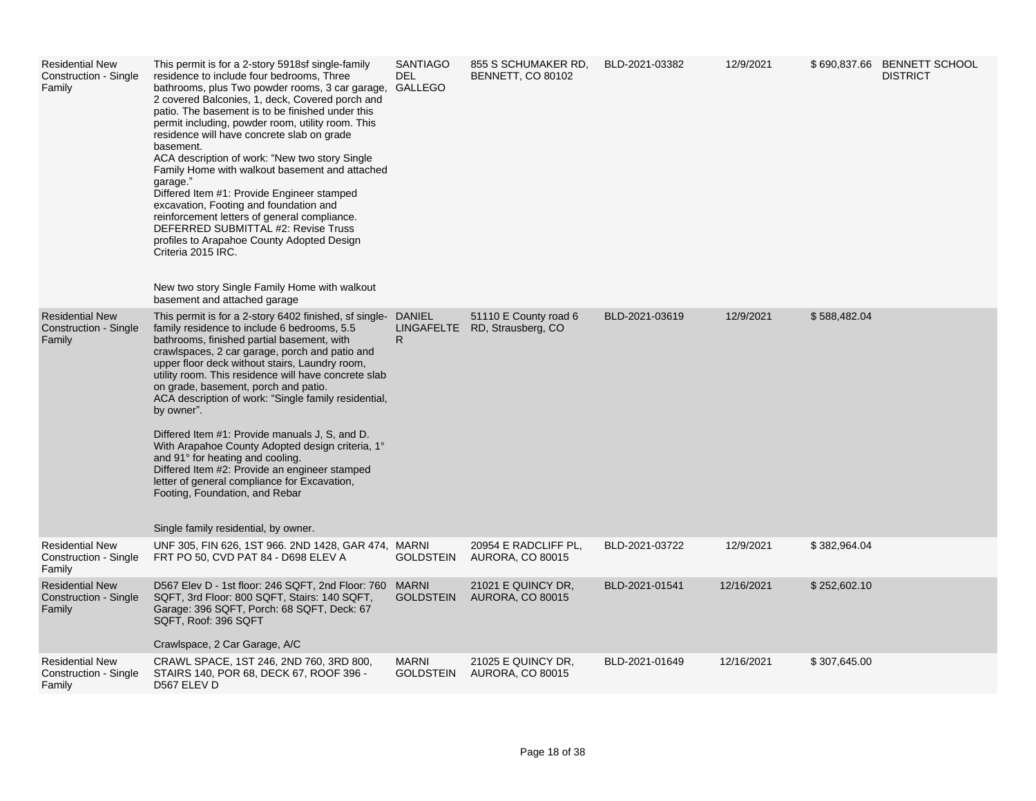| | | | | | | | |
|---|---|---|---|---|---|---|---|
| Residential New Construction - Single Family | This permit is for a 2-story 5918sf single-family residence to include four bedrooms, Three bathrooms, plus Two powder rooms, 3 car garage, 2 covered Balconies, 1, deck, Covered porch and patio. The basement is to be finished under this permit including, powder room, utility room. This residence will have concrete slab on grade basement.<br>ACA description of work: "New two story Single Family Home with walkout basement and attached garage."<br>Differed Item #1: Provide Engineer stamped excavation, Footing and foundation and reinforcement letters of general compliance.<br>DEFERRED SUBMITTAL #2: Revise Truss profiles to Arapahoe County Adopted Design Criteria 2015 IRC.<br><br>New two story Single Family Home with walkout basement and attached garage | SANTIAGO DEL GALLEGO | 855 S SCHUMAKER RD, BENNETT, CO 80102 | BLD-2021-03382 | 12/9/2021 | $ 690,837.66 | BENNETT SCHOOL DISTRICT |
| Residential New Construction - Single Family | This permit is for a 2-story 6402 finished, sf single-family residence to include 6 bedrooms, 5.5 bathrooms, finished partial basement, with crawlspaces, 2 car garage, porch and patio and upper floor deck without stairs, Laundry room, utility room. This residence will have concrete slab on grade, basement, porch and patio.<br>ACA description of work: "Single family residential, by owner".<br><br>Differed Item #1: Provide manuals J, S, and D. With Arapahoe County Adopted design criteria, 1° and 91° for heating and cooling.<br>Differed Item #2: Provide an engineer stamped letter of general compliance for Excavation, Footing, Foundation, and Rebar<br><br>Single family residential, by owner. | DANIEL LINGAFELTER | 51110 E County road 6 RD, Strausberg, CO | BLD-2021-03619 | 12/9/2021 | $ 588,482.04 | |
| Residential New Construction - Single Family | UNF 305, FIN 626, 1ST 966. 2ND 1428, GAR 474, FRT PO 50, CVD PAT 84 - D698 ELEV A | MARNI GOLDSTEIN | 20954 E RADCLIFF PL, AURORA, CO 80015 | BLD-2021-03722 | 12/9/2021 | $ 382,964.04 | |
| Residential New Construction - Single Family | D567 Elev D - 1st floor: 246 SQFT, 2nd Floor: 760 SQFT, 3rd Floor: 800 SQFT, Stairs: 140 SQFT, Garage: 396 SQFT, Porch: 68 SQFT, Deck: 67 SQFT, Roof: 396 SQFT<br><br>Crawlspace, 2 Car Garage, A/C | MARNI GOLDSTEIN | 21021 E QUINCY DR, AURORA, CO 80015 | BLD-2021-01541 | 12/16/2021 | $ 252,602.10 | |
| Residential New Construction - Single Family | CRAWL SPACE, 1ST 246, 2ND 760, 3RD 800, STAIRS 140, POR 68, DECK 67, ROOF 396 - D567 ELEV D | MARNI GOLDSTEIN | 21025 E QUINCY DR, AURORA, CO 80015 | BLD-2021-01649 | 12/16/2021 | $ 307,645.00 | |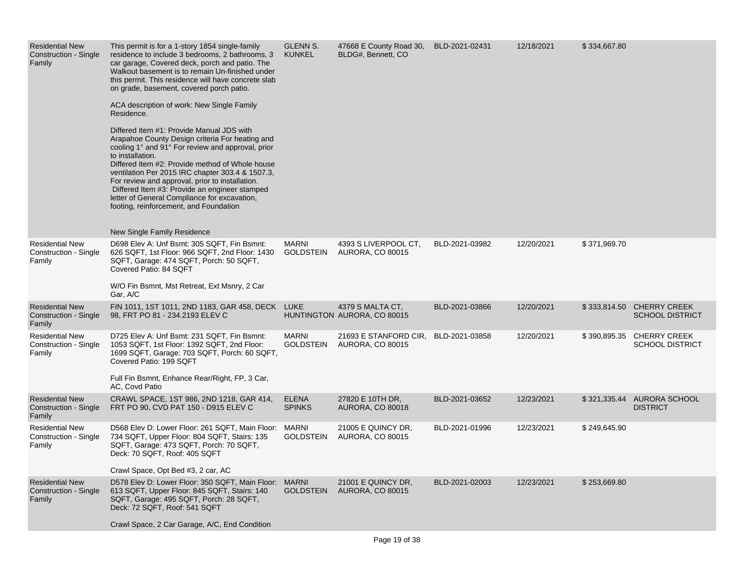| | | | | | | | |
|---|---|---|---|---|---|---|---|
| Residential New Construction - Single Family | This permit is for a 1-story 1854 single-family residence to include 3 bedrooms, 2 bathrooms, 3 car garage, Covered deck, porch and patio. The Walkout basement is to remain Un-finished under this permit. This residence will have concrete slab on grade, basement, covered porch patio.<br><br>ACA description of work: New Single Family Residence.<br><br>Differed Item #1: Provide Manual JDS with Arapahoe County Design criteria For heating and cooling 1° and 91° For review and approval, prior to installation.<br>Differed Item #2: Provide method of Whole house ventilation Per 2015 IRC chapter 303.4 & 1507.3, For review and approval, prior to installation.<br>Differed Item #3: Provide an engineer stamped letter of General Compliance for excavation, footing, reinforcement, and Foundation<br><br>New Single Family Residence | GLENN S. KUNKEL | 47668 E County Road 30, BLDG#, Bennett, CO | BLD-2021-02431 | 12/18/2021 | $ 334,667.80 | |
| Residential New Construction - Single Family | D698 Elev A: Unf Bsmt: 305 SQFT, Fin Bsmnt: 626 SQFT, 1st Floor: 966 SQFT, 2nd Floor: 1430 SQFT, Garage: 474 SQFT, Porch: 50 SQFT, Covered Patio: 84 SQFT<br><br>W/O Fin Bsmnt, Mst Retreat, Ext Msnry, 2 Car Gar, A/C | MARNI GOLDSTEIN | 4393 S LIVERPOOL CT, AURORA, CO 80015 | BLD-2021-03982 | 12/20/2021 | $ 371,969.70 | |
| Residential New Construction - Single Family | FIN 1011, 1ST 1011, 2ND 1183, GAR 458, DECK 98, FRT PO 81 - 234.2193 ELEV C | LUKE HUNTINGTON | 4379 S MALTA CT, AURORA, CO 80015 | BLD-2021-03866 | 12/20/2021 | $ 333,814.50 | CHERRY CREEK SCHOOL DISTRICT |
| Residential New Construction - Single Family | D725 Elev A: Unf Bsmt: 231 SQFT, Fin Bsmnt: 1053 SQFT, 1st Floor: 1392 SQFT, 2nd Floor: 1699 SQFT, Garage: 703 SQFT, Porch: 60 SQFT, Covered Patio: 199 SQFT<br><br>Full Fin Bsmnt, Enhance Rear/Right, FP, 3 Car, AC, Covd Patio | MARNI GOLDSTEIN | 21693 E STANFORD CIR, AURORA, CO 80015 | BLD-2021-03858 | 12/20/2021 | $ 390,895.35 | CHERRY CREEK SCHOOL DISTRICT |
| Residential New Construction - Single Family | CRAWL SPACE, 1ST 986, 2ND 1218, GAR 414, FRT PO 90, CVD PAT 150 - D915 ELEV C | ELENA SPINKS | 27820 E 10TH DR, AURORA, CO 80018 | BLD-2021-03652 | 12/23/2021 | $ 321,335.44 | AURORA SCHOOL DISTRICT |
| Residential New Construction - Single Family | D568 Elev D: Lower Floor: 261 SQFT, Main Floor: 734 SQFT, Upper Floor: 804 SQFT, Stairs: 135 SQFT, Garage: 473 SQFT, Porch: 70 SQFT, Deck: 70 SQFT, Roof: 405 SQFT<br><br>Crawl Space, Opt Bed #3, 2 car, AC | MARNI GOLDSTEIN | 21005 E QUINCY DR, AURORA, CO 80015 | BLD-2021-01996 | 12/23/2021 | $ 249,645.90 | |
| Residential New Construction - Single Family | D578 Elev D: Lower Floor: 350 SQFT, Main Floor: 613 SQFT, Upper Floor: 845 SQFT, Stairs: 140 SQFT, Garage: 495 SQFT, Porch: 28 SQFT, Deck: 72 SQFT, Roof: 541 SQFT<br><br>Crawl Space, 2 Car Garage, A/C, End Condition | MARNI GOLDSTEIN | 21001 E QUINCY DR, AURORA, CO 80015 | BLD-2021-02003 | 12/23/2021 | $ 253,669.80 | |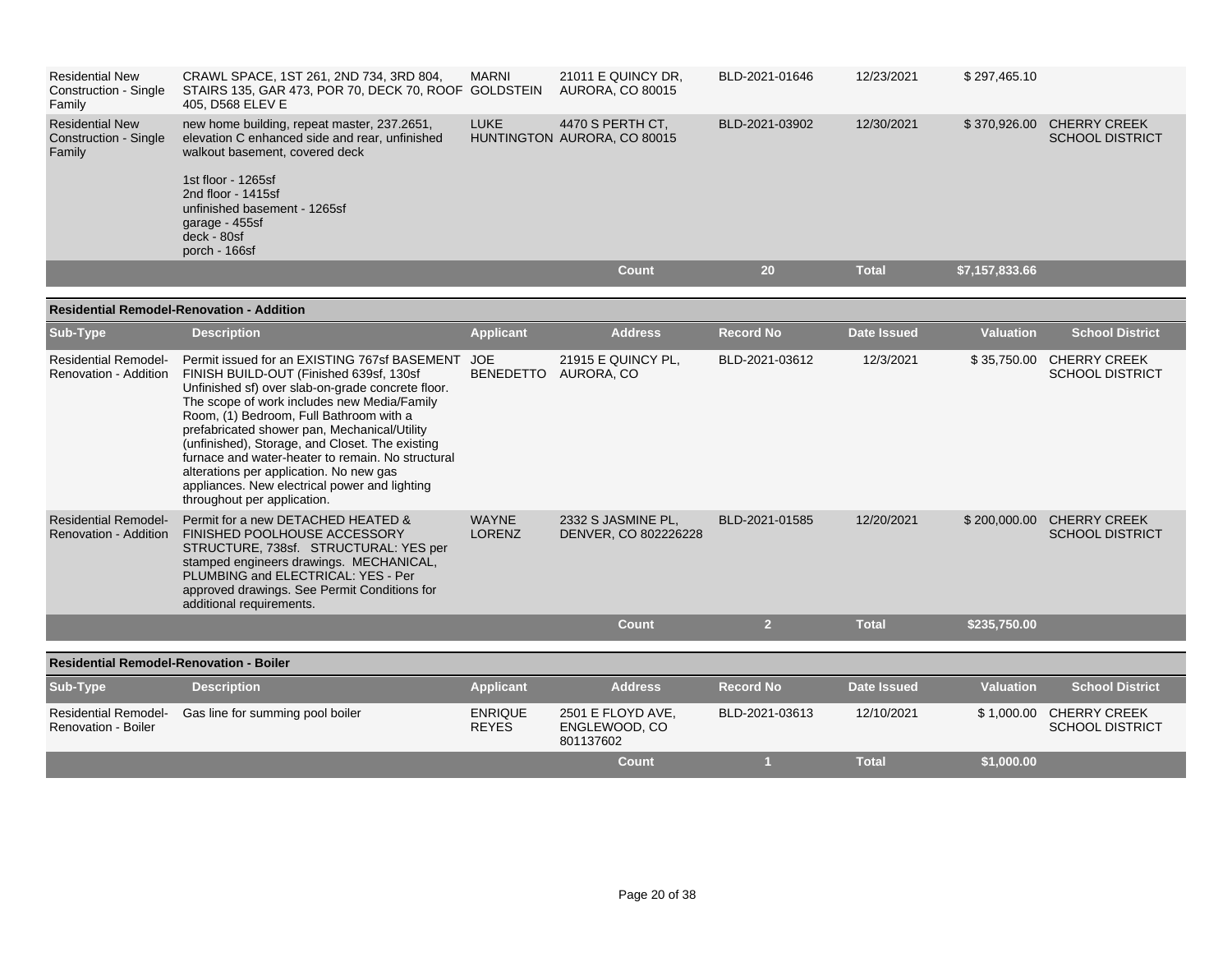| Sub-Type | Description | Applicant | Address | Record No | Date Issued | Valuation | School District |
|---|---|---|---|---|---|---|---|
| Residential New Construction - Single Family | CRAWL SPACE, 1ST 261, 2ND 734, 3RD 804, STAIRS 135, GAR 473, POR 70, DECK 70, ROOF 405, D568 ELEV E | MARNI GOLDSTEIN | 21011 E QUINCY DR, AURORA, CO 80015 | BLD-2021-01646 | 12/23/2021 | $ 297,465.10 | |
| Residential New Construction - Single Family | new home building, repeat master, 237.2651, elevation C enhanced side and rear, unfinished walkout basement, covered deck<br><br>1st floor - 1265sf<br>2nd floor - 1415sf<br>unfinished basement - 1265sf<br>garage - 455sf<br>deck - 80sf<br>porch - 166sf | LUKE HUNTINGTON | 4470 S PERTH CT, AURORA, CO 80015 | BLD-2021-03902 | 12/30/2021 | $ 370,926.00 | CHERRY CREEK SCHOOL DISTRICT |
| | | | **Count** | **20** | **Total** | **$7,157,833.66** | |

**Residential Remodel-Renovation - Addition**

| Sub-Type | Description | Applicant | Address | Record No | Date Issued | Valuation | School District |
|---|---|---|---|---|---|---|---|
| Residential Remodel-Renovation - Addition | Permit issued for an EXISTING 767sf BASEMENT FINISH BUILD-OUT (Finished 639sf, 130sf Unfinished sf) over slab-on-grade concrete floor. The scope of work includes new Media/Family Room, (1) Bedroom, Full Bathroom with a prefabricated shower pan, Mechanical/Utility (unfinished), Storage, and Closet. The existing furnace and water-heater to remain. No structural alterations per application. No new gas appliances. New electrical power and lighting throughout per application. | JOE BENEDETTO | 21915 E QUINCY PL, AURORA, CO | BLD-2021-03612 | 12/3/2021 | $ 35,750.00 | CHERRY CREEK SCHOOL DISTRICT |
| Residential Remodel-Renovation - Addition | Permit for a new DETACHED HEATED & FINISHED POOLHOUSE ACCESSORY STRUCTURE, 738sf. STRUCTURAL: YES per stamped engineers drawings. MECHANICAL, PLUMBING and ELECTRICAL: YES - Per approved drawings. See Permit Conditions for additional requirements. | WAYNE LORENZ | 2332 S JASMINE PL, DENVER, CO 802226228 | BLD-2021-01585 | 12/20/2021 | $ 200,000.00 | CHERRY CREEK SCHOOL DISTRICT |
| | | | **Count** | **2** | **Total** | **$235,750.00** | |

**Residential Remodel-Renovation - Boiler**

| Sub-Type | Description | Applicant | Address | Record No | Date Issued | Valuation | School District |
|---|---|---|---|---|---|---|---|
| Residential Remodel-Renovation - Boiler | Gas line for summing pool boiler | ENRIQUE REYES | 2501 E FLOYD AVE, ENGLEWOOD, CO 801137602 | BLD-2021-03613 | 12/10/2021 | $ 1,000.00 | CHERRY CREEK SCHOOL DISTRICT |
| | | | **Count** | **1** | **Total** | **$1,000.00** | |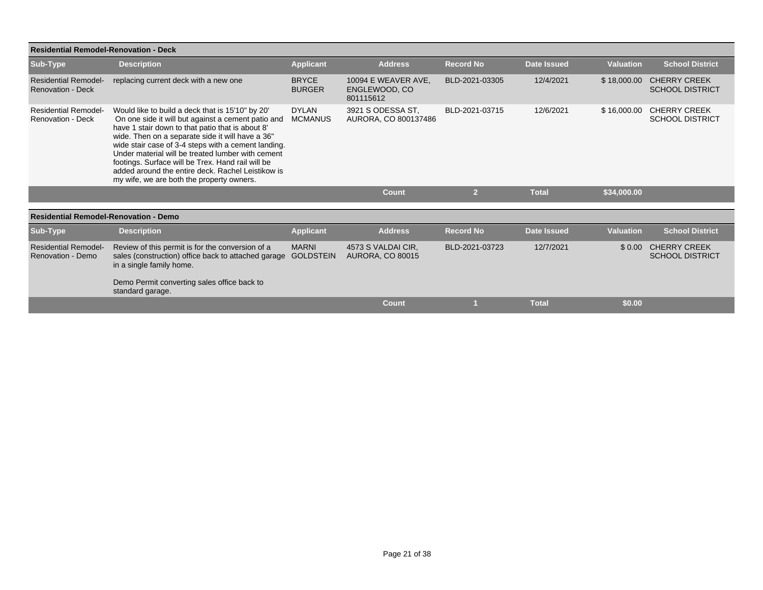## Residential Remodel-Renovation - Deck

| Sub-Type | Description | Applicant | Address | Record No | Date Issued | Valuation | School District |
|---|---|---|---|---|---|---|---|
| Residential Remodel-Renovation - Deck | replacing current deck with a new one | BRYCE BURGER | 10094 E WEAVER AVE, ENGLEWOOD, CO 801115612 | BLD-2021-03305 | 12/4/2021 | $ 18,000.00 | CHERRY CREEK SCHOOL DISTRICT |
| Residential Remodel-Renovation - Deck | Would like to build a deck that is 15'10" by 20' On one side it will but against a cement patio and have 1 stair down to that patio that is about 8' wide. Then on a separate side it will have a 36" wide stair case of 3-4 steps with a cement landing. Under material will be treated lumber with cement footings. Surface will be Trex. Hand rail will be added around the entire deck. Rachel Leistikow is my wife, we are both the property owners. | DYLAN MCMANUS | 3921 S ODESSA ST, AURORA, CO 800137486 | BLD-2021-03715 | 12/6/2021 | $ 16,000.00 | CHERRY CREEK SCHOOL DISTRICT |
| | | | **Count** | **2** | **Total** | **$34,000.00** | |

## Residential Remodel-Renovation - Demo

| Sub-Type | Description | Applicant | Address | Record No | Date Issued | Valuation | School District |
|---|---|---|---|---|---|---|---|
| Residential Remodel-Renovation - Demo | Review of this permit is for the conversion of a sales (construction) office back to attached garage in a single family home.<br><br>Demo Permit converting sales office back to standard garage. | MARNI GOLDSTEIN | 4573 S VALDAI CIR, AURORA, CO 80015 | BLD-2021-03723 | 12/7/2021 | $ 0.00 | CHERRY CREEK SCHOOL DISTRICT |
| | | | **Count** | **1** | **Total** | **$0.00** | |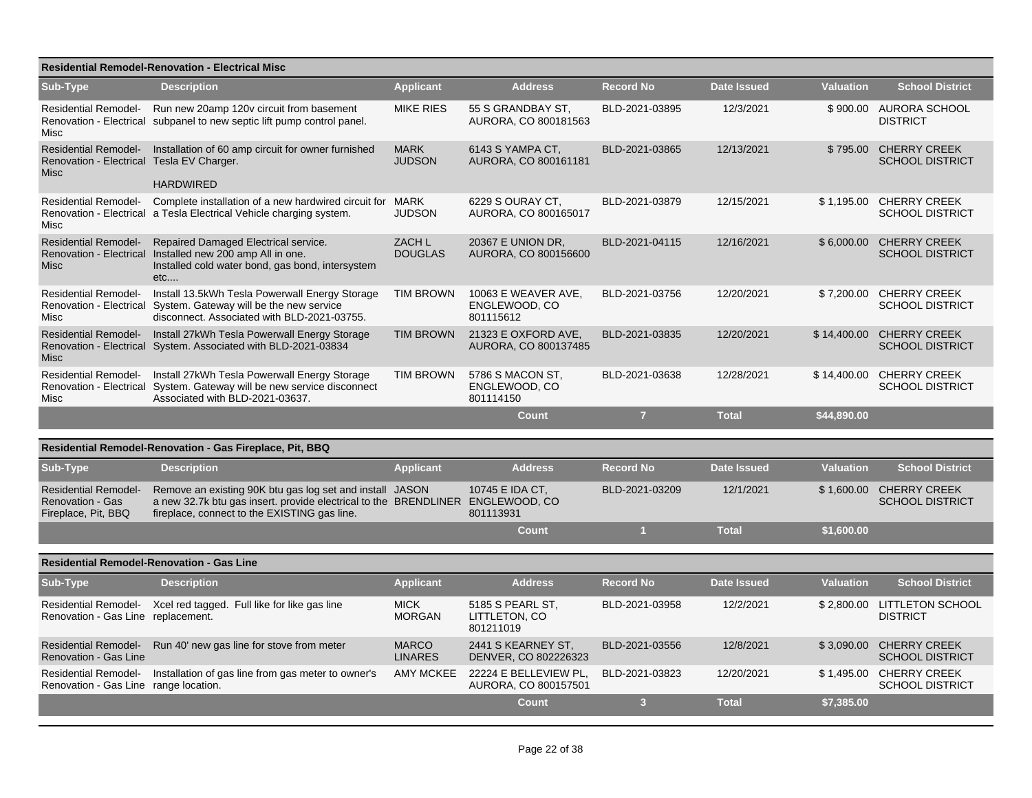### Residential Remodel-Renovation - Electrical Misc

| Sub-Type | Description | Applicant | Address | Record No | Date Issued | Valuation | School District |
|---|---|---|---|---|---|---|---|
| Residential Remodel-Renovation - Electrical Misc | Run new 20amp 120v circuit from basement subpanel to new septic lift pump control panel. | MIKE RIES | 55 S GRANDBAY ST, AURORA, CO 800181563 | BLD-2021-03895 | 12/3/2021 | $ 900.00 | AURORA SCHOOL DISTRICT |
| Residential Remodel-Renovation - Electrical Misc | Installation of 60 amp circuit for owner furnished Tesla EV Charger. HARDWIRED | MARK JUDSON | 6143 S YAMPA CT, AURORA, CO 800161181 | BLD-2021-03865 | 12/13/2021 | $ 795.00 | CHERRY CREEK SCHOOL DISTRICT |
| Residential Remodel-Renovation - Electrical Misc | Complete installation of a new hardwired circuit for a Tesla Electrical Vehicle charging system. | MARK JUDSON | 6229 S OURAY CT, AURORA, CO 800165017 | BLD-2021-03879 | 12/15/2021 | $ 1,195.00 | CHERRY CREEK SCHOOL DISTRICT |
| Residential Remodel-Renovation - Electrical Misc | Repaired Damaged Electrical service. Installed new 200 amp All in one. Installed cold water bond, gas bond, intersystem etc.... | ZACH L DOUGLAS | 20367 E UNION DR, AURORA, CO 800156600 | BLD-2021-04115 | 12/16/2021 | $ 6,000.00 | CHERRY CREEK SCHOOL DISTRICT |
| Residential Remodel-Renovation - Electrical Misc | Install 13.5kWh Tesla Powerwall Energy Storage System. Gateway will be the new service disconnect. Associated with BLD-2021-03755. | TIM BROWN | 10063 E WEAVER AVE, ENGLEWOOD, CO 801115612 | BLD-2021-03756 | 12/20/2021 | $ 7,200.00 | CHERRY CREEK SCHOOL DISTRICT |
| Residential Remodel-Renovation - Electrical Misc | Install 27kWh Tesla Powerwall Energy Storage System. Associated with BLD-2021-03834 | TIM BROWN | 21323 E OXFORD AVE, AURORA, CO 800137485 | BLD-2021-03835 | 12/20/2021 | $ 14,400.00 | CHERRY CREEK SCHOOL DISTRICT |
| Residential Remodel-Renovation - Electrical Misc | Install 27kWh Tesla Powerwall Energy Storage System. Gateway will be new service disconnect Associated with BLD-2021-03637. | TIM BROWN | 5786 S MACON ST, ENGLEWOOD, CO 801114150 | BLD-2021-03638 | 12/28/2021 | $ 14,400.00 | CHERRY CREEK SCHOOL DISTRICT |
| | | | Count | 7 | Total | $44,890.00 | |

### Residential Remodel-Renovation - Gas Fireplace, Pit, BBQ

| Sub-Type | Description | Applicant | Address | Record No | Date Issued | Valuation | School District |
|---|---|---|---|---|---|---|---|
| Residential Remodel-Renovation - Gas Fireplace, Pit, BBQ | Remove an existing 90K btu gas log set and install a new 32.7k btu gas insert. provide electrical to the fireplace, connect to the EXISTING gas line. | JASON BRENDLINER | 10745 E IDA CT, ENGLEWOOD, CO 801113931 | BLD-2021-03209 | 12/1/2021 | $ 1,600.00 | CHERRY CREEK SCHOOL DISTRICT |
| | | | Count | 1 | Total | $1,600.00 | |

### Residential Remodel-Renovation - Gas Line

| Sub-Type | Description | Applicant | Address | Record No | Date Issued | Valuation | School District |
|---|---|---|---|---|---|---|---|
| Residential Remodel-Renovation - Gas Line | Xcel red tagged. Full like for like gas line replacement. | MICK MORGAN | 5185 S PEARL ST, LITTLETON, CO 801211019 | BLD-2021-03958 | 12/2/2021 | $ 2,800.00 | LITTLETON SCHOOL DISTRICT |
| Residential Remodel-Renovation - Gas Line | Run 40' new gas line for stove from meter | MARCO LINARES | 2441 S KEARNEY ST, DENVER, CO 802226323 | BLD-2021-03556 | 12/8/2021 | $ 3,090.00 | CHERRY CREEK SCHOOL DISTRICT |
| Residential Remodel-Renovation - Gas Line | Installation of gas line from gas meter to owner's range location. | AMY MCKEE | 22224 E BELLEVIEW PL, AURORA, CO 800157501 | BLD-2021-03823 | 12/20/2021 | $ 1,495.00 | CHERRY CREEK SCHOOL DISTRICT |
| | | | Count | 3 | Total | $7,385.00 | |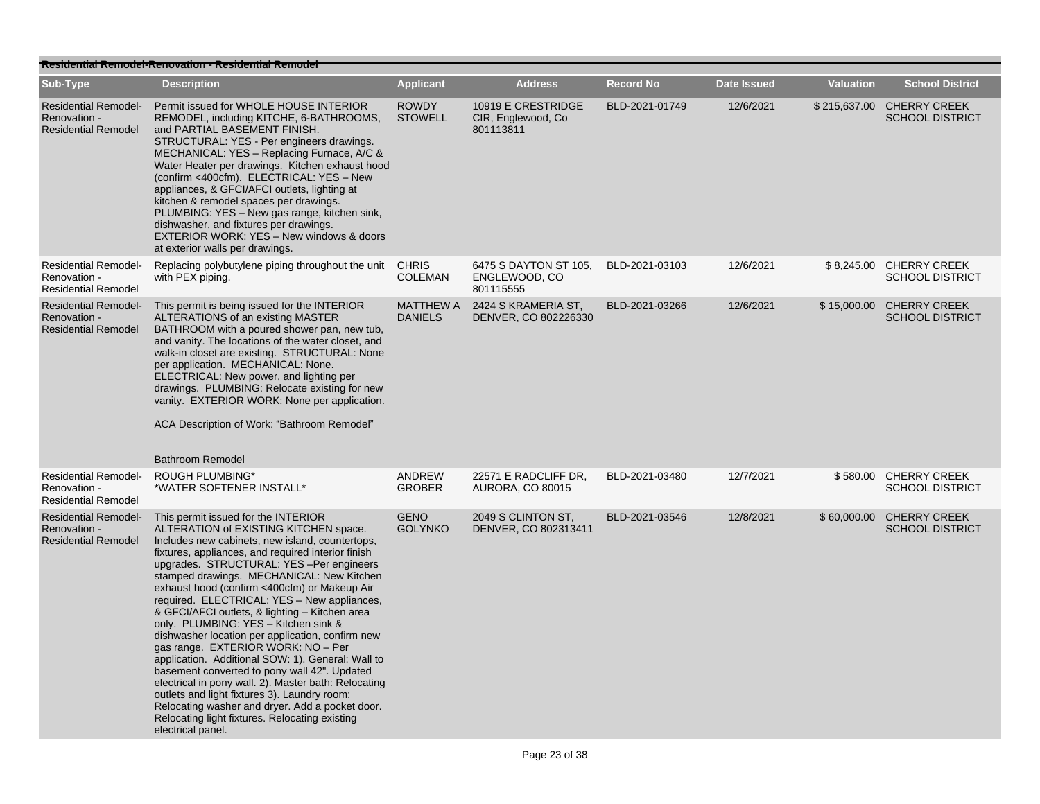## Residential Remodel-Renovation - Residential Remodel

| Sub-Type | Description | Applicant | Address | Record No | Date Issued | Valuation | School District |
|---|---|---|---|---|---|---|---|
| Residential Remodel-Renovation - Residential Remodel | Permit issued for WHOLE HOUSE INTERIOR REMODEL, including KITCHE, 6-BATHROOMS, and PARTIAL BASEMENT FINISH. STRUCTURAL: YES - Per engineers drawings. MECHANICAL: YES – Replacing Furnace, A/C & Water Heater per drawings. Kitchen exhaust hood (confirm <400cfm). ELECTRICAL: YES – New appliances, & GFCI/AFCI outlets, lighting at kitchen & remodel spaces per drawings. PLUMBING: YES – New gas range, kitchen sink, dishwasher, and fixtures per drawings. EXTERIOR WORK: YES – New windows & doors at exterior walls per drawings. | ROWDY STOWELL | 10919 E CRESTRIDGE CIR, Englewood, Co 801113811 | BLD-2021-01749 | 12/6/2021 | $ 215,637.00 | CHERRY CREEK SCHOOL DISTRICT |
| Residential Remodel-Renovation - Residential Remodel | Replacing polybutylene piping throughout the unit with PEX piping. | CHRIS COLEMAN | 6475 S DAYTON ST 105, ENGLEWOOD, CO 801115555 | BLD-2021-03103 | 12/6/2021 | $ 8,245.00 | CHERRY CREEK SCHOOL DISTRICT |
| Residential Remodel-Renovation - Residential Remodel | This permit is being issued for the INTERIOR ALTERATIONS of an existing MASTER BATHROOM with a poured shower pan, new tub, and vanity. The locations of the water closet, and walk-in closet are existing. STRUCTURAL: None per application. MECHANICAL: None. ELECTRICAL: New power, and lighting per drawings. PLUMBING: Relocate existing for new vanity. EXTERIOR WORK: None per application. ACA Description of Work: "Bathroom Remodel" Bathroom Remodel | MATTHEW A DANIELS | 2424 S KRAMERIA ST, DENVER, CO 802226330 | BLD-2021-03266 | 12/6/2021 | $ 15,000.00 | CHERRY CREEK SCHOOL DISTRICT |
| Residential Remodel-Renovation - Residential Remodel | ROUGH PLUMBING* *WATER SOFTENER INSTALL* | ANDREW GROBER | 22571 E RADCLIFF DR, AURORA, CO 80015 | BLD-2021-03480 | 12/7/2021 | $ 580.00 | CHERRY CREEK SCHOOL DISTRICT |
| Residential Remodel-Renovation - Residential Remodel | This permit issued for the INTERIOR ALTERATION of EXISTING KITCHEN space. Includes new cabinets, new island, countertops, fixtures, appliances, and required interior finish upgrades. STRUCTURAL: YES –Per engineers stamped drawings. MECHANICAL: New Kitchen exhaust hood (confirm <400cfm) or Makeup Air required. ELECTRICAL: YES – New appliances, & GFCI/AFCI outlets, & lighting – Kitchen area only. PLUMBING: YES – Kitchen sink & dishwasher location per application, confirm new gas range. EXTERIOR WORK: NO – Per application. Additional SOW: 1). General: Wall to basement converted to pony wall 42". Updated electrical in pony wall. 2). Master bath: Relocating outlets and light fixtures 3). Laundry room: Relocating washer and dryer. Add a pocket door. Relocating light fixtures. Relocating existing electrical panel. | GENO GOLYNKO | 2049 S CLINTON ST, DENVER, CO 802313411 | BLD-2021-03546 | 12/8/2021 | $ 60,000.00 | CHERRY CREEK SCHOOL DISTRICT |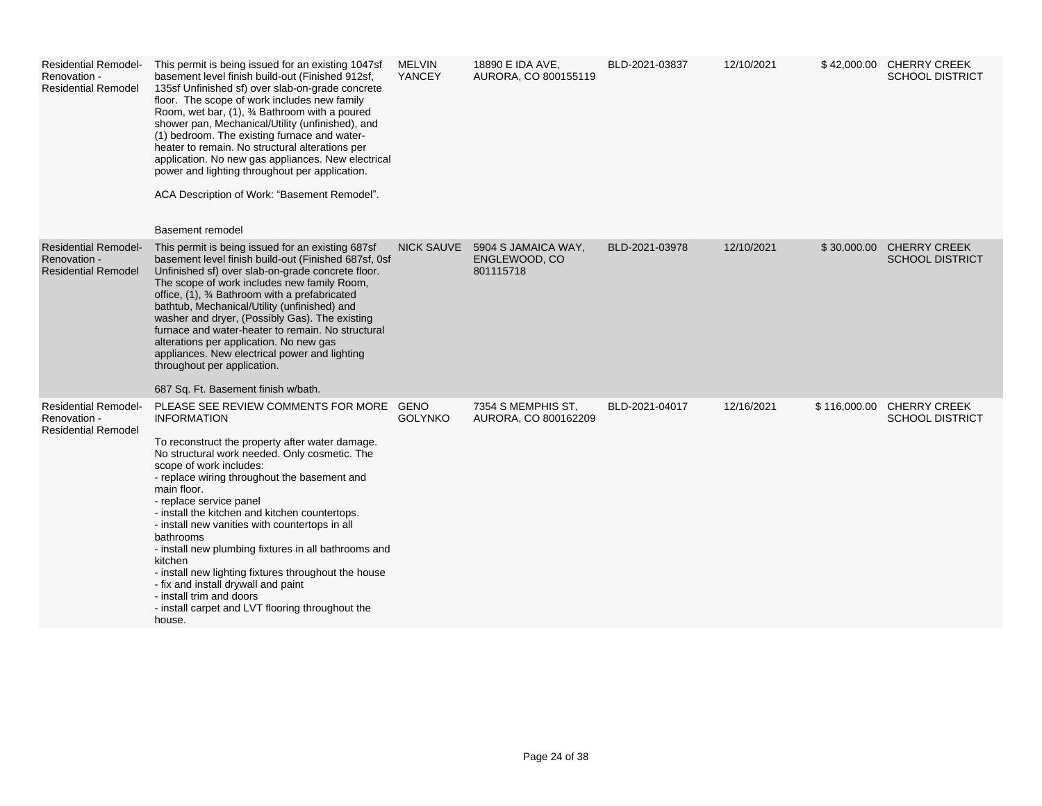| | | | | | | | |
|---|---|---|---|---|---|---|---|
| Residential Remodel-Renovation - Residential Remodel | This permit is being issued for an existing 1047sf basement level finish build-out (Finished 912sf, 135sf Unfinished sf) over slab-on-grade concrete floor. The scope of work includes new family Room, wet bar, (1), ¾ Bathroom with a poured shower pan, Mechanical/Utility (unfinished), and (1) bedroom. The existing furnace and water-heater to remain. No structural alterations per application. No new gas appliances. New electrical power and lighting throughout per application.<br><br>ACA Description of Work: "Basement Remodel".<br><br>Basement remodel | MELVIN YANCEY | 18890 E IDA AVE, AURORA, CO 800155119 | BLD-2021-03837 | 12/10/2021 | $ 42,000.00 | CHERRY CREEK SCHOOL DISTRICT |
| Residential Remodel-Renovation - Residential Remodel | This permit is being issued for an existing 687sf basement level finish build-out (Finished 687sf, 0sf Unfinished sf) over slab-on-grade concrete floor. The scope of work includes new family Room, office, (1), ¾ Bathroom with a prefabricated bathtub, Mechanical/Utility (unfinished) and washer and dryer, (Possibly Gas). The existing furnace and water-heater to remain. No structural alterations per application. No new gas appliances. New electrical power and lighting throughout per application.<br><br>687 Sq. Ft. Basement finish w/bath. | NICK SAUVE | 5904 S JAMAICA WAY, ENGLEWOOD, CO 801115718 | BLD-2021-03978 | 12/10/2021 | $ 30,000.00 | CHERRY CREEK SCHOOL DISTRICT |
| Residential Remodel-Renovation - Residential Remodel | PLEASE SEE REVIEW COMMENTS FOR MORE INFORMATION<br><br>To reconstruct the property after water damage. No structural work needed. Only cosmetic. The scope of work includes:<br>- replace wiring throughout the basement and main floor.<br>- replace service panel<br>- install the kitchen and kitchen countertops.<br>- install new vanities with countertops in all bathrooms<br>- install new plumbing fixtures in all bathrooms and kitchen<br>- install new lighting fixtures throughout the house<br>- fix and install drywall and paint<br>- install trim and doors<br>- install carpet and LVT flooring throughout the house. | GENO GOLYNKO | 7354 S MEMPHIS ST, AURORA, CO 800162209 | BLD-2021-04017 | 12/16/2021 | $ 116,000.00 | CHERRY CREEK SCHOOL DISTRICT |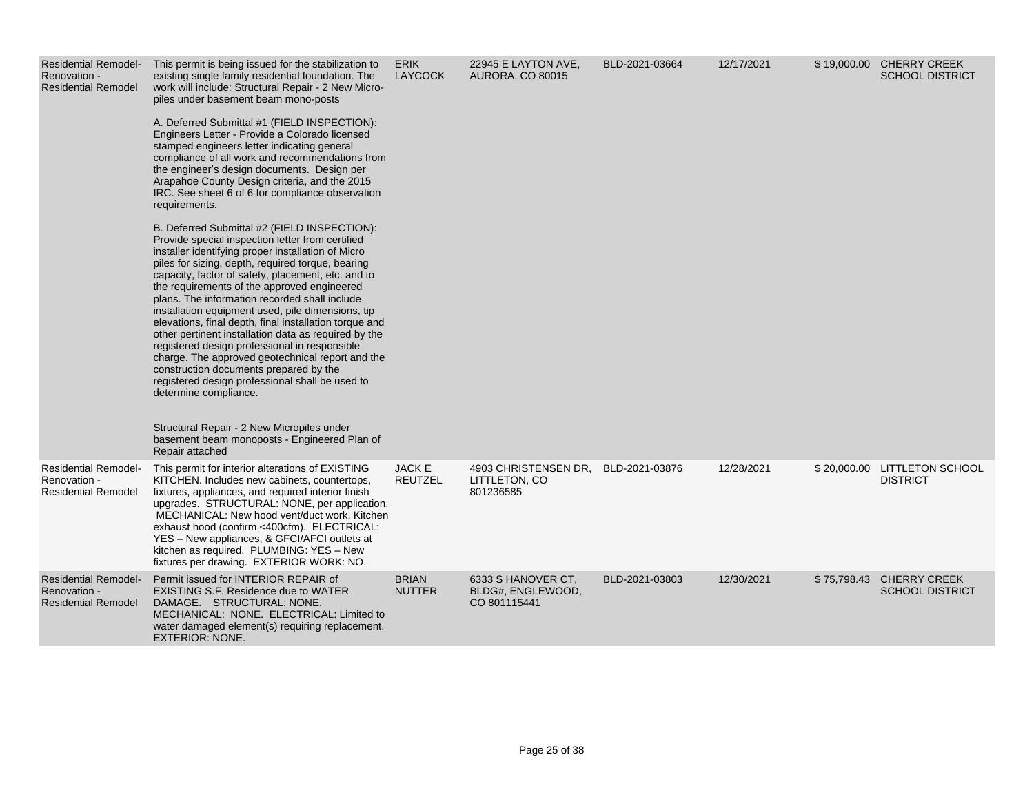| | | | | | | | |
|---|---|---|---|---|---|---|---|
| Residential Remodel-Renovation - Residential Remodel | This permit is being issued for the stabilization to existing single family residential foundation. The work will include: Structural Repair - 2 New Micro-piles under basement beam mono-posts<br><br>A. Deferred Submittal #1 (FIELD INSPECTION): Engineers Letter - Provide a Colorado licensed stamped engineers letter indicating general compliance of all work and recommendations from the engineer's design documents. Design per Arapahoe County Design criteria, and the 2015 IRC. See sheet 6 of 6 for compliance observation requirements.<br><br>B. Deferred Submittal #2 (FIELD INSPECTION): Provide special inspection letter from certified installer identifying proper installation of Micro piles for sizing, depth, required torque, bearing capacity, factor of safety, placement, etc. and to the requirements of the approved engineered plans. The information recorded shall include installation equipment used, pile dimensions, tip elevations, final depth, final installation torque and other pertinent installation data as required by the registered design professional in responsible charge. The approved geotechnical report and the construction documents prepared by the registered design professional shall be used to determine compliance.<br><br>Structural Repair - 2 New Micropiles under basement beam monoposts - Engineered Plan of Repair attached | ERIK LAYCOCK | 22945 E LAYTON AVE, AURORA, CO 80015 | BLD-2021-03664 | 12/17/2021 | $ 19,000.00 | CHERRY CREEK SCHOOL DISTRICT |
| Residential Remodel-Renovation - Residential Remodel | This permit for interior alterations of EXISTING KITCHEN. Includes new cabinets, countertops, fixtures, appliances, and required interior finish upgrades. STRUCTURAL: NONE, per application. MECHANICAL: New hood vent/duct work. Kitchen exhaust hood (confirm <400cfm). ELECTRICAL: YES – New appliances, & GFCI/AFCI outlets at kitchen as required. PLUMBING: YES – New fixtures per drawing. EXTERIOR WORK: NO. | JACK E REUTZEL | 4903 CHRISTENSEN DR, LITTLETON, CO 801236585 | BLD-2021-03876 | 12/28/2021 | $ 20,000.00 | LITTLETON SCHOOL DISTRICT |
| Residential Remodel-Renovation - Residential Remodel | Permit issued for INTERIOR REPAIR of EXISTING S.F. Residence due to WATER DAMAGE. STRUCTURAL: NONE. MECHANICAL: NONE. ELECTRICAL: Limited to water damaged element(s) requiring replacement. EXTERIOR: NONE. | BRIAN NUTTER | 6333 S HANOVER CT, BLDG#, ENGLEWOOD, CO 801115441 | BLD-2021-03803 | 12/30/2021 | $ 75,798.43 | CHERRY CREEK SCHOOL DISTRICT |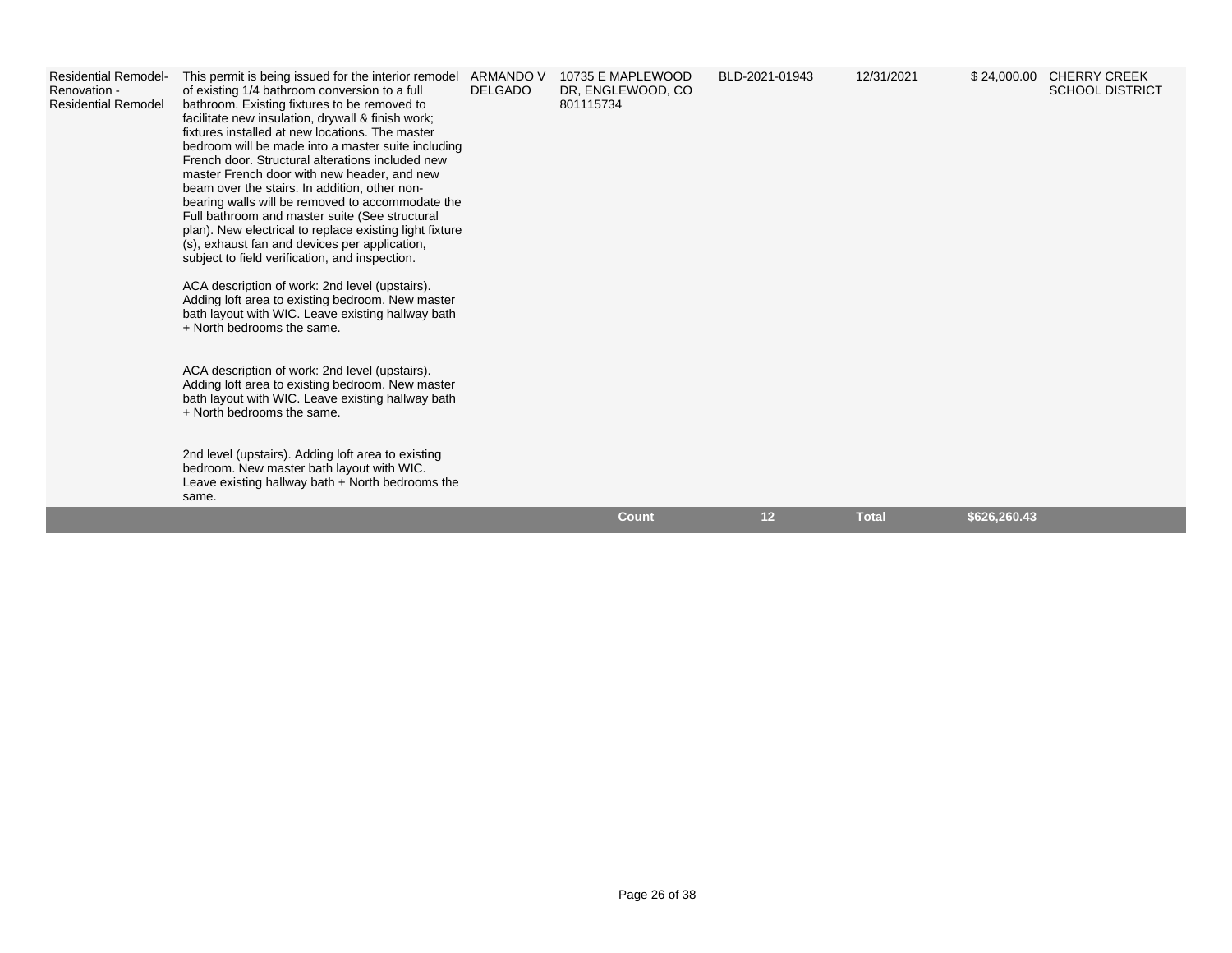| | | | | | | | |
|---|---|---|---|---|---|---|---|
| Residential Remodel-Renovation - Residential Remodel | This permit is being issued for the interior remodel of existing 1/4 bathroom conversion to a full bathroom. Existing fixtures to be removed to facilitate new insulation, drywall & finish work; fixtures installed at new locations. The master bedroom will be made into a master suite including French door. Structural alterations included new master French door with new header, and new beam over the stairs. In addition, other non-bearing walls will be removed to accommodate the Full bathroom and master suite (See structural plan). New electrical to replace existing light fixture (s), exhaust fan and devices per application, subject to field verification, and inspection.<br><br>ACA description of work: 2nd level (upstairs). Adding loft area to existing bedroom. New master bath layout with WIC. Leave existing hallway bath + North bedrooms the same.<br><br>ACA description of work: 2nd level (upstairs). Adding loft area to existing bedroom. New master bath layout with WIC. Leave existing hallway bath + North bedrooms the same.<br><br>2nd level (upstairs). Adding loft area to existing bedroom. New master bath layout with WIC. Leave existing hallway bath + North bedrooms the same. | ARMANDO V DELGADO | 10735 E MAPLEWOOD DR, ENGLEWOOD, CO 801115734 | BLD-2021-01943 | 12/31/2021 | $ 24,000.00 | CHERRY CREEK SCHOOL DISTRICT |
| | | | **Count** | **12** | **Total** | **$626,260.43** | |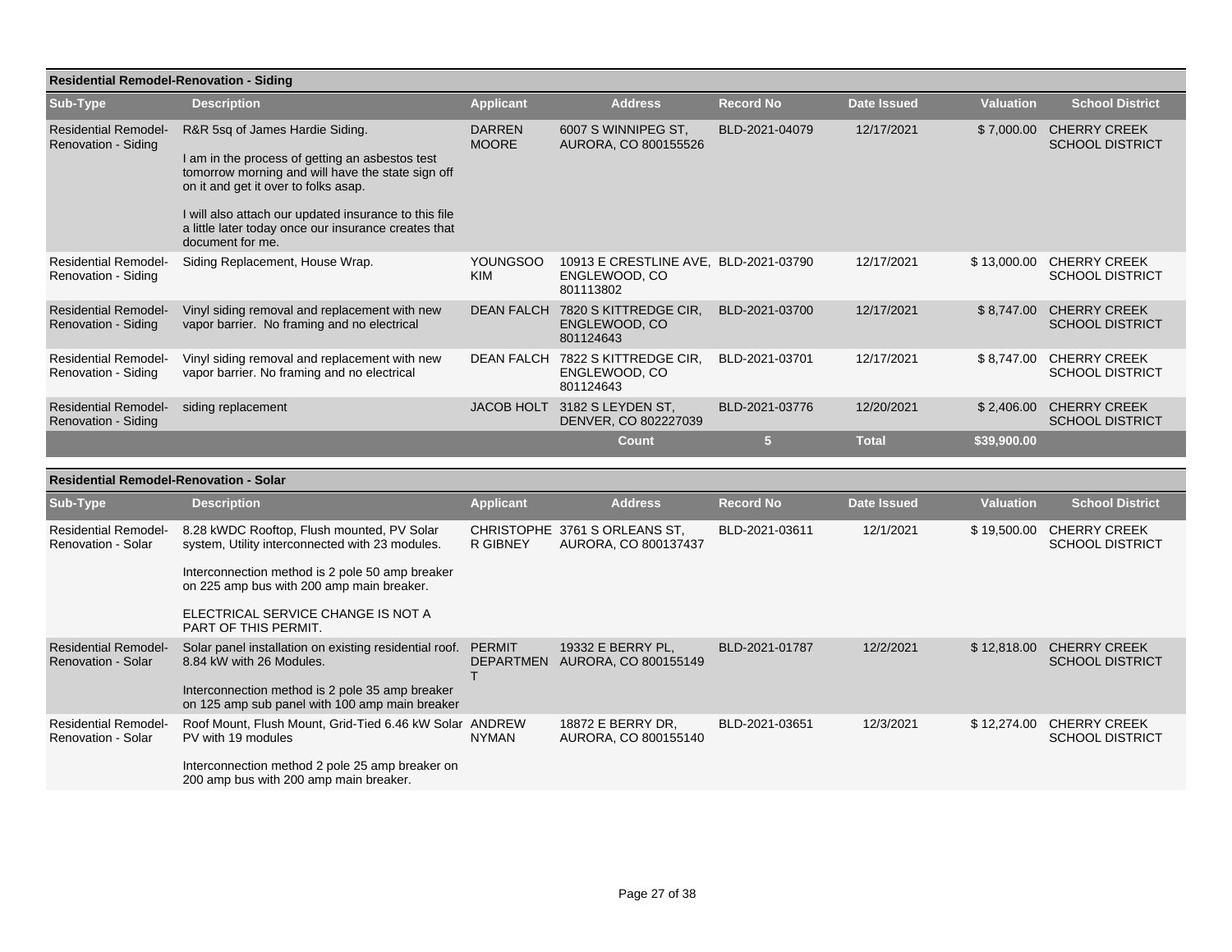### Residential Remodel-Renovation - Siding

| Sub-Type | Description | Applicant | Address | Record No | Date Issued | Valuation | School District |
|---|---|---|---|---|---|---|---|
| Residential Remodel-Renovation - Siding | R&R 5sq of James Hardie Siding.<br><br>I am in the process of getting an asbestos test tomorrow morning and will have the state sign off on it and get it over to folks asap.<br><br>I will also attach our updated insurance to this file a little later today once our insurance creates that document for me. | DARREN MOORE | 6007 S WINNIPEG ST, AURORA, CO 800155526 | BLD-2021-04079 | 12/17/2021 | $ 7,000.00 | CHERRY CREEK SCHOOL DISTRICT |
| Residential Remodel-Renovation - Siding | Siding Replacement, House Wrap. | YOUNGSOO KIM | 10913 E CRESTLINE AVE, ENGLEWOOD, CO 801113802 | BLD-2021-03790 | 12/17/2021 | $ 13,000.00 | CHERRY CREEK SCHOOL DISTRICT |
| Residential Remodel-Renovation - Siding | Vinyl siding removal and replacement with new vapor barrier. No framing and no electrical | DEAN FALCH | 7820 S KITTREDGE CIR, ENGLEWOOD, CO 801124643 | BLD-2021-03700 | 12/17/2021 | $ 8,747.00 | CHERRY CREEK SCHOOL DISTRICT |
| Residential Remodel-Renovation - Siding | Vinyl siding removal and replacement with new vapor barrier. No framing and no electrical | DEAN FALCH | 7822 S KITTREDGE CIR, ENGLEWOOD, CO 801124643 | BLD-2021-03701 | 12/17/2021 | $ 8,747.00 | CHERRY CREEK SCHOOL DISTRICT |
| Residential Remodel-Renovation - Siding | siding replacement | JACOB HOLT | 3182 S LEYDEN ST, DENVER, CO 802227039 | BLD-2021-03776 | 12/20/2021 | $ 2,406.00 | CHERRY CREEK SCHOOL DISTRICT |
| | | | **Count** | **5** | **Total** | **$39,900.00** | |

### Residential Remodel-Renovation - Solar

| Sub-Type | Description | Applicant | Address | Record No | Date Issued | Valuation | School District |
|---|---|---|---|---|---|---|---|
| Residential Remodel-Renovation - Solar | 8.28 kWDC Rooftop, Flush mounted, PV Solar system, Utility interconnected with 23 modules.<br><br>Interconnection method is 2 pole 50 amp breaker on 225 amp bus with 200 amp main breaker.<br><br>ELECTRICAL SERVICE CHANGE IS NOT A PART OF THIS PERMIT. | CHRISTOPHE R GIBNEY | 3761 S ORLEANS ST, AURORA, CO 800137437 | BLD-2021-03611 | 12/1/2021 | $ 19,500.00 | CHERRY CREEK SCHOOL DISTRICT |
| Residential Remodel-Renovation - Solar | Solar panel installation on existing residential roof. 8.84 kW with 26 Modules.<br><br>Interconnection method is 2 pole 35 amp breaker on 125 amp sub panel with 100 amp main breaker | PERMIT DEPARTMENT | 19332 E BERRY PL, AURORA, CO 800155149 | BLD-2021-01787 | 12/2/2021 | $ 12,818.00 | CHERRY CREEK SCHOOL DISTRICT |
| Residential Remodel-Renovation - Solar | Roof Mount, Flush Mount, Grid-Tied 6.46 kW Solar PV with 19 modules<br><br>Interconnection method 2 pole 25 amp breaker on 200 amp bus with 200 amp main breaker. | ANDREW NYMAN | 18872 E BERRY DR, AURORA, CO 800155140 | BLD-2021-03651 | 12/3/2021 | $ 12,274.00 | CHERRY CREEK SCHOOL DISTRICT |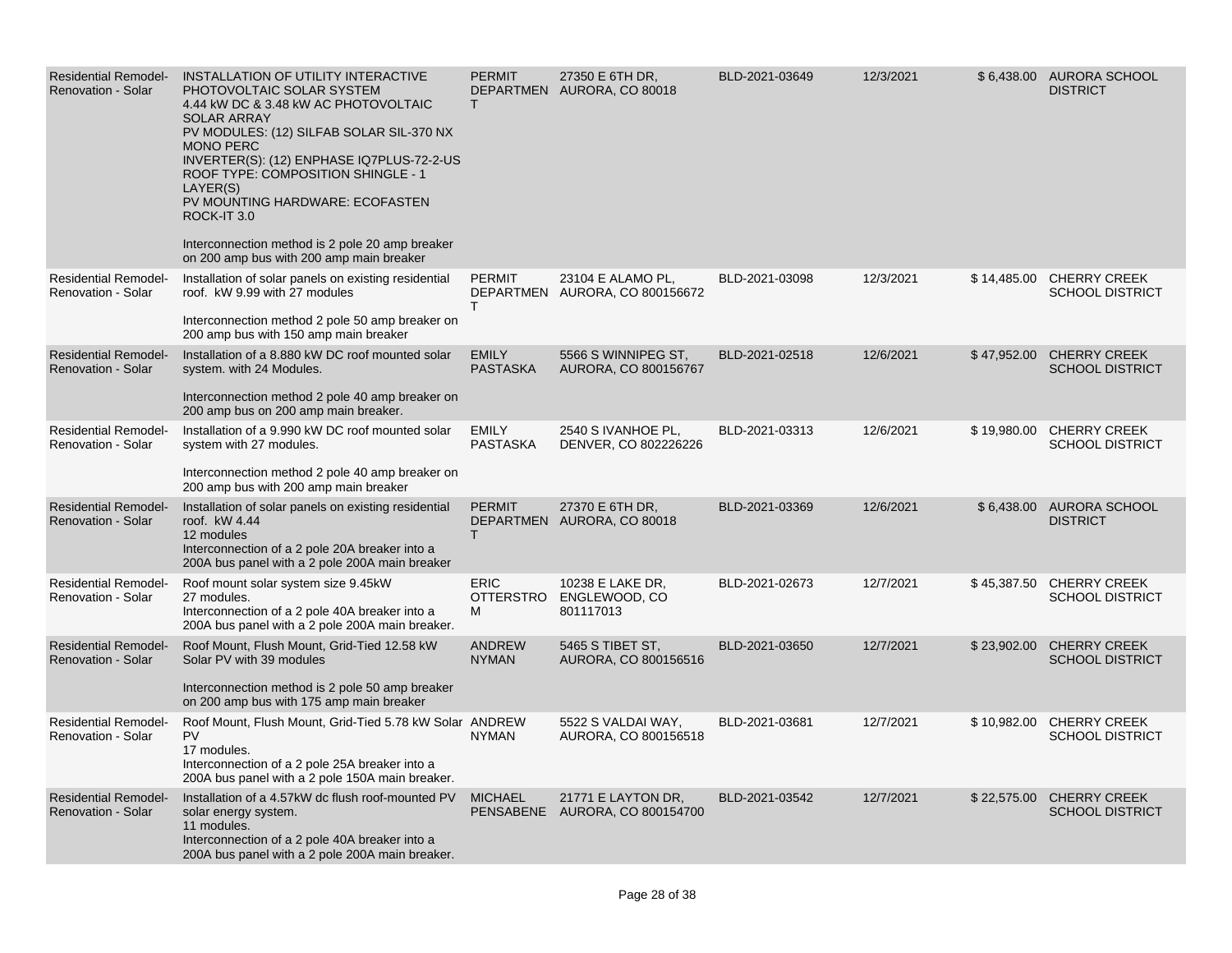| | | | | | | | |
|---|---|---|---|---|---|---|---|
| Residential Remodel-Renovation - Solar | INSTALLATION OF UTILITY INTERACTIVE PHOTOVOLTAIC SOLAR SYSTEM<br>4.44 kW DC & 3.48 kW AC PHOTOVOLTAIC SOLAR ARRAY<br>PV MODULES: (12) SILFAB SOLAR SIL-370 NX MONO PERC<br>INVERTER(S): (12) ENPHASE IQ7PLUS-72-2-US<br>ROOF TYPE: COMPOSITION SHINGLE - 1 LAYER(S)<br>PV MOUNTING HARDWARE: ECOFASTEN ROCK-IT 3.0<br><br>Interconnection method is 2 pole 20 amp breaker on 200 amp bus with 200 amp main breaker | PERMIT DEPARTMENT | 27350 E 6TH DR, AURORA, CO 80018 | BLD-2021-03649 | 12/3/2021 | $ 6,438.00 | AURORA SCHOOL DISTRICT |
| Residential Remodel-Renovation - Solar | Installation of solar panels on existing residential roof. kW 9.99 with 27 modules<br><br>Interconnection method 2 pole 50 amp breaker on 200 amp bus with 150 amp main breaker | PERMIT DEPARTMENT | 23104 E ALAMO PL, AURORA, CO 800156672 | BLD-2021-03098 | 12/3/2021 | $ 14,485.00 | CHERRY CREEK SCHOOL DISTRICT |
| Residential Remodel-Renovation - Solar | Installation of a 8.880 kW DC roof mounted solar system. with 24 Modules.<br><br>Interconnection method 2 pole 40 amp breaker on 200 amp bus on 200 amp main breaker. | EMILY PASTASKA | 5566 S WINNIPEG ST, AURORA, CO 800156767 | BLD-2021-02518 | 12/6/2021 | $ 47,952.00 | CHERRY CREEK SCHOOL DISTRICT |
| Residential Remodel-Renovation - Solar | Installation of a 9.990 kW DC roof mounted solar system with 27 modules.<br><br>Interconnection method 2 pole 40 amp breaker on 200 amp bus with 200 amp main breaker | EMILY PASTASKA | 2540 S IVANHOE PL, DENVER, CO 802226226 | BLD-2021-03313 | 12/6/2021 | $ 19,980.00 | CHERRY CREEK SCHOOL DISTRICT |
| Residential Remodel-Renovation - Solar | Installation of solar panels on existing residential roof. kW 4.44<br>12 modules<br>Interconnection of a 2 pole 20A breaker into a 200A bus panel with a 2 pole 200A main breaker | PERMIT DEPARTMENT | 27370 E 6TH DR, AURORA, CO 80018 | BLD-2021-03369 | 12/6/2021 | $ 6,438.00 | AURORA SCHOOL DISTRICT |
| Residential Remodel-Renovation - Solar | Roof mount solar system size 9.45kW<br>27 modules.<br>Interconnection of a 2 pole 40A breaker into a 200A bus panel with a 2 pole 200A main breaker. | ERIC OTTERSTROM | 10238 E LAKE DR, ENGLEWOOD, CO 801117013 | BLD-2021-02673 | 12/7/2021 | $ 45,387.50 | CHERRY CREEK SCHOOL DISTRICT |
| Residential Remodel-Renovation - Solar | Roof Mount, Flush Mount, Grid-Tied 12.58 kW Solar PV with 39 modules<br><br>Interconnection method is 2 pole 50 amp breaker on 200 amp bus with 175 amp main breaker | ANDREW NYMAN | 5465 S TIBET ST, AURORA, CO 800156516 | BLD-2021-03650 | 12/7/2021 | $ 23,902.00 | CHERRY CREEK SCHOOL DISTRICT |
| Residential Remodel-Renovation - Solar | Roof Mount, Flush Mount, Grid-Tied 5.78 kW Solar PV<br>17 modules.<br>Interconnection of a 2 pole 25A breaker into a 200A bus panel with a 2 pole 150A main breaker. | ANDREW NYMAN | 5522 S VALDAI WAY, AURORA, CO 800156518 | BLD-2021-03681 | 12/7/2021 | $ 10,982.00 | CHERRY CREEK SCHOOL DISTRICT |
| Residential Remodel-Renovation - Solar | Installation of a 4.57kW dc flush roof-mounted PV solar energy system.<br>11 modules.<br>Interconnection of a 2 pole 40A breaker into a 200A bus panel with a 2 pole 200A main breaker. | MICHAEL PENSABENE | 21771 E LAYTON DR, AURORA, CO 800154700 | BLD-2021-03542 | 12/7/2021 | $ 22,575.00 | CHERRY CREEK SCHOOL DISTRICT |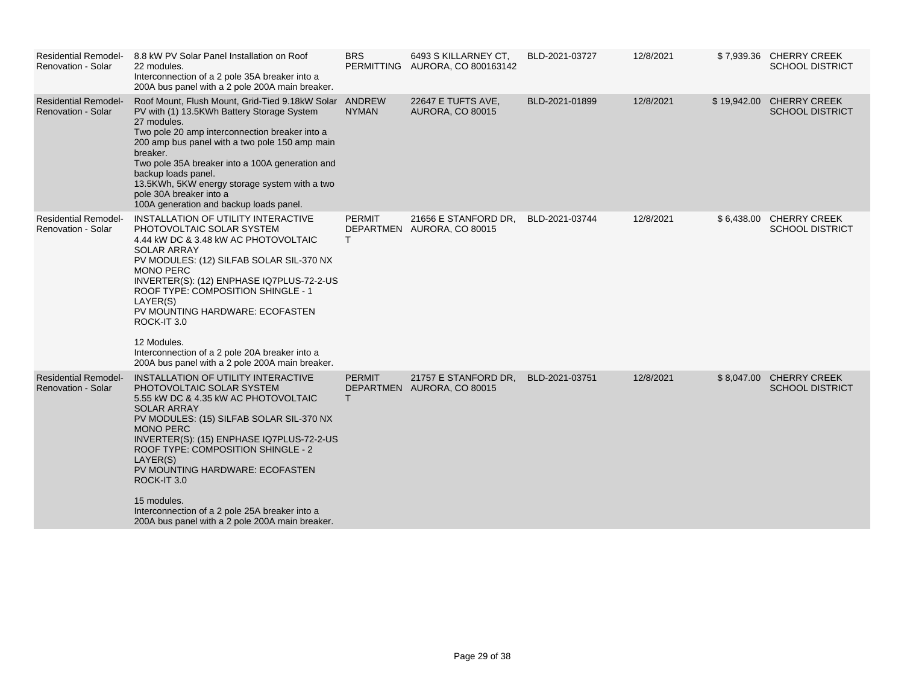| | | | | | | | |
|---|---|---|---|---|---|---|---|
| Residential Remodel-Renovation - Solar | 8.8 kW PV Solar Panel Installation on Roof<br>22 modules.<br>Interconnection of a 2 pole 35A breaker into a 200A bus panel with a 2 pole 200A main breaker. | BRS PERMITTING | 6493 S KILLARNEY CT, AURORA, CO 800163142 | BLD-2021-03727 | 12/8/2021 | $ 7,939.36 | CHERRY CREEK SCHOOL DISTRICT |
| Residential Remodel-Renovation - Solar | Roof Mount, Flush Mount, Grid-Tied 9.18kW Solar PV with (1) 13.5KWh Battery Storage System<br>27 modules.<br>Two pole 20 amp interconnection breaker into a 200 amp bus panel with a two pole 150 amp main breaker.<br>Two pole 35A breaker into a 100A generation and backup loads panel.<br>13.5KWh, 5KW energy storage system with a two pole 30A breaker into a<br>100A generation and backup loads panel. | ANDREW NYMAN | 22647 E TUFTS AVE, AURORA, CO 80015 | BLD-2021-01899 | 12/8/2021 | $ 19,942.00 | CHERRY CREEK SCHOOL DISTRICT |
| Residential Remodel-Renovation - Solar | INSTALLATION OF UTILITY INTERACTIVE PHOTOVOLTAIC SOLAR SYSTEM<br>4.44 kW DC & 3.48 kW AC PHOTOVOLTAIC SOLAR ARRAY<br>PV MODULES: (12) SILFAB SOLAR SIL-370 NX MONO PERC<br>INVERTER(S): (12) ENPHASE IQ7PLUS-72-2-US<br>ROOF TYPE: COMPOSITION SHINGLE - 1 LAYER(S)<br>PV MOUNTING HARDWARE: ECOFASTEN ROCK-IT 3.0<br><br>12 Modules.<br>Interconnection of a 2 pole 20A breaker into a 200A bus panel with a 2 pole 200A main breaker. | PERMIT DEPARTMENT | 21656 E STANFORD DR, AURORA, CO 80015 | BLD-2021-03744 | 12/8/2021 | $ 6,438.00 | CHERRY CREEK SCHOOL DISTRICT |
| Residential Remodel-Renovation - Solar | INSTALLATION OF UTILITY INTERACTIVE PHOTOVOLTAIC SOLAR SYSTEM<br>5.55 kW DC & 4.35 kW AC PHOTOVOLTAIC SOLAR ARRAY<br>PV MODULES: (15) SILFAB SOLAR SIL-370 NX MONO PERC<br>INVERTER(S): (15) ENPHASE IQ7PLUS-72-2-US<br>ROOF TYPE: COMPOSITION SHINGLE - 2 LAYER(S)<br>PV MOUNTING HARDWARE: ECOFASTEN ROCK-IT 3.0<br><br>15 modules.<br>Interconnection of a 2 pole 25A breaker into a 200A bus panel with a 2 pole 200A main breaker. | PERMIT DEPARTMENT | 21757 E STANFORD DR, AURORA, CO 80015 | BLD-2021-03751 | 12/8/2021 | $ 8,047.00 | CHERRY CREEK SCHOOL DISTRICT |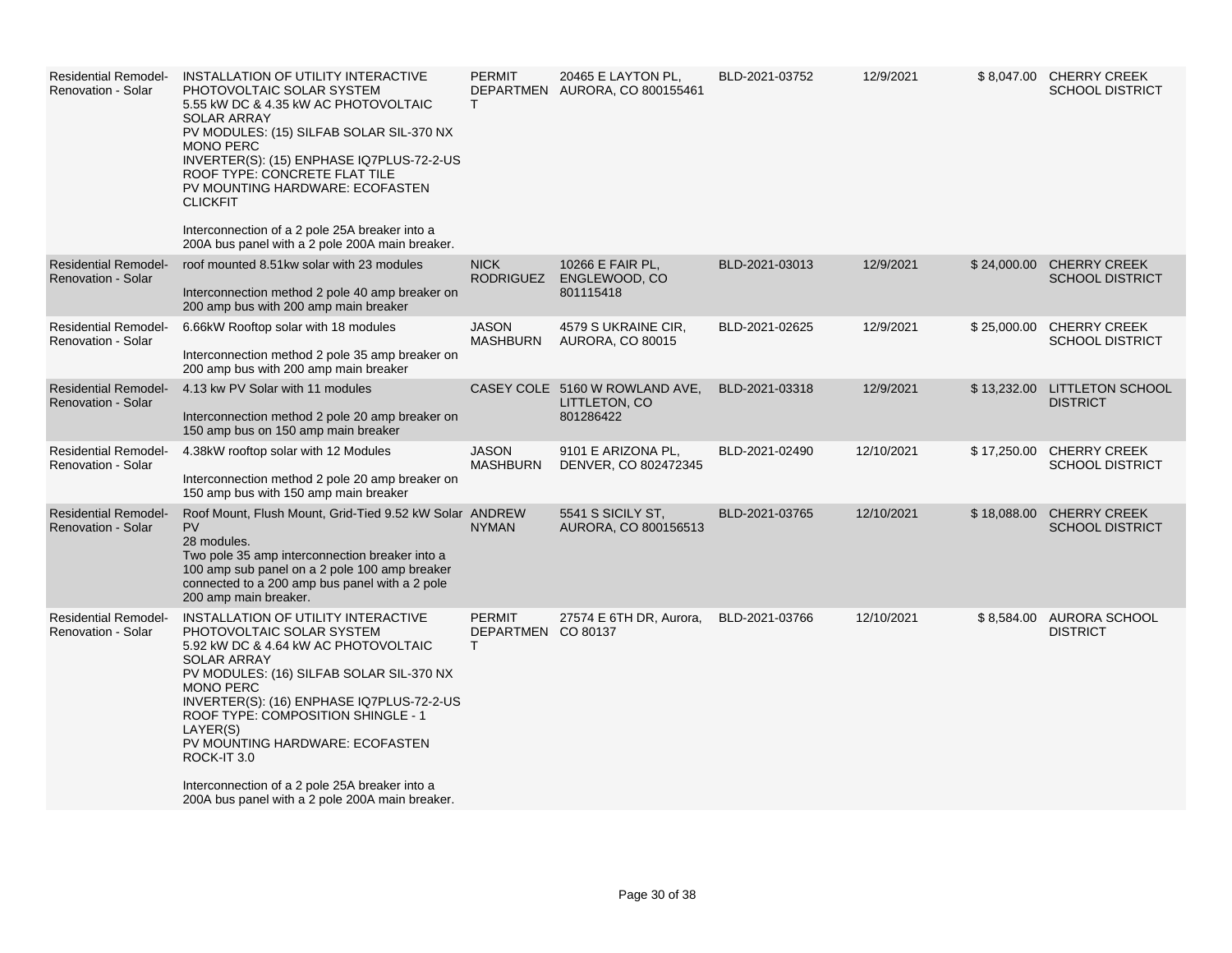| | | | | | | | |
|---|---|---|---|---|---|---|---|
| Residential Remodel-Renovation - Solar | INSTALLATION OF UTILITY INTERACTIVE PHOTOVOLTAIC SOLAR SYSTEM<br>5.55 kW DC & 4.35 kW AC PHOTOVOLTAIC SOLAR ARRAY<br>PV MODULES: (15) SILFAB SOLAR SIL-370 NX MONO PERC<br>INVERTER(S): (15) ENPHASE IQ7PLUS-72-2-US<br>ROOF TYPE: CONCRETE FLAT TILE<br>PV MOUNTING HARDWARE: ECOFASTEN CLICKFIT<br><br>Interconnection of a 2 pole 25A breaker into a 200A bus panel with a 2 pole 200A main breaker. | PERMIT DEPARTMENT | 20465 E LAYTON PL, AURORA, CO 800155461 | BLD-2021-03752 | 12/9/2021 | $ 8,047.00 | CHERRY CREEK SCHOOL DISTRICT |
| Residential Remodel-Renovation - Solar | roof mounted 8.51kw solar with 23 modules<br><br>Interconnection method 2 pole 40 amp breaker on 200 amp bus with 200 amp main breaker | NICK RODRIGUEZ | 10266 E FAIR PL, ENGLEWOOD, CO 801115418 | BLD-2021-03013 | 12/9/2021 | $ 24,000.00 | CHERRY CREEK SCHOOL DISTRICT |
| Residential Remodel-Renovation - Solar | 6.66kW Rooftop solar with 18 modules<br><br>Interconnection method 2 pole 35 amp breaker on 200 amp bus with 200 amp main breaker | JASON MASHBURN | 4579 S UKRAINE CIR, AURORA, CO 80015 | BLD-2021-02625 | 12/9/2021 | $ 25,000.00 | CHERRY CREEK SCHOOL DISTRICT |
| Residential Remodel-Renovation - Solar | 4.13 kw PV Solar with 11 modules<br><br>Interconnection method 2 pole 20 amp breaker on 150 amp bus on 150 amp main breaker | CASEY COLE | 5160 W ROWLAND AVE, LITTLETON, CO 801286422 | BLD-2021-03318 | 12/9/2021 | $ 13,232.00 | LITTLETON SCHOOL DISTRICT |
| Residential Remodel-Renovation - Solar | 4.38kW rooftop solar with 12 Modules<br><br>Interconnection method 2 pole 20 amp breaker on 150 amp bus with 150 amp main breaker | JASON MASHBURN | 9101 E ARIZONA PL, DENVER, CO 802472345 | BLD-2021-02490 | 12/10/2021 | $ 17,250.00 | CHERRY CREEK SCHOOL DISTRICT |
| Residential Remodel-Renovation - Solar | Roof Mount, Flush Mount, Grid-Tied 9.52 kW Solar PV<br>28 modules.<br>Two pole 35 amp interconnection breaker into a 100 amp sub panel on a 2 pole 100 amp breaker connected to a 200 amp bus panel with a 2 pole 200 amp main breaker. | ANDREW NYMAN | 5541 S SICILY ST, AURORA, CO 800156513 | BLD-2021-03765 | 12/10/2021 | $ 18,088.00 | CHERRY CREEK SCHOOL DISTRICT |
| Residential Remodel-Renovation - Solar | INSTALLATION OF UTILITY INTERACTIVE PHOTOVOLTAIC SOLAR SYSTEM<br>5.92 kW DC & 4.64 kW AC PHOTOVOLTAIC SOLAR ARRAY<br>PV MODULES: (16) SILFAB SOLAR SIL-370 NX MONO PERC<br>INVERTER(S): (16) ENPHASE IQ7PLUS-72-2-US<br>ROOF TYPE: COMPOSITION SHINGLE - 1 LAYER(S)<br>PV MOUNTING HARDWARE: ECOFASTEN ROCK-IT 3.0<br><br>Interconnection of a 2 pole 25A breaker into a 200A bus panel with a 2 pole 200A main breaker. | PERMIT DEPARTMENT | 27574 E 6TH DR, Aurora, CO 80137 | BLD-2021-03766 | 12/10/2021 | $ 8,584.00 | AURORA SCHOOL DISTRICT |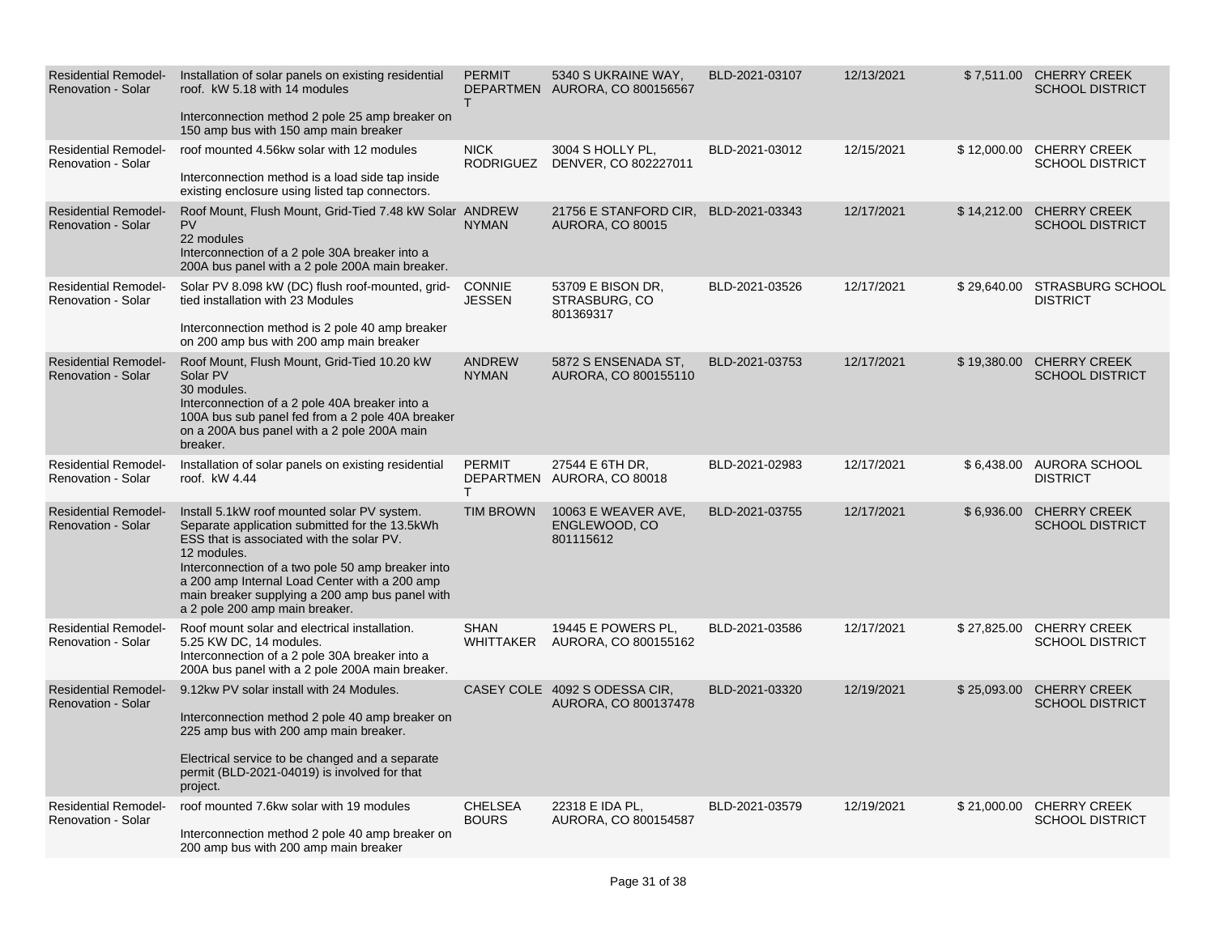| Residential Remodel-Renovation - Solar | Installation of solar panels on existing residential roof. kW 5.18 with 14 modules<br><br>Interconnection method 2 pole 25 amp breaker on 150 amp bus with 150 amp main breaker | PERMIT DEPARTMENT | 5340 S UKRAINE WAY, AURORA, CO 800156567 | BLD-2021-03107 | 12/13/2021 | $ 7,511.00 | CHERRY CREEK SCHOOL DISTRICT |
|---|---|---|---|---|---|---|---|
| Residential Remodel-Renovation - Solar | roof mounted 4.56kw solar with 12 modules<br><br>Interconnection method is a load side tap inside existing enclosure using listed tap connectors. | NICK RODRIGUEZ | 3004 S HOLLY PL, DENVER, CO 802227011 | BLD-2021-03012 | 12/15/2021 | $ 12,000.00 | CHERRY CREEK SCHOOL DISTRICT |
| Residential Remodel-Renovation - Solar | Roof Mount, Flush Mount, Grid-Tied 7.48 kW Solar PV<br>22 modules<br>Interconnection of a 2 pole 30A breaker into a 200A bus panel with a 2 pole 200A main breaker. | ANDREW NYMAN | 21756 E STANFORD CIR, AURORA, CO 80015 | BLD-2021-03343 | 12/17/2021 | $ 14,212.00 | CHERRY CREEK SCHOOL DISTRICT |
| Residential Remodel-Renovation - Solar | Solar PV 8.098 kW (DC) flush roof-mounted, grid-tied installation with 23 Modules<br><br>Interconnection method is 2 pole 40 amp breaker on 200 amp bus with 200 amp main breaker | CONNIE JESSEN | 53709 E BISON DR, STRASBURG, CO 801369317 | BLD-2021-03526 | 12/17/2021 | $ 29,640.00 | STRASBURG SCHOOL DISTRICT |
| Residential Remodel-Renovation - Solar | Roof Mount, Flush Mount, Grid-Tied 10.20 kW Solar PV<br>30 modules.<br>Interconnection of a 2 pole 40A breaker into a 100A bus sub panel fed from a 2 pole 40A breaker on a 200A bus panel with a 2 pole 200A main breaker. | ANDREW NYMAN | 5872 S ENSENADA ST, AURORA, CO 800155110 | BLD-2021-03753 | 12/17/2021 | $ 19,380.00 | CHERRY CREEK SCHOOL DISTRICT |
| Residential Remodel-Renovation - Solar | Installation of solar panels on existing residential roof. kW 4.44 | PERMIT DEPARTMENT | 27544 E 6TH DR, AURORA, CO 80018 | BLD-2021-02983 | 12/17/2021 | $ 6,438.00 | AURORA SCHOOL DISTRICT |
| Residential Remodel-Renovation - Solar | Install 5.1kW roof mounted solar PV system. Separate application submitted for the 13.5kWh ESS that is associated with the solar PV.<br>12 modules.<br>Interconnection of a two pole 50 amp breaker into a 200 amp Internal Load Center with a 200 amp main breaker supplying a 200 amp bus panel with a 2 pole 200 amp main breaker. | TIM BROWN | 10063 E WEAVER AVE, ENGLEWOOD, CO 801115612 | BLD-2021-03755 | 12/17/2021 | $ 6,936.00 | CHERRY CREEK SCHOOL DISTRICT |
| Residential Remodel-Renovation - Solar | Roof mount solar and electrical installation.<br>5.25 KW DC, 14 modules.<br>Interconnection of a 2 pole 30A breaker into a 200A bus panel with a 2 pole 200A main breaker. | SHAN WHITTAKER | 19445 E POWERS PL, AURORA, CO 800155162 | BLD-2021-03586 | 12/17/2021 | $ 27,825.00 | CHERRY CREEK SCHOOL DISTRICT |
| Residential Remodel-Renovation - Solar | 9.12kw PV solar install with 24 Modules.<br><br>Interconnection method 2 pole 40 amp breaker on 225 amp bus with 200 amp main breaker.<br><br>Electrical service to be changed and a separate permit (BLD-2021-04019) is involved for that project. | CASEY COLE | 4092 S ODESSA CIR, AURORA, CO 800137478 | BLD-2021-03320 | 12/19/2021 | $ 25,093.00 | CHERRY CREEK SCHOOL DISTRICT |
| Residential Remodel-Renovation - Solar | roof mounted 7.6kw solar with 19 modules<br><br>Interconnection method 2 pole 40 amp breaker on 200 amp bus with 200 amp main breaker | CHELSEA BOURS | 22318 E IDA PL, AURORA, CO 800154587 | BLD-2021-03579 | 12/19/2021 | $ 21,000.00 | CHERRY CREEK SCHOOL DISTRICT |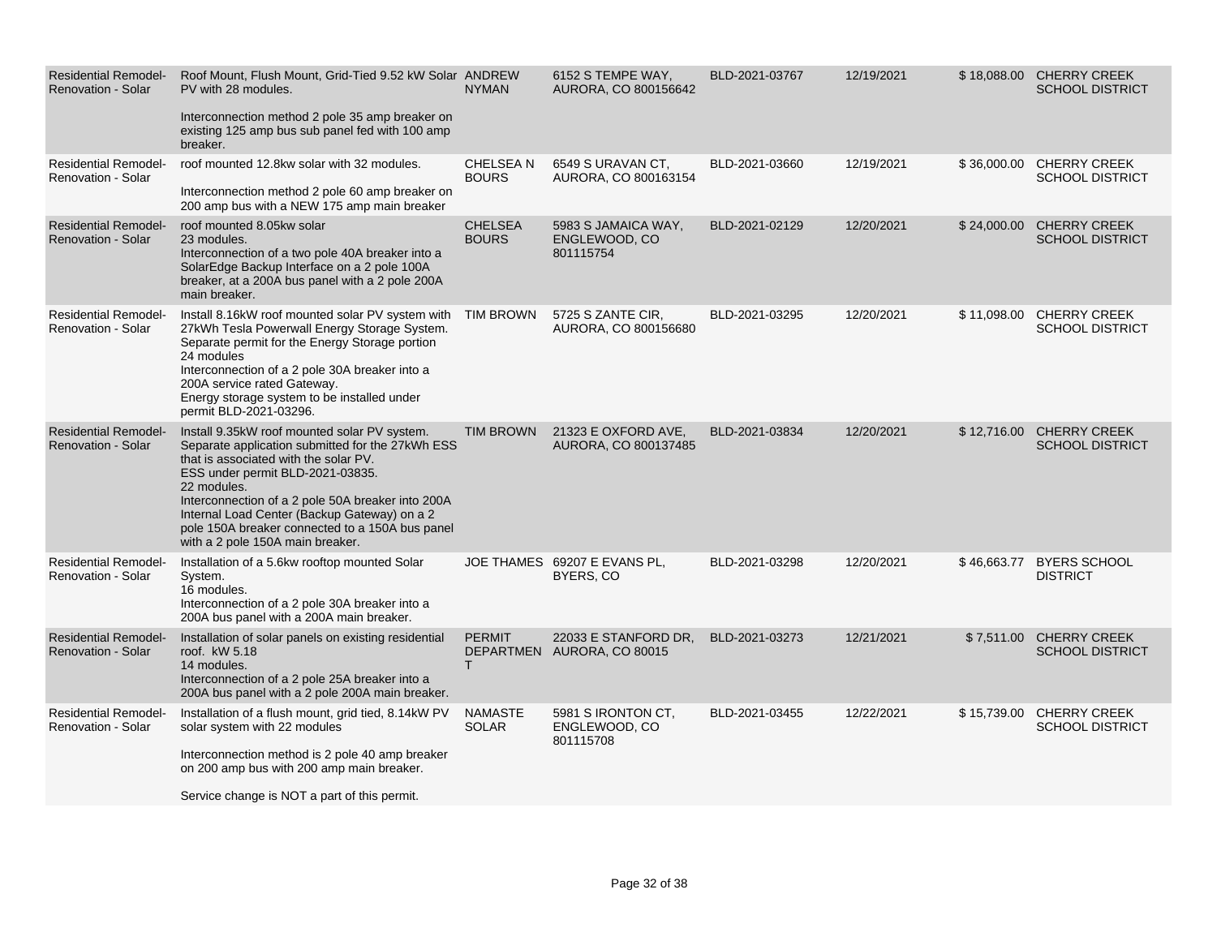| | | | | | | | |
|---|---|---|---|---|---|---|---|
| Residential Remodel-Renovation - Solar | Roof Mount, Flush Mount, Grid-Tied 9.52 kW Solar PV with 28 modules.<br><br>Interconnection method 2 pole 35 amp breaker on existing 125 amp bus sub panel fed with 100 amp breaker. | ANDREW NYMAN | 6152 S TEMPE WAY, AURORA, CO 800156642 | BLD-2021-03767 | 12/19/2021 | $ 18,088.00 | CHERRY CREEK SCHOOL DISTRICT |
| Residential Remodel-Renovation - Solar | roof mounted 12.8kw solar with 32 modules.<br><br>Interconnection method 2 pole 60 amp breaker on 200 amp bus with a NEW 175 amp main breaker | CHELSEA N BOURS | 6549 S URAVAN CT, AURORA, CO 800163154 | BLD-2021-03660 | 12/19/2021 | $ 36,000.00 | CHERRY CREEK SCHOOL DISTRICT |
| Residential Remodel-Renovation - Solar | roof mounted 8.05kw solar<br>23 modules.<br>Interconnection of a two pole 40A breaker into a SolarEdge Backup Interface on a 2 pole 100A breaker, at a 200A bus panel with a 2 pole 200A main breaker. | CHELSEA BOURS | 5983 S JAMAICA WAY, ENGLEWOOD, CO 801115754 | BLD-2021-02129 | 12/20/2021 | $ 24,000.00 | CHERRY CREEK SCHOOL DISTRICT |
| Residential Remodel-Renovation - Solar | Install 8.16kW roof mounted solar PV system with 27kWh Tesla Powerwall Energy Storage System. Separate permit for the Energy Storage portion<br>24 modules<br>Interconnection of a 2 pole 30A breaker into a 200A service rated Gateway.<br>Energy storage system to be installed under permit BLD-2021-03296. | TIM BROWN | 5725 S ZANTE CIR, AURORA, CO 800156680 | BLD-2021-03295 | 12/20/2021 | $ 11,098.00 | CHERRY CREEK SCHOOL DISTRICT |
| Residential Remodel-Renovation - Solar | Install 9.35kW roof mounted solar PV system. Separate application submitted for the 27kWh ESS that is associated with the solar PV.<br>ESS under permit BLD-2021-03835.<br>22 modules.<br>Interconnection of a 2 pole 50A breaker into 200A Internal Load Center (Backup Gateway) on a 2 pole 150A breaker connected to a 150A bus panel with a 2 pole 150A main breaker. | TIM BROWN | 21323 E OXFORD AVE, AURORA, CO 800137485 | BLD-2021-03834 | 12/20/2021 | $ 12,716.00 | CHERRY CREEK SCHOOL DISTRICT |
| Residential Remodel-Renovation - Solar | Installation of a 5.6kw rooftop mounted Solar System.<br>16 modules.<br>Interconnection of a 2 pole 30A breaker into a 200A bus panel with a 200A main breaker. | JOE THAMES | 69207 E EVANS PL, BYERS, CO | BLD-2021-03298 | 12/20/2021 | $ 46,663.77 | BYERS SCHOOL DISTRICT |
| Residential Remodel-Renovation - Solar | Installation of solar panels on existing residential roof. kW 5.18<br>14 modules.<br>Interconnection of a 2 pole 25A breaker into a 200A bus panel with a 2 pole 200A main breaker. | PERMIT DEPARTMENT | 22033 E STANFORD DR, AURORA, CO 80015 | BLD-2021-03273 | 12/21/2021 | $ 7,511.00 | CHERRY CREEK SCHOOL DISTRICT |
| Residential Remodel-Renovation - Solar | Installation of a flush mount, grid tied, 8.14kW PV solar system with 22 modules<br><br>Interconnection method is 2 pole 40 amp breaker on 200 amp bus with 200 amp main breaker.<br><br>Service change is NOT a part of this permit. | NAMASTE SOLAR | 5981 S IRONTON CT, ENGLEWOOD, CO 801115708 | BLD-2021-03455 | 12/22/2021 | $ 15,739.00 | CHERRY CREEK SCHOOL DISTRICT |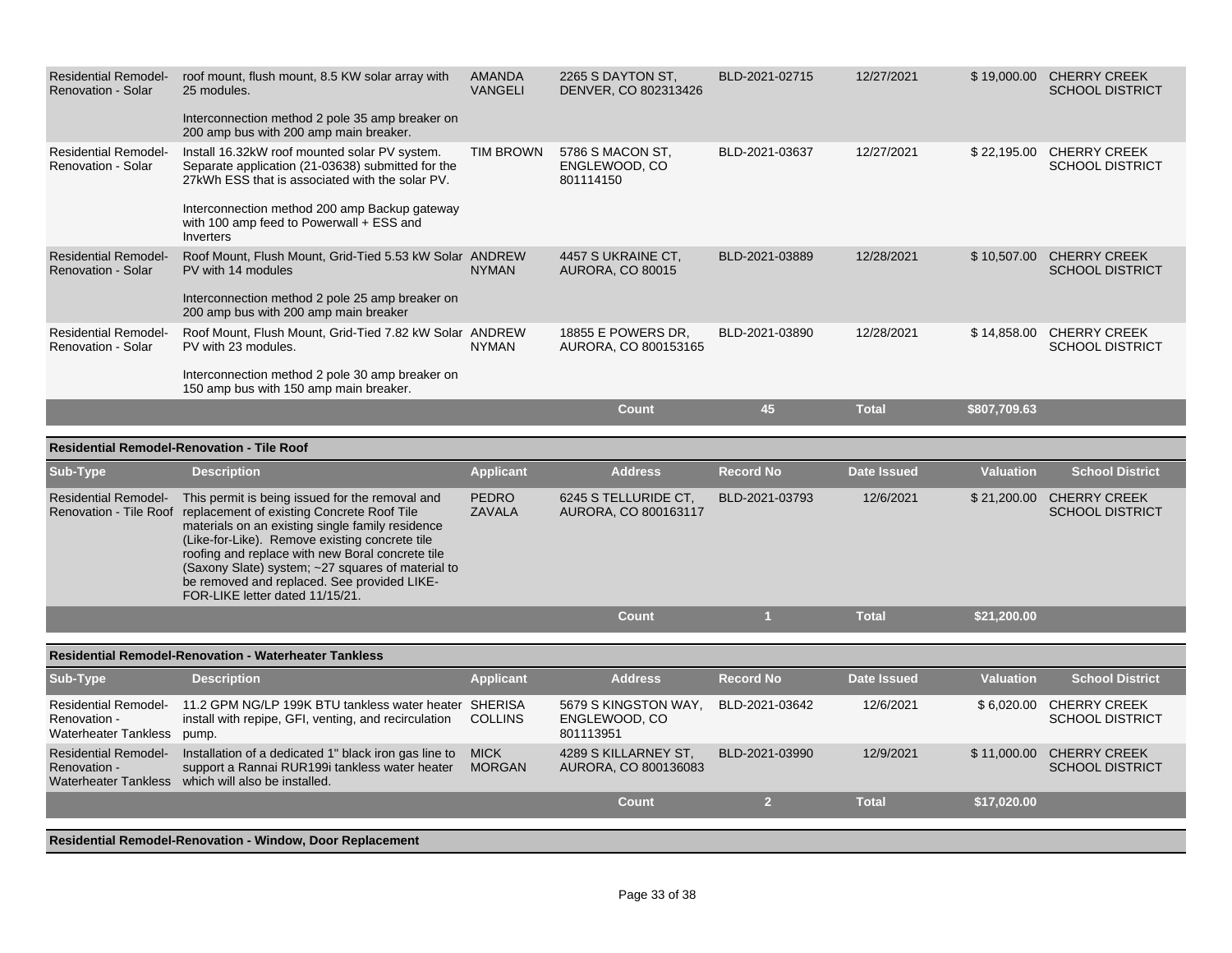| Sub-Type | Description | Applicant | Address | Record No | Date Issued | Valuation | School District |
|---|---|---|---|---|---|---|---|
| Residential Remodel-Renovation - Solar | roof mount, flush mount, 8.5 KW solar array with 25 modules.<br><br>Interconnection method 2 pole 35 amp breaker on 200 amp bus with 200 amp main breaker. | AMANDA VANGELI | 2265 S DAYTON ST, DENVER, CO 802313426 | BLD-2021-02715 | 12/27/2021 | $ 19,000.00 | CHERRY CREEK SCHOOL DISTRICT |
| Residential Remodel-Renovation - Solar | Install 16.32kW roof mounted solar PV system. Separate application (21-03638) submitted for the 27kWh ESS that is associated with the solar PV.<br><br>Interconnection method 200 amp Backup gateway with 100 amp feed to Powerwall + ESS and Inverters | TIM BROWN | 5786 S MACON ST, ENGLEWOOD, CO 801114150 | BLD-2021-03637 | 12/27/2021 | $ 22,195.00 | CHERRY CREEK SCHOOL DISTRICT |
| Residential Remodel-Renovation - Solar | Roof Mount, Flush Mount, Grid-Tied 5.53 kW Solar PV with 14 modules<br><br>Interconnection method 2 pole 25 amp breaker on 200 amp bus with 200 amp main breaker | ANDREW NYMAN | 4457 S UKRAINE CT, AURORA, CO 80015 | BLD-2021-03889 | 12/28/2021 | $ 10,507.00 | CHERRY CREEK SCHOOL DISTRICT |
| Residential Remodel-Renovation - Solar | Roof Mount, Flush Mount, Grid-Tied 7.82 kW Solar PV with 23 modules.<br><br>Interconnection method 2 pole 30 amp breaker on 150 amp bus with 150 amp main breaker. | ANDREW NYMAN | 18855 E POWERS DR, AURORA, CO 800153165 | BLD-2021-03890 | 12/28/2021 | $ 14,858.00 | CHERRY CREEK SCHOOL DISTRICT |
| | | | Count | 45 | Total | $807,709.63 | |

**Residential Remodel-Renovation - Tile Roof**

| Sub-Type | Description | Applicant | Address | Record No | Date Issued | Valuation | School District |
|---|---|---|---|---|---|---|---|
| Residential Remodel-Renovation - Tile Roof | This permit is being issued for the removal and replacement of existing Concrete Roof Tile materials on an existing single family residence (Like-for-Like). Remove existing concrete tile roofing and replace with new Boral concrete tile (Saxony Slate) system; ~27 squares of material to be removed and replaced. See provided LIKE-FOR-LIKE letter dated 11/15/21. | PEDRO ZAVALA | 6245 S TELLURIDE CT, AURORA, CO 800163117 | BLD-2021-03793 | 12/6/2021 | $ 21,200.00 | CHERRY CREEK SCHOOL DISTRICT |
| | | | Count | 1 | Total | $21,200.00 | |

**Residential Remodel-Renovation - Waterheater Tankless**

| Sub-Type | Description | Applicant | Address | Record No | Date Issued | Valuation | School District |
|---|---|---|---|---|---|---|---|
| Residential Remodel-Renovation - Waterheater Tankless | 11.2 GPM NG/LP 199K BTU tankless water heater install with repipe, GFI, venting, and recirculation pump. | SHERISA COLLINS | 5679 S KINGSTON WAY, ENGLEWOOD, CO 801113951 | BLD-2021-03642 | 12/6/2021 | $ 6,020.00 | CHERRY CREEK SCHOOL DISTRICT |
| Residential Remodel-Renovation - Waterheater Tankless | Installation of a dedicated 1" black iron gas line to support a Rannai RUR199i tankless water heater which will also be installed. | MICK MORGAN | 4289 S KILLARNEY ST, AURORA, CO 800136083 | BLD-2021-03990 | 12/9/2021 | $ 11,000.00 | CHERRY CREEK SCHOOL DISTRICT |
| | | | Count | 2 | Total | $17,020.00 | |

**Residential Remodel-Renovation - Window, Door Replacement**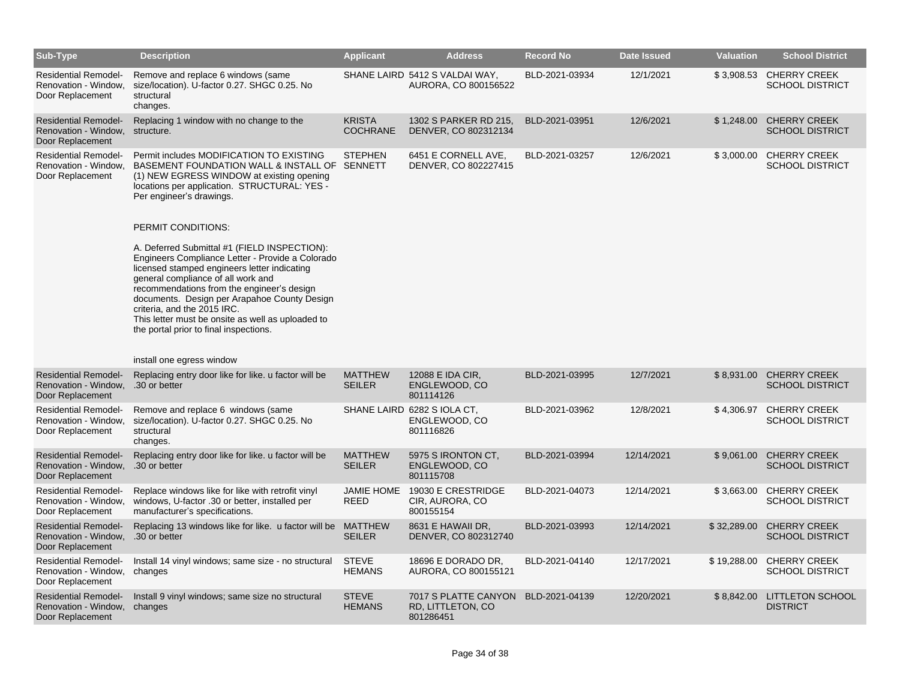| Sub-Type | Description | Applicant | Address | Record No | Date Issued | Valuation | School District |
|---|---|---|---|---|---|---|---|
| Residential Remodel-Renovation - Window, Door Replacement | Remove and replace 6 windows (same size/location). U-factor 0.27. SHGC 0.25. No structural changes. | SHANE LAIRD | 5412 S VALDAI WAY, AURORA, CO 800156522 | BLD-2021-03934 | 12/1/2021 | $ 3,908.53 | CHERRY CREEK SCHOOL DISTRICT |
| Residential Remodel-Renovation - Window, Door Replacement | Replacing 1 window with no change to the structure. | KRISTA COCHRANE | 1302 S PARKER RD 215, DENVER, CO 802312134 | BLD-2021-03951 | 12/6/2021 | $ 1,248.00 | CHERRY CREEK SCHOOL DISTRICT |
| Residential Remodel-Renovation - Window, Door Replacement | Permit includes MODIFICATION TO EXISTING BASEMENT FOUNDATION WALL & INSTALL OF (1) NEW EGRESS WINDOW at existing opening locations per application. STRUCTURAL: YES - Per engineer's drawings.<br><br>PERMIT CONDITIONS:<br><br>A. Deferred Submittal #1 (FIELD INSPECTION): Engineers Compliance Letter - Provide a Colorado licensed stamped engineers letter indicating general compliance of all work and recommendations from the engineer's design documents. Design per Arapahoe County Design criteria, and the 2015 IRC. This letter must be onsite as well as uploaded to the portal prior to final inspections.<br><br>install one egress window | STEPHEN SENNETT | 6451 E CORNELL AVE, DENVER, CO 802227415 | BLD-2021-03257 | 12/6/2021 | $ 3,000.00 | CHERRY CREEK SCHOOL DISTRICT |
| Residential Remodel-Renovation - Window, Door Replacement | Replacing entry door like for like. u factor will be .30 or better | MATTHEW SEILER | 12088 E IDA CIR, ENGLEWOOD, CO 801114126 | BLD-2021-03995 | 12/7/2021 | $ 8,931.00 | CHERRY CREEK SCHOOL DISTRICT |
| Residential Remodel-Renovation - Window, Door Replacement | Remove and replace 6 windows (same size/location). U-factor 0.27. SHGC 0.25. No structural changes. | SHANE LAIRD | 6282 S IOLA CT, ENGLEWOOD, CO 801116826 | BLD-2021-03962 | 12/8/2021 | $ 4,306.97 | CHERRY CREEK SCHOOL DISTRICT |
| Residential Remodel-Renovation - Window, Door Replacement | Replacing entry door like for like. u factor will be .30 or better | MATTHEW SEILER | 5975 S IRONTON CT, ENGLEWOOD, CO 801115708 | BLD-2021-03994 | 12/14/2021 | $ 9,061.00 | CHERRY CREEK SCHOOL DISTRICT |
| Residential Remodel-Renovation - Window, Door Replacement | Replace windows like for like with retrofit vinyl windows, U-factor .30 or better, installed per manufacturer's specifications. | JAMIE HOME REED | 19030 E CRESTRIDGE CIR, AURORA, CO 800155154 | BLD-2021-04073 | 12/14/2021 | $ 3,663.00 | CHERRY CREEK SCHOOL DISTRICT |
| Residential Remodel-Renovation - Window, Door Replacement | Replacing 13 windows like for like. u factor will be .30 or better | MATTHEW SEILER | 8631 E HAWAII DR, DENVER, CO 802312740 | BLD-2021-03993 | 12/14/2021 | $ 32,289.00 | CHERRY CREEK SCHOOL DISTRICT |
| Residential Remodel-Renovation - Window, Door Replacement | Install 14 vinyl windows; same size - no structural changes | STEVE HEMANS | 18696 E DORADO DR, AURORA, CO 800155121 | BLD-2021-04140 | 12/17/2021 | $ 19,288.00 | CHERRY CREEK SCHOOL DISTRICT |
| Residential Remodel-Renovation - Window, Door Replacement | Install 9 vinyl windows; same size no structural changes | STEVE HEMANS | 7017 S PLATTE CANYON RD, LITTLETON, CO 801286451 | BLD-2021-04139 | 12/20/2021 | $ 8,842.00 | LITTLETON SCHOOL DISTRICT |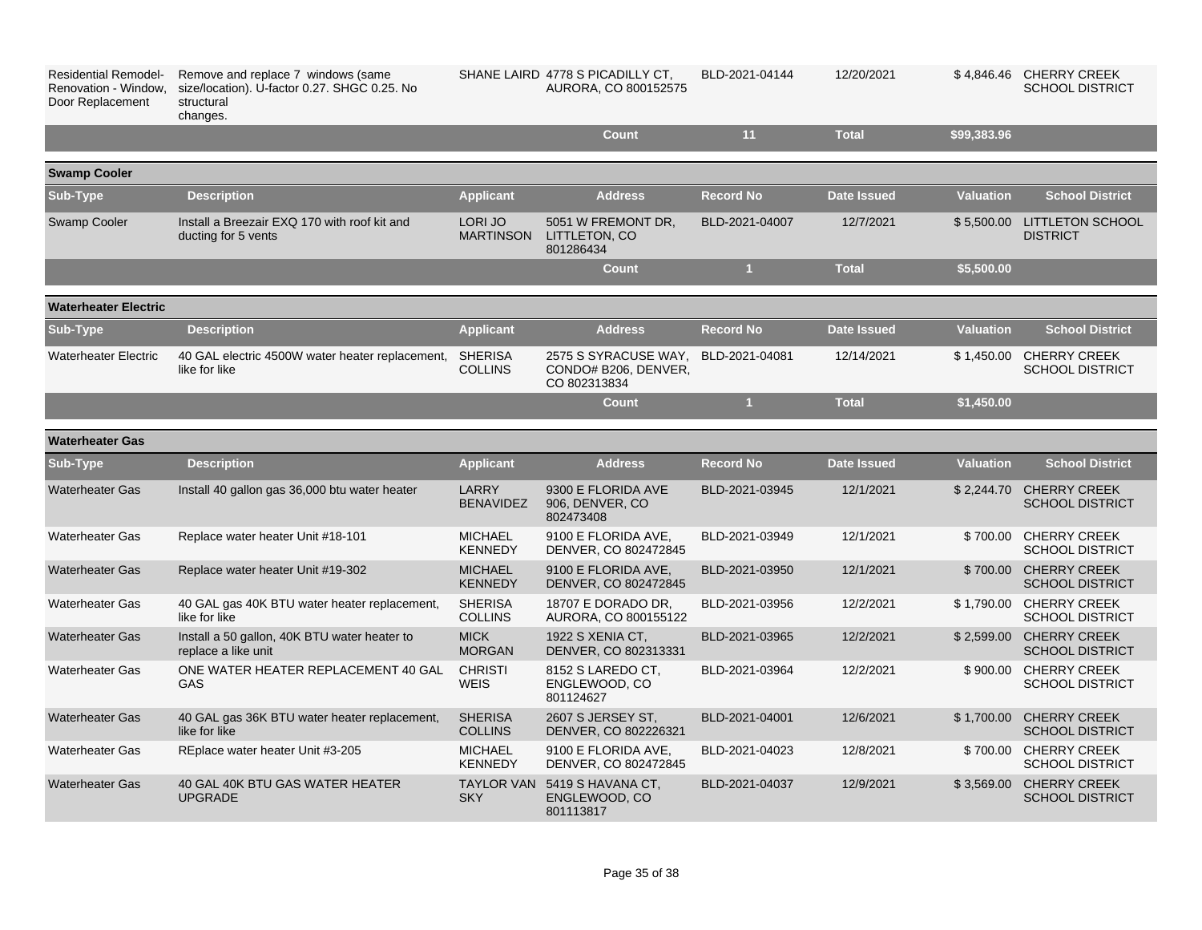| Sub-Type | Description | Applicant | Address | Record No | Date Issued | Valuation | School District |
|---|---|---|---|---|---|---|---|
| Residential Remodel-Renovation - Window, Door Replacement | Remove and replace 7 windows (same size/location). U-factor 0.27. SHGC 0.25. No structural changes. | SHANE LAIRD | 4778 S PICADILLY CT, AURORA, CO 800152575 | BLD-2021-04144 | 12/20/2021 | $ 4,846.46 | CHERRY CREEK SCHOOL DISTRICT |
| | | | **Count** | **11** | **Total** | **$99,383.96** | |

## Swamp Cooler

| Sub-Type | Description | Applicant | Address | Record No | Date Issued | Valuation | School District |
|---|---|---|---|---|---|---|---|
| Swamp Cooler | Install a Breezair EXQ 170 with roof kit and ducting for 5 vents | LORI JO MARTINSON | 5051 W FREMONT DR, LITTLETON, CO 801286434 | BLD-2021-04007 | 12/7/2021 | $ 5,500.00 | LITTLETON SCHOOL DISTRICT |
| | | | **Count** | **1** | **Total** | **$5,500.00** | |

## Waterheater Electric

| Sub-Type | Description | Applicant | Address | Record No | Date Issued | Valuation | School District |
|---|---|---|---|---|---|---|---|
| Waterheater Electric | 40 GAL electric 4500W water heater replacement, like for like | SHERISA COLLINS | 2575 S SYRACUSE WAY, CONDO# B206, DENVER, CO 802313834 | BLD-2021-04081 | 12/14/2021 | $ 1,450.00 | CHERRY CREEK SCHOOL DISTRICT |
| | | | **Count** | **1** | **Total** | **$1,450.00** | |

## Waterheater Gas

| Sub-Type | Description | Applicant | Address | Record No | Date Issued | Valuation | School District |
|---|---|---|---|---|---|---|---|
| Waterheater Gas | Install 40 gallon gas 36,000 btu water heater | LARRY BENAVIDEZ | 9300 E FLORIDA AVE 906, DENVER, CO 802473408 | BLD-2021-03945 | 12/1/2021 | $ 2,244.70 | CHERRY CREEK SCHOOL DISTRICT |
| Waterheater Gas | Replace water heater Unit #18-101 | MICHAEL KENNEDY | 9100 E FLORIDA AVE, DENVER, CO 802472845 | BLD-2021-03949 | 12/1/2021 | $ 700.00 | CHERRY CREEK SCHOOL DISTRICT |
| Waterheater Gas | Replace water heater Unit #19-302 | MICHAEL KENNEDY | 9100 E FLORIDA AVE, DENVER, CO 802472845 | BLD-2021-03950 | 12/1/2021 | $ 700.00 | CHERRY CREEK SCHOOL DISTRICT |
| Waterheater Gas | 40 GAL gas 40K BTU water heater replacement, like for like | SHERISA COLLINS | 18707 E DORADO DR, AURORA, CO 800155122 | BLD-2021-03956 | 12/2/2021 | $ 1,790.00 | CHERRY CREEK SCHOOL DISTRICT |
| Waterheater Gas | Install a 50 gallon, 40K BTU water heater to replace a like unit | MICK MORGAN | 1922 S XENIA CT, DENVER, CO 802313331 | BLD-2021-03965 | 12/2/2021 | $ 2,599.00 | CHERRY CREEK SCHOOL DISTRICT |
| Waterheater Gas | ONE WATER HEATER REPLACEMENT 40 GAL GAS | CHRISTI WEIS | 8152 S LAREDO CT, ENGLEWOOD, CO 801124627 | BLD-2021-03964 | 12/2/2021 | $ 900.00 | CHERRY CREEK SCHOOL DISTRICT |
| Waterheater Gas | 40 GAL gas 36K BTU water heater replacement, like for like | SHERISA COLLINS | 2607 S JERSEY ST, DENVER, CO 802226321 | BLD-2021-04001 | 12/6/2021 | $ 1,700.00 | CHERRY CREEK SCHOOL DISTRICT |
| Waterheater Gas | REplace water heater Unit #3-205 | MICHAEL KENNEDY | 9100 E FLORIDA AVE, DENVER, CO 802472845 | BLD-2021-04023 | 12/8/2021 | $ 700.00 | CHERRY CREEK SCHOOL DISTRICT |
| Waterheater Gas | 40 GAL 40K BTU GAS WATER HEATER UPGRADE | TAYLOR VAN SKY | 5419 S HAVANA CT, ENGLEWOOD, CO 801113817 | BLD-2021-04037 | 12/9/2021 | $ 3,569.00 | CHERRY CREEK SCHOOL DISTRICT |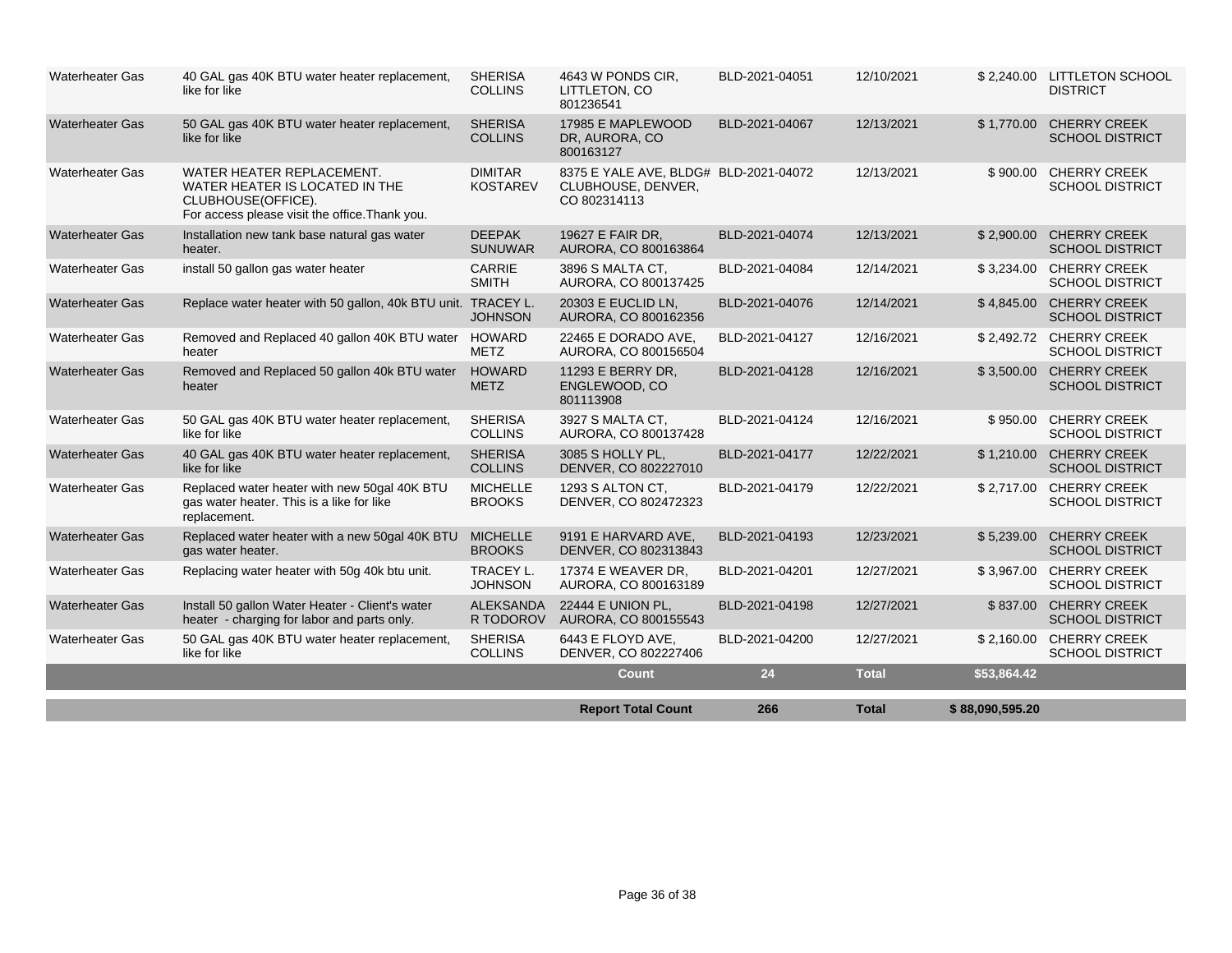| | | | | | | | |
|---|---|---|---|---|---|---|---|
| Waterheater Gas | 40 GAL gas 40K BTU water heater replacement, like for like | SHERISA COLLINS | 4643 W PONDS CIR, LITTLETON, CO 801236541 | BLD-2021-04051 | 12/10/2021 | $ 2,240.00 | LITTLETON SCHOOL DISTRICT |
| Waterheater Gas | 50 GAL gas 40K BTU water heater replacement, like for like | SHERISA COLLINS | 17985 E MAPLEWOOD DR, AURORA, CO 800163127 | BLD-2021-04067 | 12/13/2021 | $ 1,770.00 | CHERRY CREEK SCHOOL DISTRICT |
| Waterheater Gas | WATER HEATER REPLACEMENT. WATER HEATER IS LOCATED IN THE CLUBHOUSE(OFFICE). For access please visit the office.Thank you. | DIMITAR KOSTAREV | 8375 E YALE AVE, BLDG# CLUBHOUSE, DENVER, CO 802314113 | BLD-2021-04072 | 12/13/2021 | $ 900.00 | CHERRY CREEK SCHOOL DISTRICT |
| Waterheater Gas | Installation new tank base natural gas water heater. | DEEPAK SUNUWAR | 19627 E FAIR DR, AURORA, CO 800163864 | BLD-2021-04074 | 12/13/2021 | $ 2,900.00 | CHERRY CREEK SCHOOL DISTRICT |
| Waterheater Gas | install 50 gallon gas water heater | CARRIE SMITH | 3896 S MALTA CT, AURORA, CO 800137425 | BLD-2021-04084 | 12/14/2021 | $ 3,234.00 | CHERRY CREEK SCHOOL DISTRICT |
| Waterheater Gas | Replace water heater with 50 gallon, 40k BTU unit. | TRACEY L. JOHNSON | 20303 E EUCLID LN, AURORA, CO 800162356 | BLD-2021-04076 | 12/14/2021 | $ 4,845.00 | CHERRY CREEK SCHOOL DISTRICT |
| Waterheater Gas | Removed and Replaced 40 gallon 40K BTU water heater | HOWARD METZ | 22465 E DORADO AVE, AURORA, CO 800156504 | BLD-2021-04127 | 12/16/2021 | $ 2,492.72 | CHERRY CREEK SCHOOL DISTRICT |
| Waterheater Gas | Removed and Replaced 50 gallon 40k BTU water heater | HOWARD METZ | 11293 E BERRY DR, ENGLEWOOD, CO 801113908 | BLD-2021-04128 | 12/16/2021 | $ 3,500.00 | CHERRY CREEK SCHOOL DISTRICT |
| Waterheater Gas | 50 GAL gas 40K BTU water heater replacement, like for like | SHERISA COLLINS | 3927 S MALTA CT, AURORA, CO 800137428 | BLD-2021-04124 | 12/16/2021 | $ 950.00 | CHERRY CREEK SCHOOL DISTRICT |
| Waterheater Gas | 40 GAL gas 40K BTU water heater replacement, like for like | SHERISA COLLINS | 3085 S HOLLY PL, DENVER, CO 802227010 | BLD-2021-04177 | 12/22/2021 | $ 1,210.00 | CHERRY CREEK SCHOOL DISTRICT |
| Waterheater Gas | Replaced water heater with new 50gal 40K BTU gas water heater. This is a like for like replacement. | MICHELLE BROOKS | 1293 S ALTON CT, DENVER, CO 802472323 | BLD-2021-04179 | 12/22/2021 | $ 2,717.00 | CHERRY CREEK SCHOOL DISTRICT |
| Waterheater Gas | Replaced water heater with a new 50gal 40K BTU gas water heater. | MICHELLE BROOKS | 9191 E HARVARD AVE, DENVER, CO 802313843 | BLD-2021-04193 | 12/23/2021 | $ 5,239.00 | CHERRY CREEK SCHOOL DISTRICT |
| Waterheater Gas | Replacing water heater with 50g 40k btu unit. | TRACEY L. JOHNSON | 17374 E WEAVER DR, AURORA, CO 800163189 | BLD-2021-04201 | 12/27/2021 | $ 3,967.00 | CHERRY CREEK SCHOOL DISTRICT |
| Waterheater Gas | Install 50 gallon Water Heater - Client's water heater - charging for labor and parts only. | ALEKSANDAR TODOROV | 22444 E UNION PL, AURORA, CO 800155543 | BLD-2021-04198 | 12/27/2021 | $ 837.00 | CHERRY CREEK SCHOOL DISTRICT |
| Waterheater Gas | 50 GAL gas 40K BTU water heater replacement, like for like | SHERISA COLLINS | 6443 E FLOYD AVE, DENVER, CO 802227406 | BLD-2021-04200 | 12/27/2021 | $ 2,160.00 | CHERRY CREEK SCHOOL DISTRICT |
| | | | **Count** | **24** | **Total** | **$53,864.42** | |
| | | | **Report Total Count** | **266** | **Total** | **$ 88,090,595.20** | |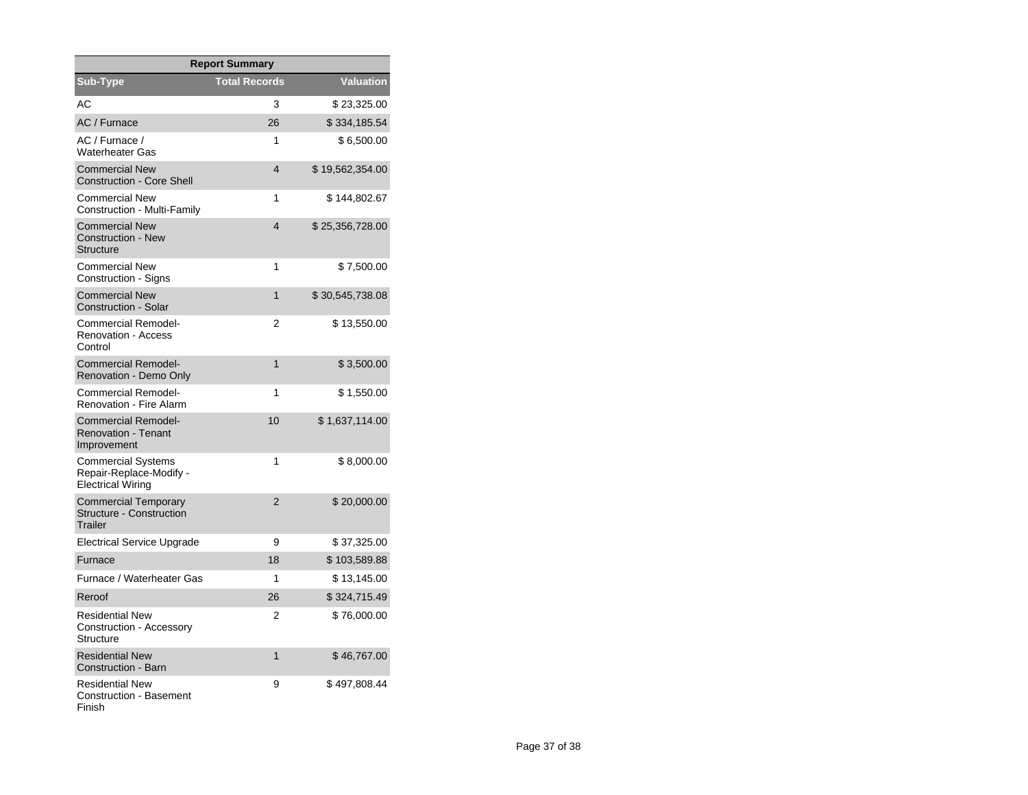| Report Summary | | |
|---|---|---|
| Sub-Type | Total Records | Valuation |
| AC | 3 | $ 23,325.00 |
| AC / Furnace | 26 | $ 334,185.54 |
| AC / Furnace / Waterheater Gas | 1 | $ 6,500.00 |
| Commercial New Construction - Core Shell | 4 | $ 19,562,354.00 |
| Commercial New Construction - Multi-Family | 1 | $ 144,802.67 |
| Commercial New Construction - New Structure | 4 | $ 25,356,728.00 |
| Commercial New Construction - Signs | 1 | $ 7,500.00 |
| Commercial New Construction - Solar | 1 | $ 30,545,738.08 |
| Commercial Remodel-Renovation - Access Control | 2 | $ 13,550.00 |
| Commercial Remodel-Renovation - Demo Only | 1 | $ 3,500.00 |
| Commercial Remodel-Renovation - Fire Alarm | 1 | $ 1,550.00 |
| Commercial Remodel-Renovation - Tenant Improvement | 10 | $ 1,637,114.00 |
| Commercial Systems Repair-Replace-Modify - Electrical Wiring | 1 | $ 8,000.00 |
| Commercial Temporary Structure - Construction Trailer | 2 | $ 20,000.00 |
| Electrical Service Upgrade | 9 | $ 37,325.00 |
| Furnace | 18 | $ 103,589.88 |
| Furnace / Waterheater Gas | 1 | $ 13,145.00 |
| Reroof | 26 | $ 324,715.49 |
| Residential New Construction - Accessory Structure | 2 | $ 76,000.00 |
| Residential New Construction - Barn | 1 | $ 46,767.00 |
| Residential New Construction - Basement Finish | 9 | $ 497,808.44 |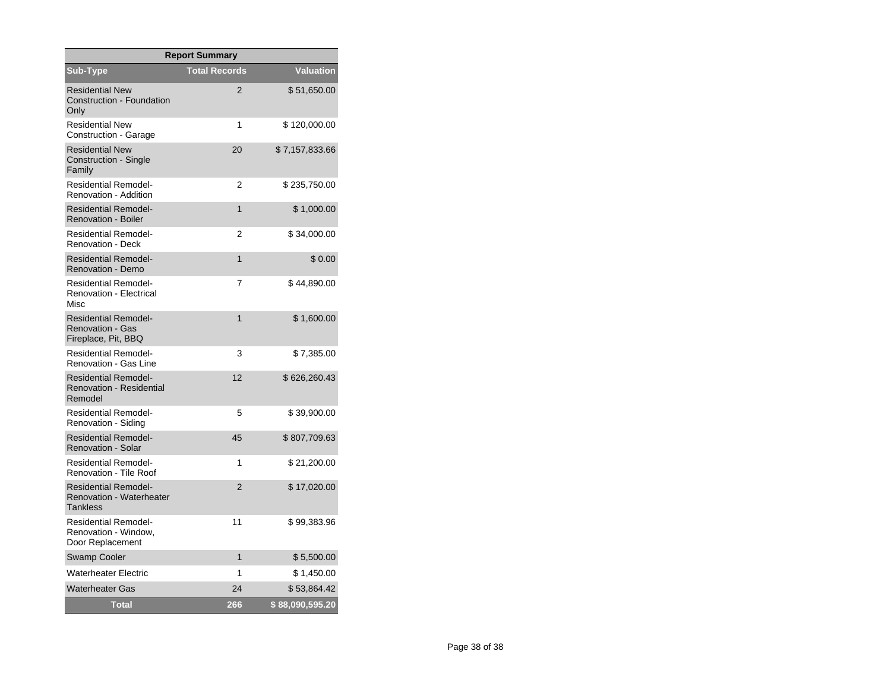| Report Summary | | |
|---|---|---|
| **Sub-Type** | **Total Records** | **Valuation** |
| Residential New Construction - Foundation Only | 2 | $ 51,650.00 |
| Residential New Construction - Garage | 1 | $ 120,000.00 |
| Residential New Construction - Single Family | 20 | $ 7,157,833.66 |
| Residential Remodel-Renovation - Addition | 2 | $ 235,750.00 |
| Residential Remodel-Renovation - Boiler | 1 | $ 1,000.00 |
| Residential Remodel-Renovation - Deck | 2 | $ 34,000.00 |
| Residential Remodel-Renovation - Demo | 1 | $ 0.00 |
| Residential Remodel-Renovation - Electrical Misc | 7 | $ 44,890.00 |
| Residential Remodel-Renovation - Gas Fireplace, Pit, BBQ | 1 | $ 1,600.00 |
| Residential Remodel-Renovation - Gas Line | 3 | $ 7,385.00 |
| Residential Remodel-Renovation - Residential Remodel | 12 | $ 626,260.43 |
| Residential Remodel-Renovation - Siding | 5 | $ 39,900.00 |
| Residential Remodel-Renovation - Solar | 45 | $ 807,709.63 |
| Residential Remodel-Renovation - Tile Roof | 1 | $ 21,200.00 |
| Residential Remodel-Renovation - Waterheater Tankless | 2 | $ 17,020.00 |
| Residential Remodel-Renovation - Window, Door Replacement | 11 | $ 99,383.96 |
| Swamp Cooler | 1 | $ 5,500.00 |
| Waterheater Electric | 1 | $ 1,450.00 |
| Waterheater Gas | 24 | $ 53,864.42 |
| **Total** | **266** | **$ 88,090,595.20** |